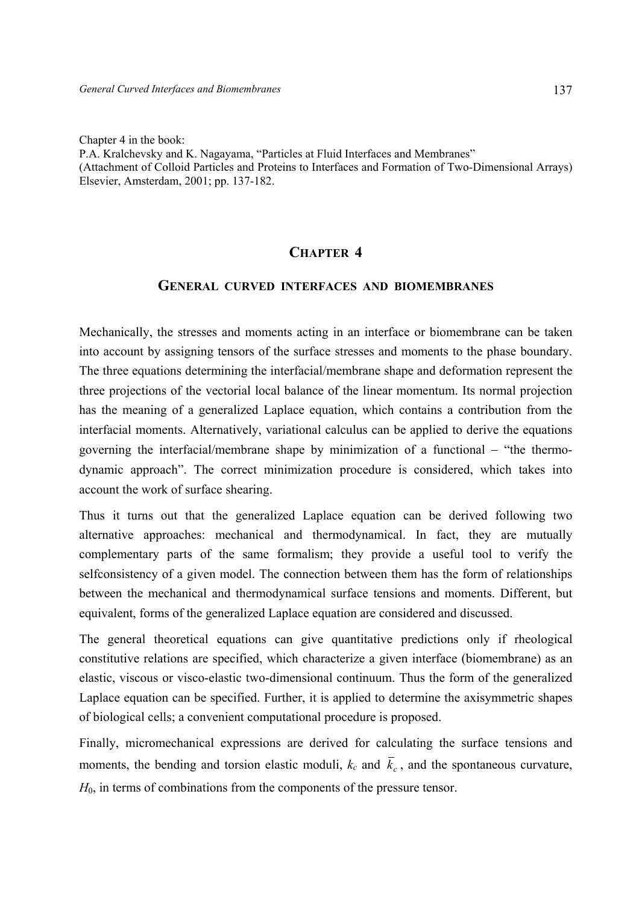Chapter 4 in the book:
P.A. Kralchevsky and K. Nagayama, "Particles at Fluid Interfaces and Membranes"
(Attachment of Colloid Particles and Proteins to Interfaces and Formation of Two-Dimensional Arrays)
Elsevier, Amsterdam, 2001; pp. 137-182.

# CHAPTER 4

## GENERAL CURVED INTERFACES AND BIOMEMBRANES

Mechanically, the stresses and moments acting in an interface or biomembrane can be taken into account by assigning tensors of the surface stresses and moments to the phase boundary. The three equations determining the interfacial/membrane shape and deformation represent the three projections of the vectorial local balance of the linear momentum. Its normal projection has the meaning of a generalized Laplace equation, which contains a contribution from the interfacial moments. Alternatively, variational calculus can be applied to derive the equations governing the interfacial/membrane shape by minimization of a functional – "the thermodynamic approach". The correct minimization procedure is considered, which takes into account the work of surface shearing.

Thus it turns out that the generalized Laplace equation can be derived following two alternative approaches: mechanical and thermodynamical. In fact, they are mutually complementary parts of the same formalism; they provide a useful tool to verify the selfconsistency of a given model. The connection between them has the form of relationships between the mechanical and thermodynamical surface tensions and moments. Different, but equivalent, forms of the generalized Laplace equation are considered and discussed.

The general theoretical equations can give quantitative predictions only if rheological constitutive relations are specified, which characterize a given interface (biomembrane) as an elastic, viscous or visco-elastic two-dimensional continuum. Thus the form of the generalized Laplace equation can be specified. Further, it is applied to determine the axisymmetric shapes of biological cells; a convenient computational procedure is proposed.

Finally, micromechanical expressions are derived for calculating the surface tensions and moments, the bending and torsion elastic moduli, $k_c$ and $\bar{k}_c$, and the spontaneous curvature, $H_0$, in terms of combinations from the components of the pressure tensor.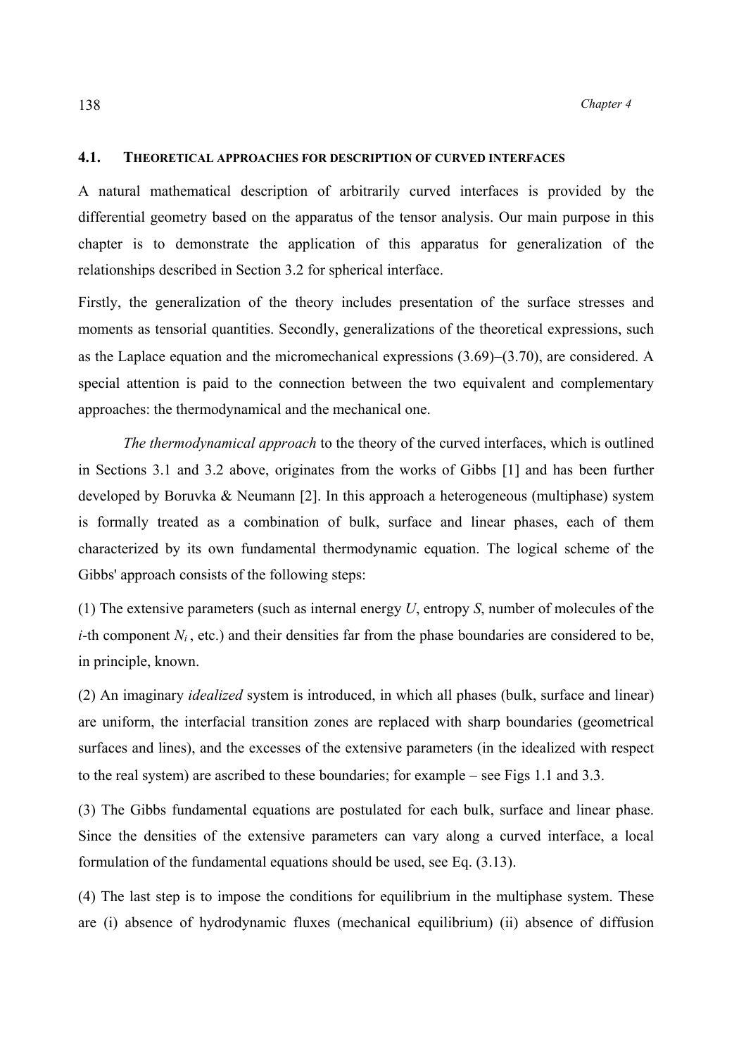## 4.1. THEORETICAL APPROACHES FOR DESCRIPTION OF CURVED INTERFACES

A natural mathematical description of arbitrarily curved interfaces is provided by the differential geometry based on the apparatus of the tensor analysis. Our main purpose in this chapter is to demonstrate the application of this apparatus for generalization of the relationships described in Section 3.2 for spherical interface.

Firstly, the generalization of the theory includes presentation of the surface stresses and moments as tensorial quantities. Secondly, generalizations of the theoretical expressions, such as the Laplace equation and the micromechanical expressions (3.69)–(3.70), are considered. A special attention is paid to the connection between the two equivalent and complementary approaches: the thermodynamical and the mechanical one.

*The thermodynamical approach* to the theory of the curved interfaces, which is outlined in Sections 3.1 and 3.2 above, originates from the works of Gibbs [1] and has been further developed by Boruvka & Neumann [2]. In this approach a heterogeneous (multiphase) system is formally treated as a combination of bulk, surface and linear phases, each of them characterized by its own fundamental thermodynamic equation. The logical scheme of the Gibbs' approach consists of the following steps:

(1) The extensive parameters (such as internal energy $U$, entropy $S$, number of molecules of the $i$-th component $N_i$ , etc.) and their densities far from the phase boundaries are considered to be, in principle, known.

(2) An imaginary *idealized* system is introduced, in which all phases (bulk, surface and linear) are uniform, the interfacial transition zones are replaced with sharp boundaries (geometrical surfaces and lines), and the excesses of the extensive parameters (in the idealized with respect to the real system) are ascribed to these boundaries; for example – see Figs 1.1 and 3.3.

(3) The Gibbs fundamental equations are postulated for each bulk, surface and linear phase. Since the densities of the extensive parameters can vary along a curved interface, a local formulation of the fundamental equations should be used, see Eq. (3.13).

(4) The last step is to impose the conditions for equilibrium in the multiphase system. These are (i) absence of hydrodynamic fluxes (mechanical equilibrium) (ii) absence of diffusion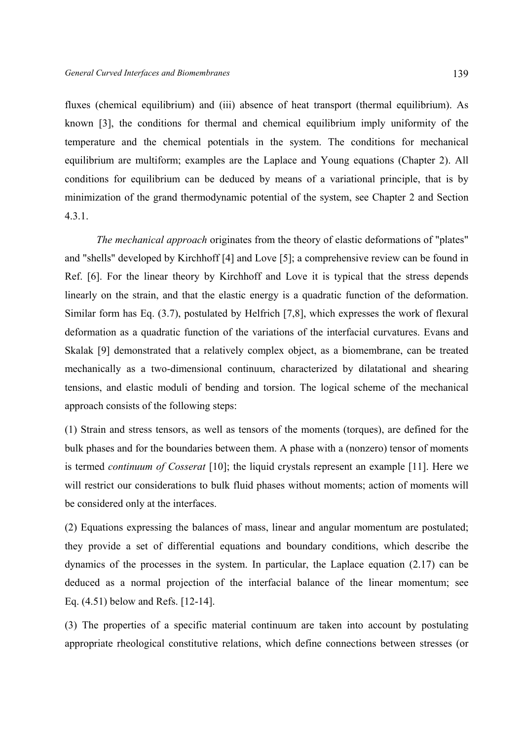fluxes (chemical equilibrium) and (iii) absence of heat transport (thermal equilibrium). As known [3], the conditions for thermal and chemical equilibrium imply uniformity of the temperature and the chemical potentials in the system. The conditions for mechanical equilibrium are multiform; examples are the Laplace and Young equations (Chapter 2). All conditions for equilibrium can be deduced by means of a variational principle, that is by minimization of the grand thermodynamic potential of the system, see Chapter 2 and Section 4.3.1.

*The mechanical approach* originates from the theory of elastic deformations of "plates" and "shells" developed by Kirchhoff [4] and Love [5]; a comprehensive review can be found in Ref. [6]. For the linear theory by Kirchhoff and Love it is typical that the stress depends linearly on the strain, and that the elastic energy is a quadratic function of the deformation. Similar form has Eq. (3.7), postulated by Helfrich [7,8], which expresses the work of flexural deformation as a quadratic function of the variations of the interfacial curvatures. Evans and Skalak [9] demonstrated that a relatively complex object, as a biomembrane, can be treated mechanically as a two-dimensional continuum, characterized by dilatational and shearing tensions, and elastic moduli of bending and torsion. The logical scheme of the mechanical approach consists of the following steps:

(1) Strain and stress tensors, as well as tensors of the moments (torques), are defined for the bulk phases and for the boundaries between them. A phase with a (nonzero) tensor of moments is termed *continuum of Cosserat* [10]; the liquid crystals represent an example [11]. Here we will restrict our considerations to bulk fluid phases without moments; action of moments will be considered only at the interfaces.

(2) Equations expressing the balances of mass, linear and angular momentum are postulated; they provide a set of differential equations and boundary conditions, which describe the dynamics of the processes in the system. In particular, the Laplace equation (2.17) can be deduced as a normal projection of the interfacial balance of the linear momentum; see Eq. (4.51) below and Refs. [12-14].

(3) The properties of a specific material continuum are taken into account by postulating appropriate rheological constitutive relations, which define connections between stresses (or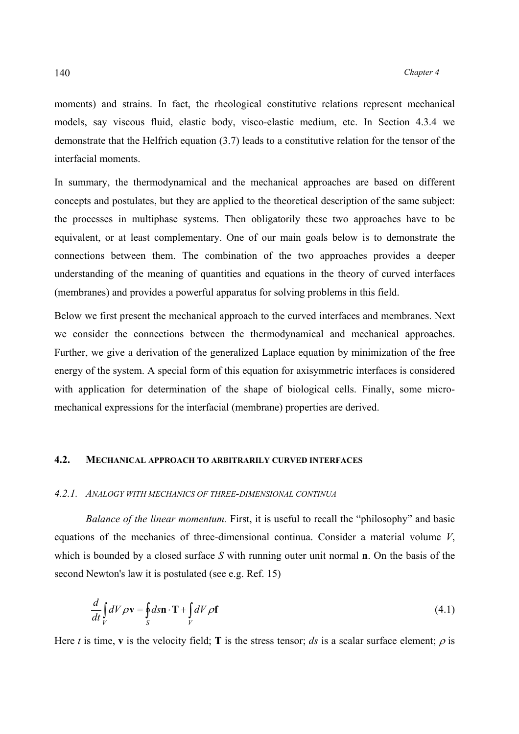moments) and strains. In fact, the rheological constitutive relations represent mechanical models, say viscous fluid, elastic body, visco-elastic medium, etc. In Section 4.3.4 we demonstrate that the Helfrich equation (3.7) leads to a constitutive relation for the tensor of the interfacial moments.

In summary, the thermodynamical and the mechanical approaches are based on different concepts and postulates, but they are applied to the theoretical description of the same subject: the processes in multiphase systems. Then obligatorily these two approaches have to be equivalent, or at least complementary. One of our main goals below is to demonstrate the connections between them. The combination of the two approaches provides a deeper understanding of the meaning of quantities and equations in the theory of curved interfaces (membranes) and provides a powerful apparatus for solving problems in this field.

Below we first present the mechanical approach to the curved interfaces and membranes. Next we consider the connections between the thermodynamical and mechanical approaches. Further, we give a derivation of the generalized Laplace equation by minimization of the free energy of the system. A special form of this equation for axisymmetric interfaces is considered with application for determination of the shape of biological cells. Finally, some micro-mechanical expressions for the interfacial (membrane) properties are derived.

## 4.2. MECHANICAL APPROACH TO ARBITRARILY CURVED INTERFACES

### *4.2.1. ANALOGY WITH MECHANICS OF THREE-DIMENSIONAL CONTINUA*

*Balance of the linear momentum.* First, it is useful to recall the "philosophy" and basic equations of the mechanics of three-dimensional continua. Consider a material volume $V$, which is bounded by a closed surface $S$ with running outer unit normal $\mathbf{n}$. On the basis of the second Newton's law it is postulated (see e.g. Ref. 15)

$$\frac{d}{dt}\int_V dV\,\rho\mathbf{v} = \oint_S ds\,\mathbf{n}\cdot\mathbf{T} + \int_V dV\,\rho\mathbf{f} \tag{4.1}$$

Here $t$ is time, $\mathbf{v}$ is the velocity field; $\mathbf{T}$ is the stress tensor; $ds$ is a scalar surface element; $\rho$ is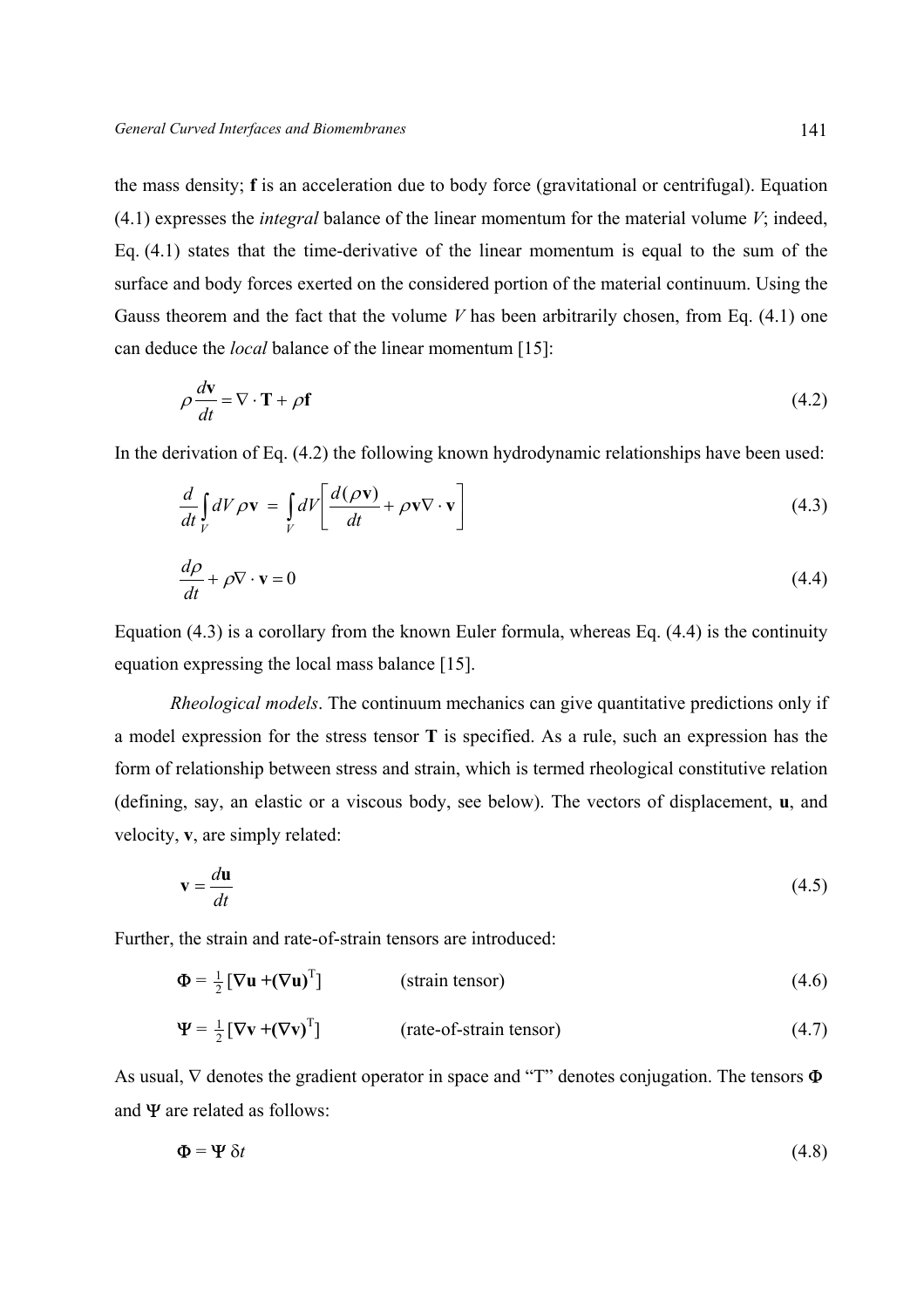the mass density; **f** is an acceleration due to body force (gravitational or centrifugal). Equation (4.1) expresses the *integral* balance of the linear momentum for the material volume $V$; indeed, Eq. (4.1) states that the time-derivative of the linear momentum is equal to the sum of the surface and body forces exerted on the considered portion of the material continuum. Using the Gauss theorem and the fact that the volume $V$ has been arbitrarily chosen, from Eq. (4.1) one can deduce the *local* balance of the linear momentum [15]:

$$\rho \frac{d\mathbf{v}}{dt} = \nabla \cdot \mathbf{T} + \rho \mathbf{f} \tag{4.2}$$

In the derivation of Eq. (4.2) the following known hydrodynamic relationships have been used:

$$\frac{d}{dt}\int_V dV \, \rho \mathbf{v} \; = \; \int_V dV \left[ \frac{d(\rho \mathbf{v})}{dt} + \rho \mathbf{v} \nabla \cdot \mathbf{v} \right] \tag{4.3}$$

$$\frac{d\rho}{dt} + \rho \nabla \cdot \mathbf{v} = 0 \tag{4.4}$$

Equation (4.3) is a corollary from the known Euler formula, whereas Eq. (4.4) is the continuity equation expressing the local mass balance [15].

*Rheological models*. The continuum mechanics can give quantitative predictions only if a model expression for the stress tensor **T** is specified. As a rule, such an expression has the form of relationship between stress and strain, which is termed rheological constitutive relation (defining, say, an elastic or a viscous body, see below). The vectors of displacement, **u**, and velocity, **v**, are simply related:

$$\mathbf{v} = \frac{d\mathbf{u}}{dt} \tag{4.5}$$

Further, the strain and rate-of-strain tensors are introduced:

$$\mathbf{\Phi} = \tfrac{1}{2}\,[\nabla \mathbf{u} + (\nabla \mathbf{u})^{\mathrm{T}}] \qquad \text{(strain tensor)} \tag{4.6}$$

$$\mathbf{\Psi} = \tfrac{1}{2}\,[\nabla \mathbf{v} + (\nabla \mathbf{v})^{\mathrm{T}}] \qquad \text{(rate-of-strain tensor)} \tag{4.7}$$

As usual, $\nabla$ denotes the gradient operator in space and "T" denotes conjugation. The tensors $\mathbf{\Phi}$ and $\mathbf{\Psi}$ are related as follows:

$$\mathbf{\Phi} = \mathbf{\Psi}\, \delta t \tag{4.8}$$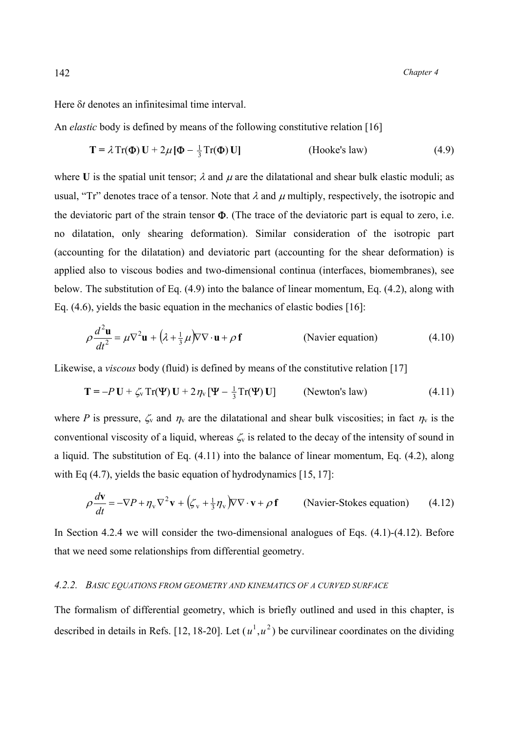Here δ$t$ denotes an infinitesimal time interval.

An *elastic* body is defined by means of the following constitutive relation [16]

$$\mathbf{T} = \lambda\,\mathrm{Tr}(\Phi)\,\mathbf{U} + 2\mu\,[\Phi - \tfrac{1}{3}\mathrm{Tr}(\Phi)\,\mathbf{U}] \qquad \text{(Hooke's law)} \qquad (4.9)$$

where $\mathbf{U}$ is the spatial unit tensor; $\lambda$ and $\mu$ are the dilatational and shear bulk elastic moduli; as usual, "Tr" denotes trace of a tensor. Note that $\lambda$ and $\mu$ multiply, respectively, the isotropic and the deviatoric part of the strain tensor $\Phi$. (The trace of the deviatoric part is equal to zero, i.e. no dilatation, only shearing deformation). Similar consideration of the isotropic part (accounting for the dilatation) and deviatoric part (accounting for the shear deformation) is applied also to viscous bodies and two-dimensional continua (interfaces, biomembranes), see below. The substitution of Eq. (4.9) into the balance of linear momentum, Eq. (4.2), along with Eq. (4.6), yields the basic equation in the mechanics of elastic bodies [16]:

$$\rho\frac{d^2\mathbf{u}}{dt^2} = \mu\nabla^2\mathbf{u} + \left(\lambda + \tfrac{1}{3}\mu\right)\nabla\nabla\cdot\mathbf{u} + \rho\,\mathbf{f} \qquad \text{(Navier equation)} \qquad (4.10)$$

Likewise, a *viscous* body (fluid) is defined by means of the constitutive relation [17]

$$\mathbf{T} = -P\,\mathbf{U} + \zeta_{\mathrm{v}}\,\mathrm{Tr}(\Psi)\,\mathbf{U} + 2\eta_{\mathrm{v}}\,[\Psi - \tfrac{1}{3}\mathrm{Tr}(\Psi)\,\mathbf{U}] \qquad \text{(Newton's law)} \qquad (4.11)$$

where $P$ is pressure, $\zeta_{\mathrm{v}}$ and $\eta_{\mathrm{v}}$ are the dilatational and shear bulk viscosities; in fact $\eta_{\mathrm{v}}$ is the conventional viscosity of a liquid, whereas $\zeta_{\mathrm{v}}$ is related to the decay of the intensity of sound in a liquid. The substitution of Eq. (4.11) into the balance of linear momentum, Eq. (4.2), along with Eq (4.7), yields the basic equation of hydrodynamics [15, 17]:

$$\rho\frac{d\mathbf{v}}{dt} = -\nabla P + \eta_{\mathrm{v}}\nabla^2\mathbf{v} + \left(\zeta_{\mathrm{v}} + \tfrac{1}{3}\eta_{\mathrm{v}}\right)\nabla\nabla\cdot\mathbf{v} + \rho\,\mathbf{f} \qquad \text{(Navier-Stokes equation)} \qquad (4.12)$$

In Section 4.2.4 we will consider the two-dimensional analogues of Eqs. (4.1)-(4.12). Before that we need some relationships from differential geometry.

### 4.2.2. *Basic equations from geometry and kinematics of a curved surface*

The formalism of differential geometry, which is briefly outlined and used in this chapter, is described in details in Refs. [12, 18-20]. Let $(u^1, u^2)$ be curvilinear coordinates on the dividing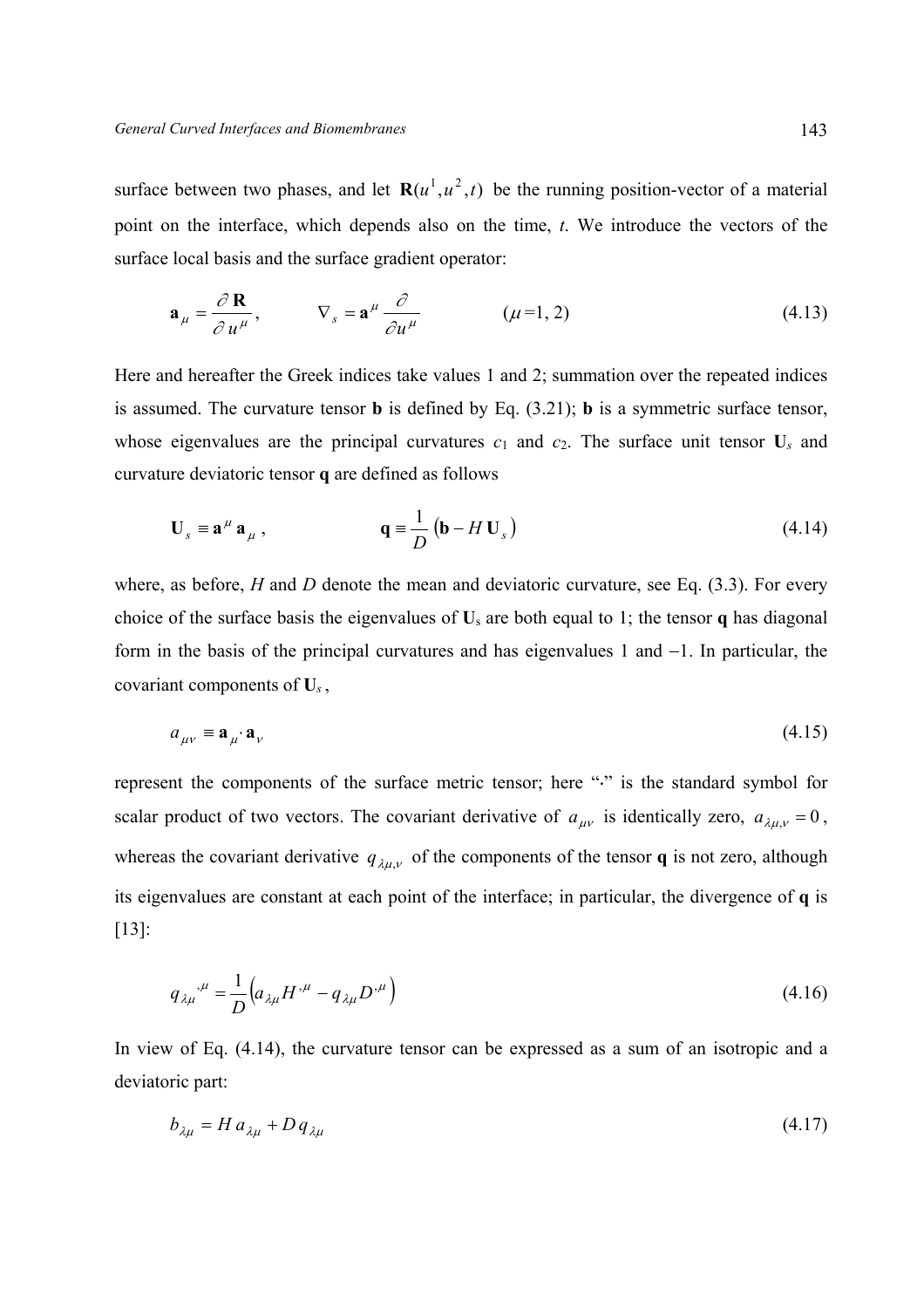surface between two phases, and let $\mathbf{R}(u^1, u^2, t)$ be the running position-vector of a material point on the interface, which depends also on the time, $t$. We introduce the vectors of the surface local basis and the surface gradient operator:

$$\mathbf{a}_\mu = \frac{\partial \mathbf{R}}{\partial u^\mu}, \qquad \nabla_s = \mathbf{a}^\mu \frac{\partial}{\partial u^\mu} \qquad (\mu = 1, 2) \tag{4.13}$$

Here and hereafter the Greek indices take values 1 and 2; summation over the repeated indices is assumed. The curvature tensor $\mathbf{b}$ is defined by Eq. (3.21); $\mathbf{b}$ is a symmetric surface tensor, whose eigenvalues are the principal curvatures $c_1$ and $c_2$. The surface unit tensor $\mathbf{U}_s$ and curvature deviatoric tensor $\mathbf{q}$ are defined as follows

$$\mathbf{U}_s \equiv \mathbf{a}^\mu \mathbf{a}_\mu, \qquad \mathbf{q} \equiv \frac{1}{D}\left(\mathbf{b} - H\,\mathbf{U}_s\right) \tag{4.14}$$

where, as before, $H$ and $D$ denote the mean and deviatoric curvature, see Eq. (3.3). For every choice of the surface basis the eigenvalues of $\mathbf{U}_s$ are both equal to 1; the tensor $\mathbf{q}$ has diagonal form in the basis of the principal curvatures and has eigenvalues 1 and $-1$. In particular, the covariant components of $\mathbf{U}_s$,

$$a_{\mu\nu} \equiv \mathbf{a}_\mu \cdot \mathbf{a}_\nu \tag{4.15}$$

represent the components of the surface metric tensor; here "$\cdot$" is the standard symbol for scalar product of two vectors. The covariant derivative of $a_{\mu\nu}$ is identically zero, $a_{\lambda\mu,\nu} = 0$, whereas the covariant derivative $q_{\lambda\mu,\nu}$ of the components of the tensor $\mathbf{q}$ is not zero, although its eigenvalues are constant at each point of the interface; in particular, the divergence of $\mathbf{q}$ is [13]:

$$q_{\lambda\mu}{}^{,\mu} = \frac{1}{D}\left(a_{\lambda\mu} H^{,\mu} - q_{\lambda\mu} D^{,\mu}\right) \tag{4.16}$$

In view of Eq. (4.14), the curvature tensor can be expressed as a sum of an isotropic and a deviatoric part:

$$b_{\lambda\mu} = H\,a_{\lambda\mu} + D\,q_{\lambda\mu} \tag{4.17}$$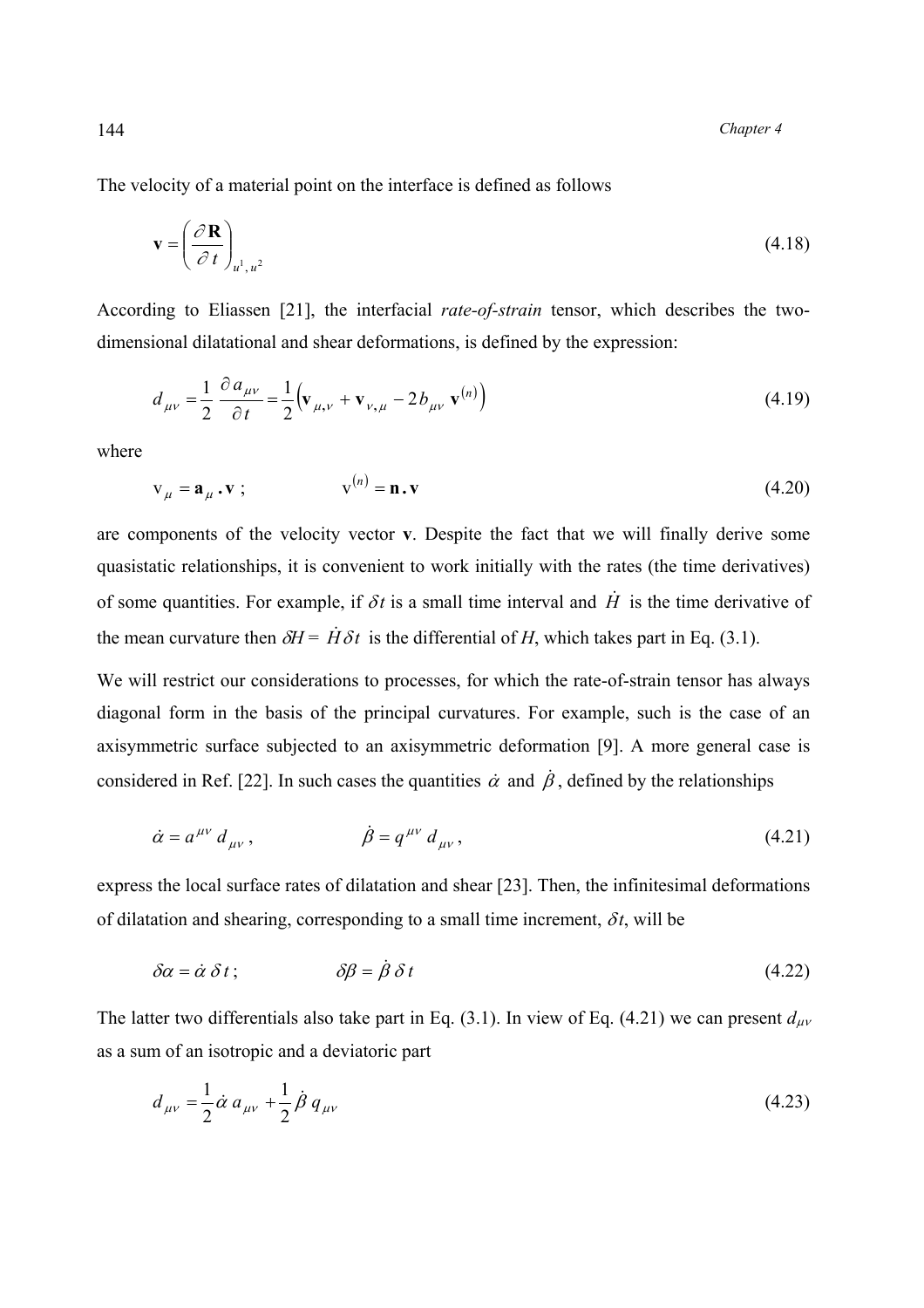The velocity of a material point on the interface is defined as follows

$$\mathbf{v} = \left( \frac{\partial \mathbf{R}}{\partial t} \right)_{u^1, u^2} \tag{4.18}$$

According to Eliassen [21], the interfacial *rate-of-strain* tensor, which describes the two-dimensional dilatational and shear deformations, is defined by the expression:

$$d_{\mu\nu} = \frac{1}{2} \frac{\partial a_{\mu\nu}}{\partial t} = \frac{1}{2} \left( \mathbf{v}_{\mu,\nu} + \mathbf{v}_{\nu,\mu} - 2 b_{\mu\nu} \, \mathbf{v}^{(n)} \right) \tag{4.19}$$

where

$$\mathrm{v}_{\mu} = \mathbf{a}_{\mu} \, . \, \mathbf{v} \; ; \qquad \mathrm{v}^{(n)} = \mathbf{n} \, . \, \mathbf{v} \tag{4.20}$$

are components of the velocity vector **v**. Despite the fact that we will finally derive some quasistatic relationships, it is convenient to work initially with the rates (the time derivatives) of some quantities. For example, if $\delta t$ is a small time interval and $\dot{H}$ is the time derivative of the mean curvature then $\delta H = \dot{H} \delta t$ is the differential of $H$, which takes part in Eq. (3.1).

We will restrict our considerations to processes, for which the rate-of-strain tensor has always diagonal form in the basis of the principal curvatures. For example, such is the case of an axisymmetric surface subjected to an axisymmetric deformation [9]. A more general case is considered in Ref. [22]. In such cases the quantities $\dot{\alpha}$ and $\dot{\beta}$, defined by the relationships

$$\dot{\alpha} = a^{\mu\nu} d_{\mu\nu} \, , \qquad \dot{\beta} = q^{\mu\nu} d_{\mu\nu} \, , \tag{4.21}$$

express the local surface rates of dilatation and shear [23]. Then, the infinitesimal deformations of dilatation and shearing, corresponding to a small time increment, $\delta t$, will be

$$\delta\alpha = \dot{\alpha} \, \delta t \; ; \qquad \delta\beta = \dot{\beta} \, \delta t \tag{4.22}$$

The latter two differentials also take part in Eq. (3.1). In view of Eq. (4.21) we can present $d_{\mu\nu}$ as a sum of an isotropic and a deviatoric part

$$d_{\mu\nu} = \frac{1}{2} \dot{\alpha} \, a_{\mu\nu} + \frac{1}{2} \dot{\beta} \, q_{\mu\nu} \tag{4.23}$$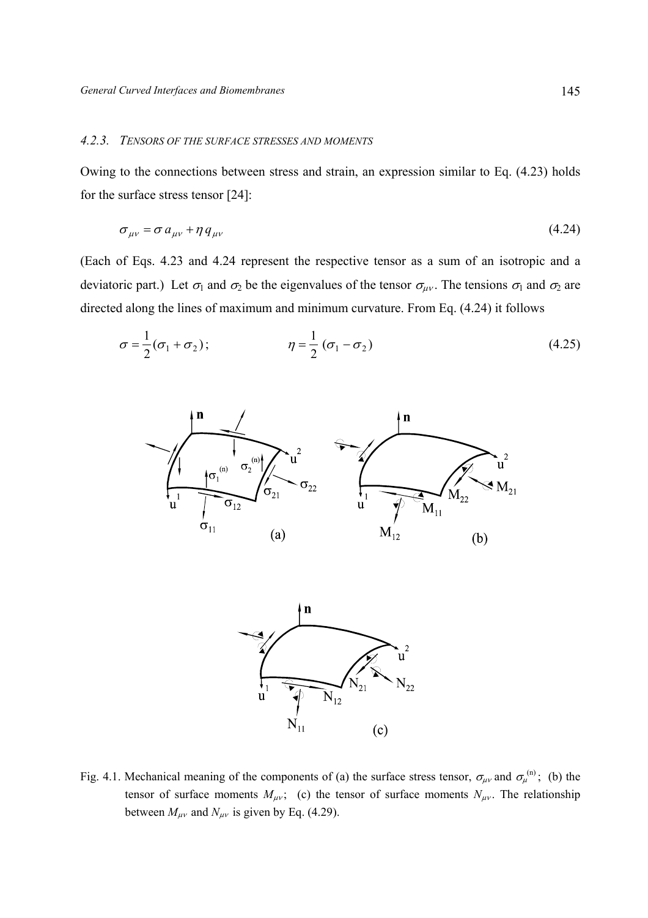### 4.2.3. Tensors of the Surface Stresses and Moments

Owing to the connections between stress and strain, an expression similar to Eq. (4.23) holds for the surface stress tensor [24]:

$$\sigma_{\mu\nu} = \sigma\, a_{\mu\nu} + \eta\, q_{\mu\nu} \tag{4.24}$$

(Each of Eqs. 4.23 and 4.24 represent the respective tensor as a sum of an isotropic and a deviatoric part.) Let $\sigma_1$ and $\sigma_2$ be the eigenvalues of the tensor $\sigma_{\mu\nu}$. The tensions $\sigma_1$ and $\sigma_2$ are directed along the lines of maximum and minimum curvature. From Eq. (4.24) it follows

$$\sigma = \frac{1}{2}(\sigma_1 + \sigma_2)\,; \qquad\qquad \eta = \frac{1}{2}\,(\sigma_1 - \sigma_2) \tag{4.25}$$

Fig. 4.1. Mechanical meaning of the components of (a) the surface stress tensor, $\sigma_{\mu\nu}$ and $\sigma_{\mu}^{(n)}$; (b) the tensor of surface moments $M_{\mu\nu}$; (c) the tensor of surface moments $N_{\mu\nu}$. The relationship between $M_{\mu\nu}$ and $N_{\mu\nu}$ is given by Eq. (4.29).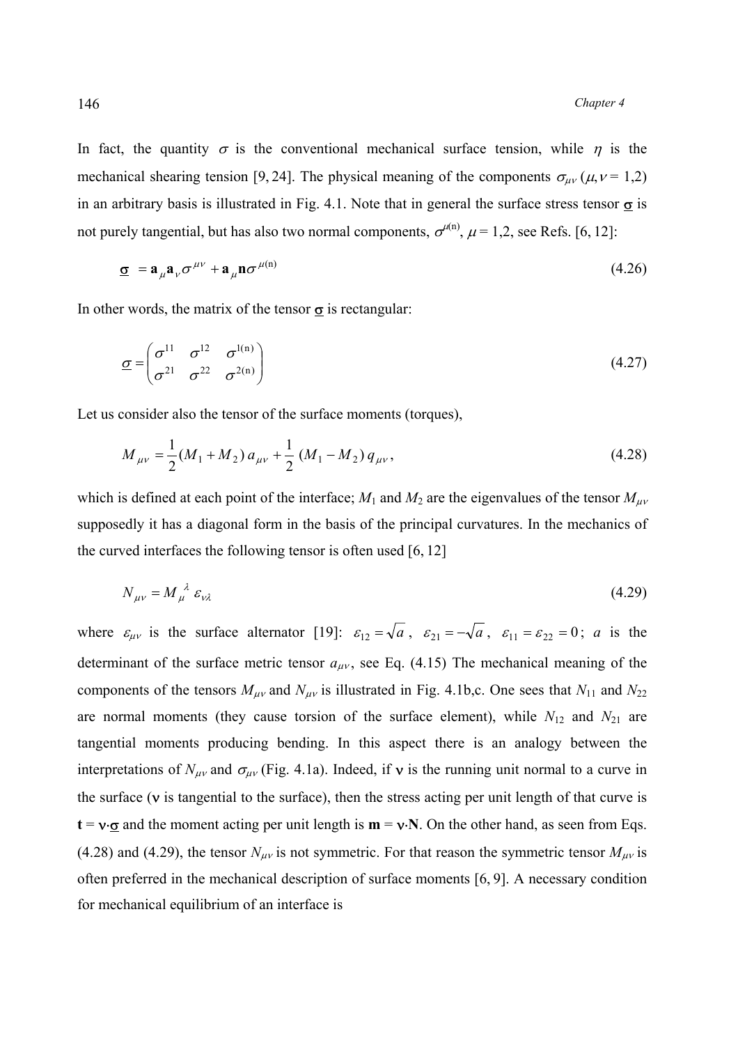In fact, the quantity $\sigma$ is the conventional mechanical surface tension, while $\eta$ is the mechanical shearing tension [9, 24]. The physical meaning of the components $\sigma_{\mu\nu}$ ($\mu,\nu = 1,2$) in an arbitrary basis is illustrated in Fig. 4.1. Note that in general the surface stress tensor $\underline{\boldsymbol{\sigma}}$ is not purely tangential, but has also two normal components, $\sigma^{\mu(\mathrm{n})}$, $\mu = 1,2$, see Refs. [6, 12]:

$$\underline{\boldsymbol{\sigma}} = \mathbf{a}_{\mu}\mathbf{a}_{\nu}\sigma^{\mu\nu} + \mathbf{a}_{\mu}\mathbf{n}\sigma^{\mu(\mathrm{n})} \tag{4.26}$$

In other words, the matrix of the tensor $\underline{\boldsymbol{\sigma}}$ is rectangular:

$$\underline{\sigma} = \begin{pmatrix} \sigma^{11} & \sigma^{12} & \sigma^{1(\mathrm{n})} \\ \sigma^{21} & \sigma^{22} & \sigma^{2(\mathrm{n})} \end{pmatrix} \tag{4.27}$$

Let us consider also the tensor of the surface moments (torques),

$$M_{\mu\nu} = \frac{1}{2}(M_1 + M_2)\, a_{\mu\nu} + \frac{1}{2}\,(M_1 - M_2)\, q_{\mu\nu}\,, \tag{4.28}$$

which is defined at each point of the interface; $M_1$ and $M_2$ are the eigenvalues of the tensor $M_{\mu\nu}$ supposedly it has a diagonal form in the basis of the principal curvatures. In the mechanics of the curved interfaces the following tensor is often used [6, 12]

$$N_{\mu\nu} = M_{\mu}^{\ \lambda}\,\varepsilon_{\nu\lambda} \tag{4.29}$$

where $\varepsilon_{\mu\nu}$ is the surface alternator [19]: $\varepsilon_{12} = \sqrt{a}$, $\varepsilon_{21} = -\sqrt{a}$, $\varepsilon_{11} = \varepsilon_{22} = 0$; $a$ is the determinant of the surface metric tensor $a_{\mu\nu}$, see Eq. (4.15) The mechanical meaning of the components of the tensors $M_{\mu\nu}$ and $N_{\mu\nu}$ is illustrated in Fig. 4.1b,c. One sees that $N_{11}$ and $N_{22}$ are normal moments (they cause torsion of the surface element), while $N_{12}$ and $N_{21}$ are tangential moments producing bending. In this aspect there is an analogy between the interpretations of $N_{\mu\nu}$ and $\sigma_{\mu\nu}$ (Fig. 4.1a). Indeed, if $\boldsymbol{\nu}$ is the running unit normal to a curve in the surface ($\boldsymbol{\nu}$ is tangential to the surface), then the stress acting per unit length of that curve is $\mathbf{t} = \boldsymbol{\nu}\cdot\underline{\boldsymbol{\sigma}}$ and the moment acting per unit length is $\mathbf{m} = \boldsymbol{\nu}\cdot\mathbf{N}$. On the other hand, as seen from Eqs. (4.28) and (4.29), the tensor $N_{\mu\nu}$ is not symmetric. For that reason the symmetric tensor $M_{\mu\nu}$ is often preferred in the mechanical description of surface moments [6, 9]. A necessary condition for mechanical equilibrium of an interface is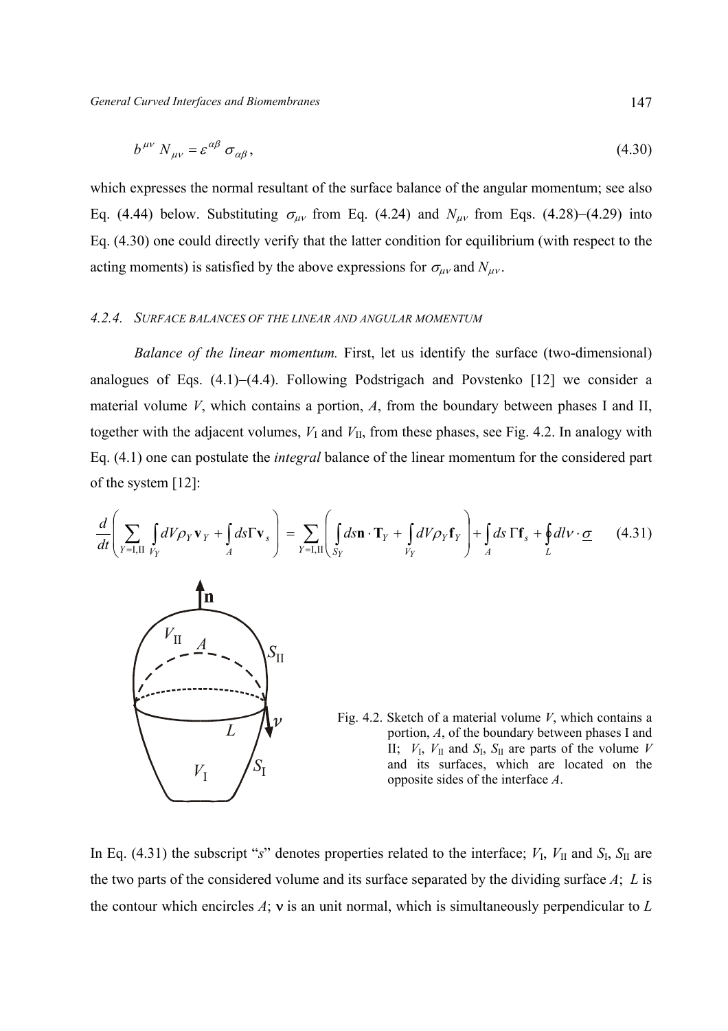$$b^{\mu\nu}\, N_{\mu\nu} = \varepsilon^{\alpha\beta}\, \sigma_{\alpha\beta}\,, \tag{4.30}$$

which expresses the normal resultant of the surface balance of the angular momentum; see also Eq. (4.44) below. Substituting $\sigma_{\mu\nu}$ from Eq. (4.24) and $N_{\mu\nu}$ from Eqs. (4.28)–(4.29) into Eq. (4.30) one could directly verify that the latter condition for equilibrium (with respect to the acting moments) is satisfied by the above expressions for $\sigma_{\mu\nu}$ and $N_{\mu\nu}$.

### 4.2.4. Surface balances of the linear and angular momentum

*Balance of the linear momentum.* First, let us identify the surface (two-dimensional) analogues of Eqs. (4.1)–(4.4). Following Podstrigach and Povstenko [12] we consider a material volume $V$, which contains a portion, $A$, from the boundary between phases I and II, together with the adjacent volumes, $V_{\mathrm{I}}$ and $V_{\mathrm{II}}$, from these phases, see Fig. 4.2. In analogy with Eq. (4.1) one can postulate the *integral* balance of the linear momentum for the considered part of the system [12]:

$$\frac{d}{dt}\left( \sum_{Y=\mathrm{I,II}} \int_{V_Y} dV \rho_Y \mathbf{v}_Y + \int_A ds \Gamma \mathbf{v}_s \right) = \sum_{Y=\mathrm{I,II}} \left( \int_{S_Y} ds \mathbf{n} \cdot \mathbf{T}_Y + \int_{V_Y} dV \rho_Y \mathbf{f}_Y \right) + \int_A ds\, \Gamma \mathbf{f}_s + \oint_L dl \nu \cdot \underline{\sigma} \tag{4.31}$$

Fig. 4.2. Sketch of a material volume $V$, which contains a portion, $A$, of the boundary between phases I and II; $V_{\mathrm{I}}$, $V_{\mathrm{II}}$ and $S_{\mathrm{I}}$, $S_{\mathrm{II}}$ are parts of the volume $V$ and its surfaces, which are located on the opposite sides of the interface $A$.

In Eq. (4.31) the subscript "$s$" denotes properties related to the interface; $V_{\mathrm{I}}$, $V_{\mathrm{II}}$ and $S_{\mathrm{I}}$, $S_{\mathrm{II}}$ are the two parts of the considered volume and its surface separated by the dividing surface $A$; $L$ is the contour which encircles $A$; $\mathbf{\nu}$ is an unit normal, which is simultaneously perpendicular to $L$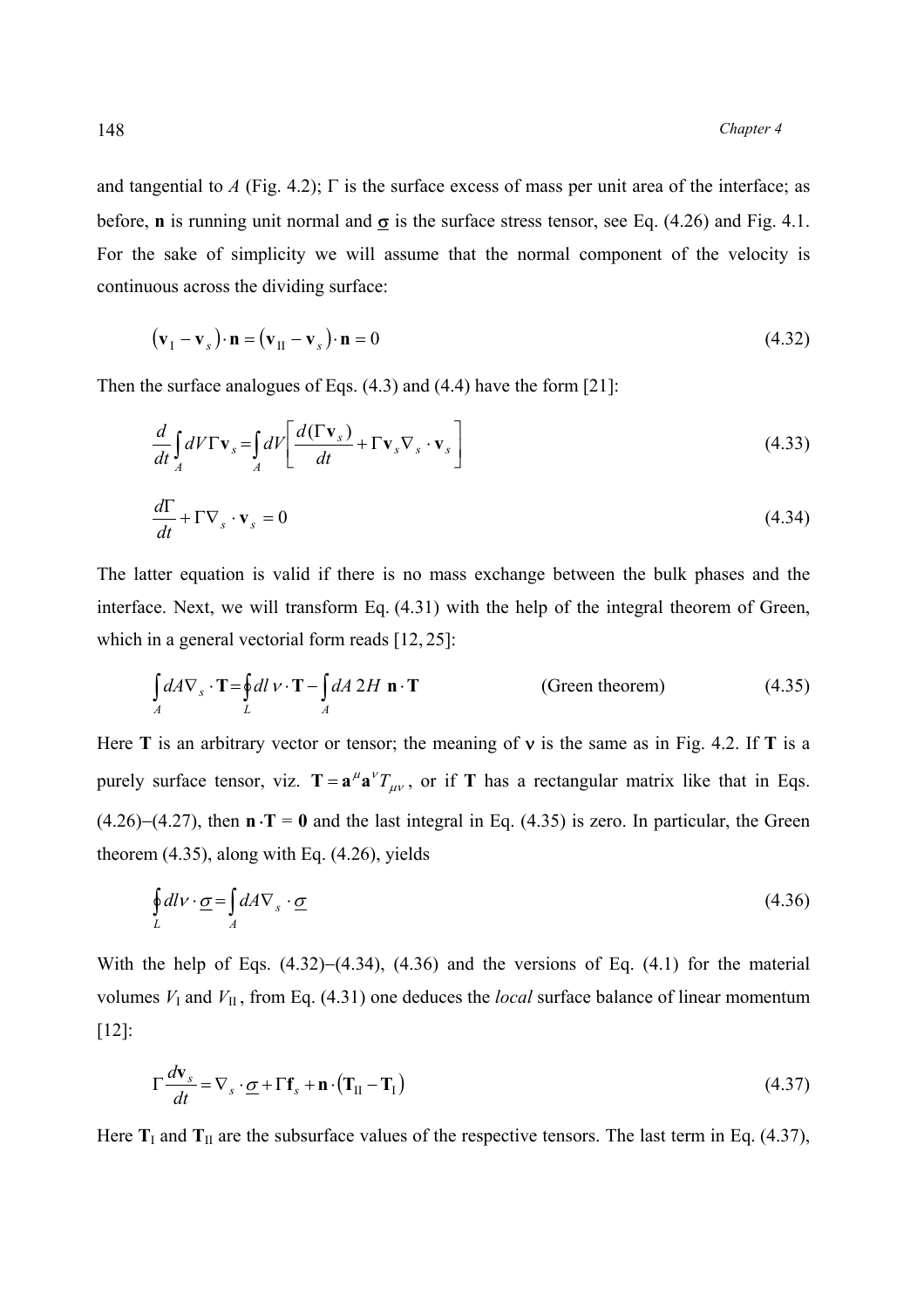and tangential to $A$ (Fig. 4.2); $\Gamma$ is the surface excess of mass per unit area of the interface; as before, $\mathbf{n}$ is running unit normal and $\underline{\sigma}$ is the surface stress tensor, see Eq. (4.26) and Fig. 4.1. For the sake of simplicity we will assume that the normal component of the velocity is continuous across the dividing surface:

$$\left(\mathbf{v}_{\mathrm{I}} - \mathbf{v}_s\right)\cdot\mathbf{n} = \left(\mathbf{v}_{\mathrm{II}} - \mathbf{v}_s\right)\cdot\mathbf{n} = 0 \tag{4.32}$$

Then the surface analogues of Eqs. (4.3) and (4.4) have the form [21]:

$$\frac{d}{dt}\int_A dV\,\Gamma\mathbf{v}_s = \int_A dV\left[\frac{d(\Gamma\mathbf{v}_s)}{dt} + \Gamma\mathbf{v}_s\nabla_s\cdot\mathbf{v}_s\right] \tag{4.33}$$

$$\frac{d\Gamma}{dt} + \Gamma\nabla_s\cdot\mathbf{v}_s = 0 \tag{4.34}$$

The latter equation is valid if there is no mass exchange between the bulk phases and the interface. Next, we will transform Eq. (4.31) with the help of the integral theorem of Green, which in a general vectorial form reads [12, 25]:

$$\int_A dA\nabla_s\cdot\mathbf{T} = \oint_L dl\,\nu\cdot\mathbf{T} - \int_A dA\,2H\;\mathbf{n}\cdot\mathbf{T} \qquad \text{(Green theorem)} \tag{4.35}$$

Here $\mathbf{T}$ is an arbitrary vector or tensor; the meaning of $\nu$ is the same as in Fig. 4.2. If $\mathbf{T}$ is a purely surface tensor, viz. $\mathbf{T} = \mathbf{a}^{\mu}\mathbf{a}^{\nu}T_{\mu\nu}$, or if $\mathbf{T}$ has a rectangular matrix like that in Eqs. (4.26)–(4.27), then $\mathbf{n}\cdot\mathbf{T} = \mathbf{0}$ and the last integral in Eq. (4.35) is zero. In particular, the Green theorem (4.35), along with Eq. (4.26), yields

$$\oint_L dl\nu\cdot\underline{\sigma} = \int_A dA\nabla_s\cdot\underline{\sigma} \tag{4.36}$$

With the help of Eqs. (4.32)–(4.34), (4.36) and the versions of Eq. (4.1) for the material volumes $V_{\mathrm{I}}$ and $V_{\mathrm{II}}$, from Eq. (4.31) one deduces the *local* surface balance of linear momentum [12]:

$$\Gamma\frac{d\mathbf{v}_s}{dt} = \nabla_s\cdot\underline{\sigma} + \Gamma\mathbf{f}_s + \mathbf{n}\cdot\left(\mathbf{T}_{\mathrm{II}} - \mathbf{T}_{\mathrm{I}}\right) \tag{4.37}$$

Here $\mathbf{T}_{\mathrm{I}}$ and $\mathbf{T}_{\mathrm{II}}$ are the subsurface values of the respective tensors. The last term in Eq. (4.37),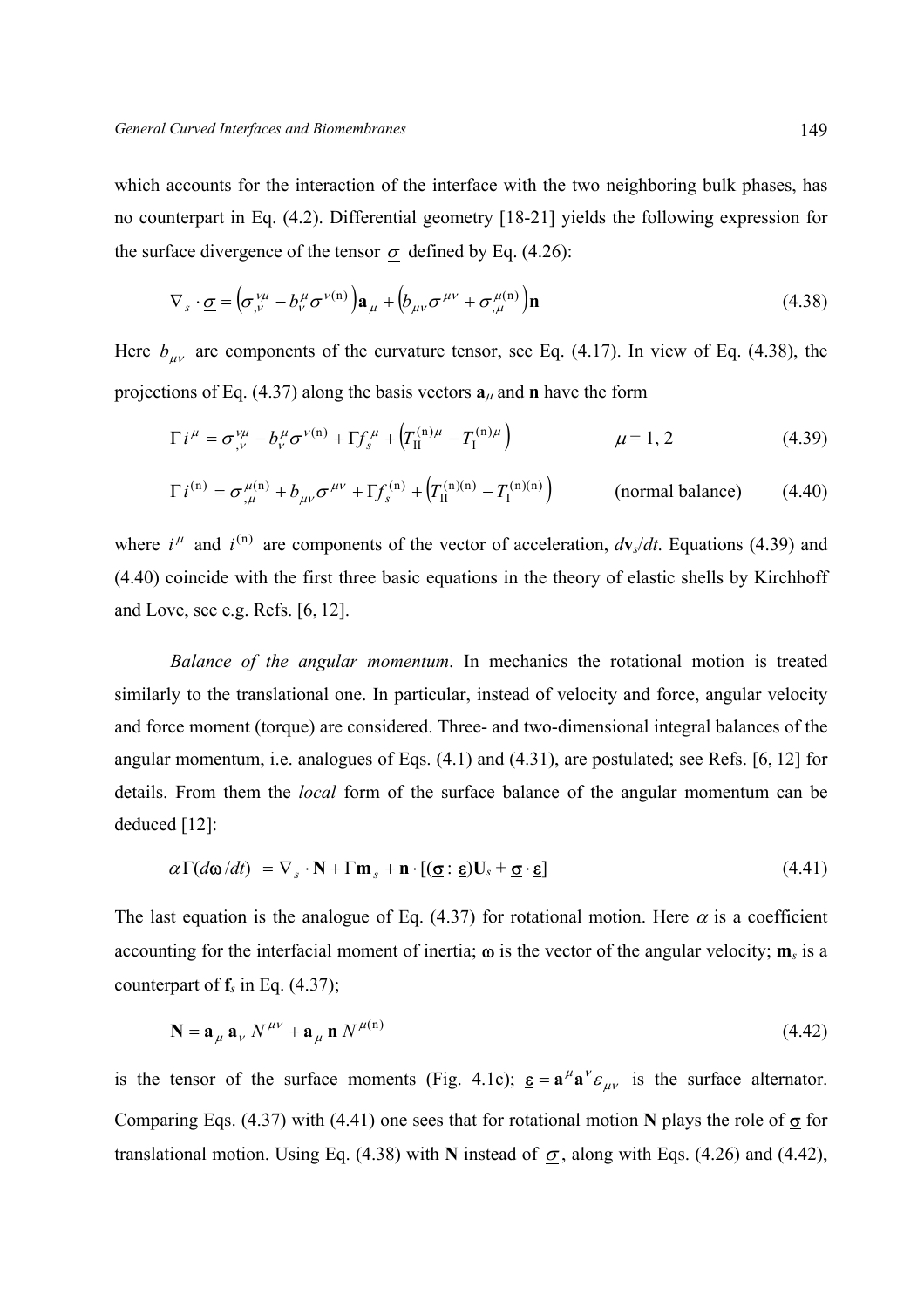which accounts for the interaction of the interface with the two neighboring bulk phases, has no counterpart in Eq. (4.2). Differential geometry [18-21] yields the following expression for the surface divergence of the tensor $\underline{\sigma}$ defined by Eq. (4.26):

$$\nabla_s \cdot \underline{\sigma} = \left(\sigma^{\nu\mu}_{,\nu} - b^{\mu}_{\nu}\sigma^{\nu(\mathrm{n})}\right)\mathbf{a}_{\mu} + \left(b_{\mu\nu}\sigma^{\mu\nu} + \sigma^{\mu(\mathrm{n})}_{,\mu}\right)\mathbf{n} \tag{4.38}$$

Here $b_{\mu\nu}$ are components of the curvature tensor, see Eq. (4.17). In view of Eq. (4.38), the projections of Eq. (4.37) along the basis vectors $\mathbf{a}_{\mu}$ and $\mathbf{n}$ have the form

$$\Gamma i^{\mu} = \sigma^{\nu\mu}_{,\nu} - b^{\mu}_{\nu}\sigma^{\nu(\mathrm{n})} + \Gamma f_s^{\,\mu} + \left(T_{\mathrm{II}}^{(\mathrm{n})\mu} - T_{\mathrm{I}}^{(\mathrm{n})\mu}\right) \qquad \mu = 1, 2 \tag{4.39}$$

$$\Gamma i^{(\mathrm{n})} = \sigma^{\mu(\mathrm{n})}_{,\mu} + b_{\mu\nu}\sigma^{\mu\nu} + \Gamma f_s^{(\mathrm{n})} + \left(T_{\mathrm{II}}^{(\mathrm{n})(\mathrm{n})} - T_{\mathrm{I}}^{(\mathrm{n})(\mathrm{n})}\right) \qquad \text{(normal balance)} \tag{4.40}$$

where $i^{\mu}$ and $i^{(\mathrm{n})}$ are components of the vector of acceleration, $d\mathbf{v}_s/dt$. Equations (4.39) and (4.40) coincide with the first three basic equations in the theory of elastic shells by Kirchhoff and Love, see e.g. Refs. [6, 12].

*Balance of the angular momentum*. In mechanics the rotational motion is treated similarly to the translational one. In particular, instead of velocity and force, angular velocity and force moment (torque) are considered. Three- and two-dimensional integral balances of the angular momentum, i.e. analogues of Eqs. (4.1) and (4.31), are postulated; see Refs. [6, 12] for details. From them the *local* form of the surface balance of the angular momentum can be deduced [12]:

$$\alpha\Gamma(d\boldsymbol{\omega}/dt) = \nabla_s \cdot \mathbf{N} + \Gamma\mathbf{m}_s + \mathbf{n}\cdot[(\underline{\boldsymbol{\sigma}} : \underline{\boldsymbol{\varepsilon}})\mathbf{U}_s + \underline{\boldsymbol{\sigma}}\cdot\underline{\boldsymbol{\varepsilon}}] \tag{4.41}$$

The last equation is the analogue of Eq. (4.37) for rotational motion. Here $\alpha$ is a coefficient accounting for the interfacial moment of inertia; $\boldsymbol{\omega}$ is the vector of the angular velocity; $\mathbf{m}_s$ is a counterpart of $\mathbf{f}_s$ in Eq. (4.37);

$$\mathbf{N} = \mathbf{a}_{\mu}\,\mathbf{a}_{\nu}\,N^{\mu\nu} + \mathbf{a}_{\mu}\,\mathbf{n}\,N^{\mu(\mathrm{n})} \tag{4.42}$$

is the tensor of the surface moments (Fig. 4.1c); $\underline{\boldsymbol{\varepsilon}} = \mathbf{a}^{\mu}\mathbf{a}^{\nu}\varepsilon_{\mu\nu}$ is the surface alternator. Comparing Eqs. (4.37) with (4.41) one sees that for rotational motion $\mathbf{N}$ plays the role of $\underline{\boldsymbol{\sigma}}$ for translational motion. Using Eq. (4.38) with $\mathbf{N}$ instead of $\underline{\sigma}$, along with Eqs. (4.26) and (4.42),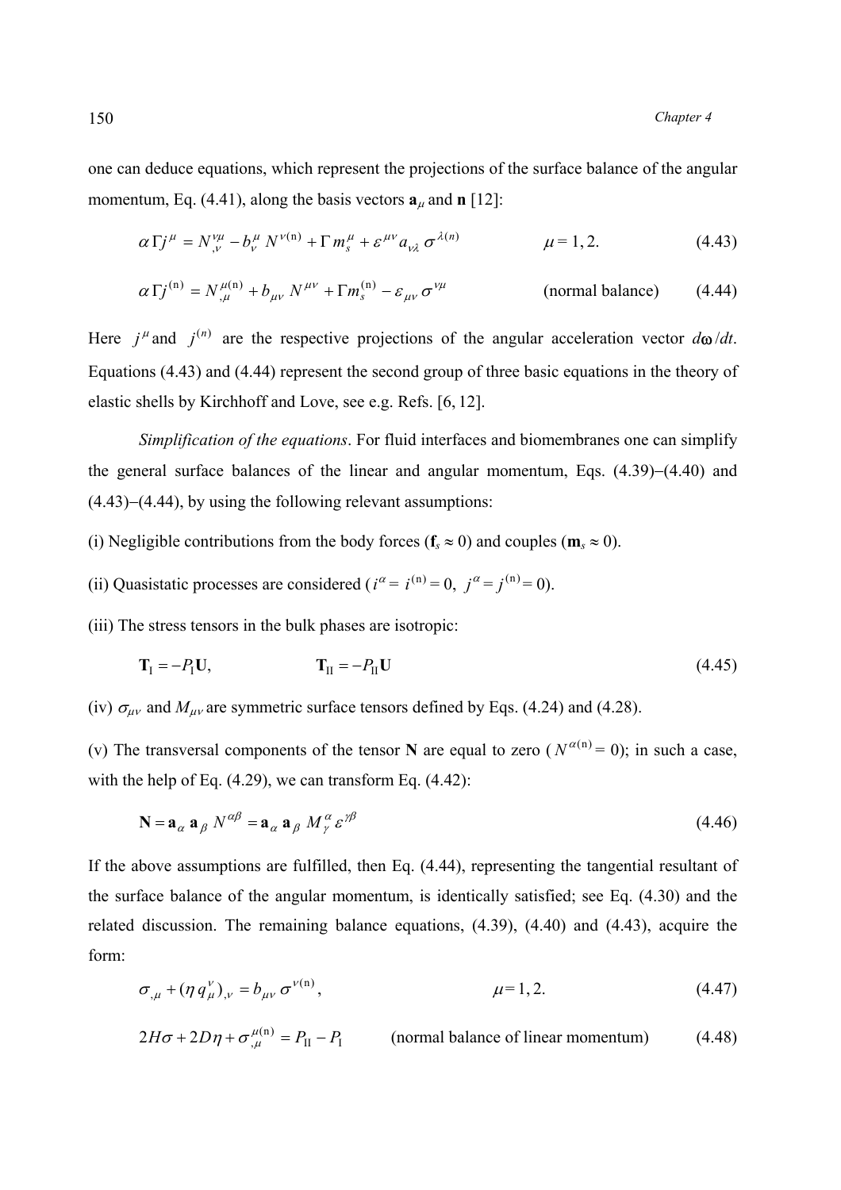one can deduce equations, which represent the projections of the surface balance of the angular momentum, Eq. (4.41), along the basis vectors $\mathbf{a}_\mu$ and $\mathbf{n}$ [12]:

$$\alpha \Gamma j^{\mu} = N^{\nu\mu}_{,\nu} - b^{\mu}_{\nu} N^{\nu(\mathrm{n})} + \Gamma m^{\mu}_{s} + \varepsilon^{\mu\nu} a_{\nu\lambda} \sigma^{\lambda(n)} \qquad \mu = 1, 2. \tag{4.43}$$

$$\alpha \Gamma j^{(\mathrm{n})} = N^{\mu(\mathrm{n})}_{,\mu} + b_{\mu\nu} N^{\mu\nu} + \Gamma m^{(\mathrm{n})}_{s} - \varepsilon_{\mu\nu} \sigma^{\nu\mu} \qquad \text{(normal balance)} \tag{4.44}$$

Here $j^{\mu}$ and $j^{(n)}$ are the respective projections of the angular acceleration vector $d\boldsymbol{\omega}/dt$. Equations (4.43) and (4.44) represent the second group of three basic equations in the theory of elastic shells by Kirchhoff and Love, see e.g. Refs. [6, 12].

*Simplification of the equations*. For fluid interfaces and biomembranes one can simplify the general surface balances of the linear and angular momentum, Eqs. (4.39)–(4.40) and (4.43)–(4.44), by using the following relevant assumptions:

(i) Negligible contributions from the body forces ($\mathbf{f}_s \approx 0$) and couples ($\mathbf{m}_s \approx 0$).

(ii) Quasistatic processes are considered ($i^{\alpha} = i^{(\mathrm{n})} = 0,\ j^{\alpha} = j^{(\mathrm{n})} = 0$).

(iii) The stress tensors in the bulk phases are isotropic:

$$\mathbf{T}_{\mathrm{I}} = -P_{\mathrm{I}}\mathbf{U}, \qquad \mathbf{T}_{\mathrm{II}} = -P_{\mathrm{II}}\mathbf{U} \tag{4.45}$$

(iv) $\sigma_{\mu\nu}$ and $M_{\mu\nu}$ are symmetric surface tensors defined by Eqs. (4.24) and (4.28).

(v) The transversal components of the tensor $\mathbf{N}$ are equal to zero ($N^{\alpha(\mathrm{n})} = 0$); in such a case, with the help of Eq. (4.29), we can transform Eq. (4.42):

$$\mathbf{N} = \mathbf{a}_{\alpha}\, \mathbf{a}_{\beta}\, N^{\alpha\beta} = \mathbf{a}_{\alpha}\, \mathbf{a}_{\beta}\, M^{\alpha}_{\gamma}\, \varepsilon^{\gamma\beta} \tag{4.46}$$

If the above assumptions are fulfilled, then Eq. (4.44), representing the tangential resultant of the surface balance of the angular momentum, is identically satisfied; see Eq. (4.30) and the related discussion. The remaining balance equations, (4.39), (4.40) and (4.43), acquire the form:

$$\sigma_{,\mu} + (\eta\, q^{\nu}_{\mu})_{,\nu} = b_{\mu\nu}\, \sigma^{\nu(\mathrm{n})}, \qquad \mu = 1, 2. \tag{4.47}$$

$$2H\sigma + 2D\eta + \sigma^{\mu(\mathrm{n})}_{,\mu} = P_{\mathrm{II}} - P_{\mathrm{I}} \qquad \text{(normal balance of linear momentum)} \tag{4.48}$$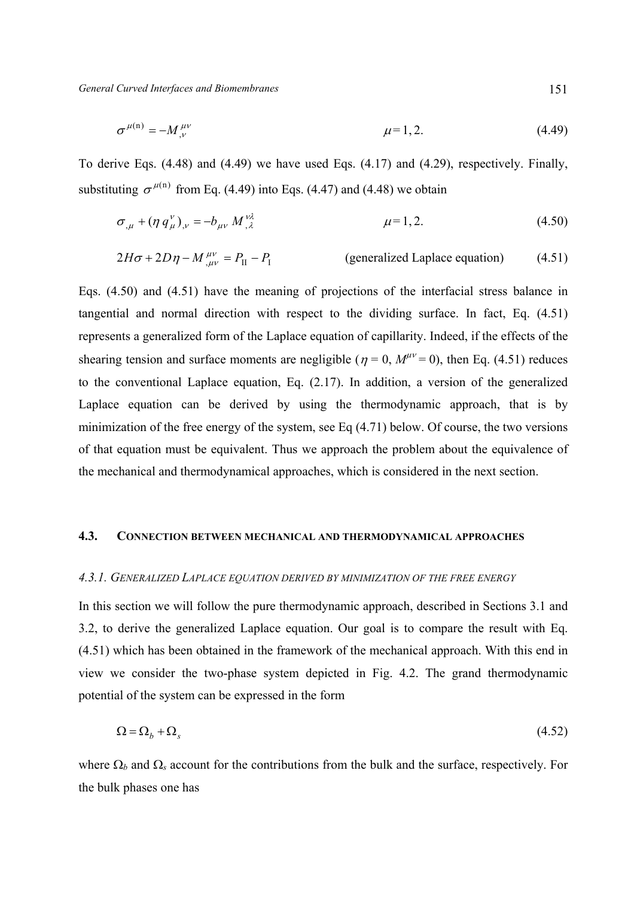$$\sigma^{\mu(n)} = -M^{\mu\nu}_{,\nu} \qquad \mu = 1, 2. \tag{4.49}$$

To derive Eqs. (4.48) and (4.49) we have used Eqs. (4.17) and (4.29), respectively. Finally, substituting $\sigma^{\mu(n)}$ from Eq. (4.49) into Eqs. (4.47) and (4.48) we obtain

$$\sigma_{,\mu} + (\eta\, q^{\nu}_{\mu})_{,\nu} = -b_{\mu\nu}\, M^{\nu\lambda}_{,\lambda} \qquad \mu = 1, 2. \tag{4.50}$$

$$2H\sigma + 2D\eta - M^{\mu\nu}_{,\mu\nu} = P_{\rm II} - P_{\rm I} \qquad \text{(generalized Laplace equation)} \tag{4.51}$$

Eqs. (4.50) and (4.51) have the meaning of projections of the interfacial stress balance in tangential and normal direction with respect to the dividing surface. In fact, Eq. (4.51) represents a generalized form of the Laplace equation of capillarity. Indeed, if the effects of the shearing tension and surface moments are negligible ($\eta = 0$, $M^{\mu\nu} = 0$), then Eq. (4.51) reduces to the conventional Laplace equation, Eq. (2.17). In addition, a version of the generalized Laplace equation can be derived by using the thermodynamic approach, that is by minimization of the free energy of the system, see Eq (4.71) below. Of course, the two versions of that equation must be equivalent. Thus we approach the problem about the equivalence of the mechanical and thermodynamical approaches, which is considered in the next section.

## 4.3. Connection between mechanical and thermodynamical approaches

### *4.3.1. Generalized Laplace equation derived by minimization of the free energy*

In this section we will follow the pure thermodynamic approach, described in Sections 3.1 and 3.2, to derive the generalized Laplace equation. Our goal is to compare the result with Eq. (4.51) which has been obtained in the framework of the mechanical approach. With this end in view we consider the two-phase system depicted in Fig. 4.2. The grand thermodynamic potential of the system can be expressed in the form

$$\Omega = \Omega_b + \Omega_s \tag{4.52}$$

where $\Omega_b$ and $\Omega_s$ account for the contributions from the bulk and the surface, respectively. For the bulk phases one has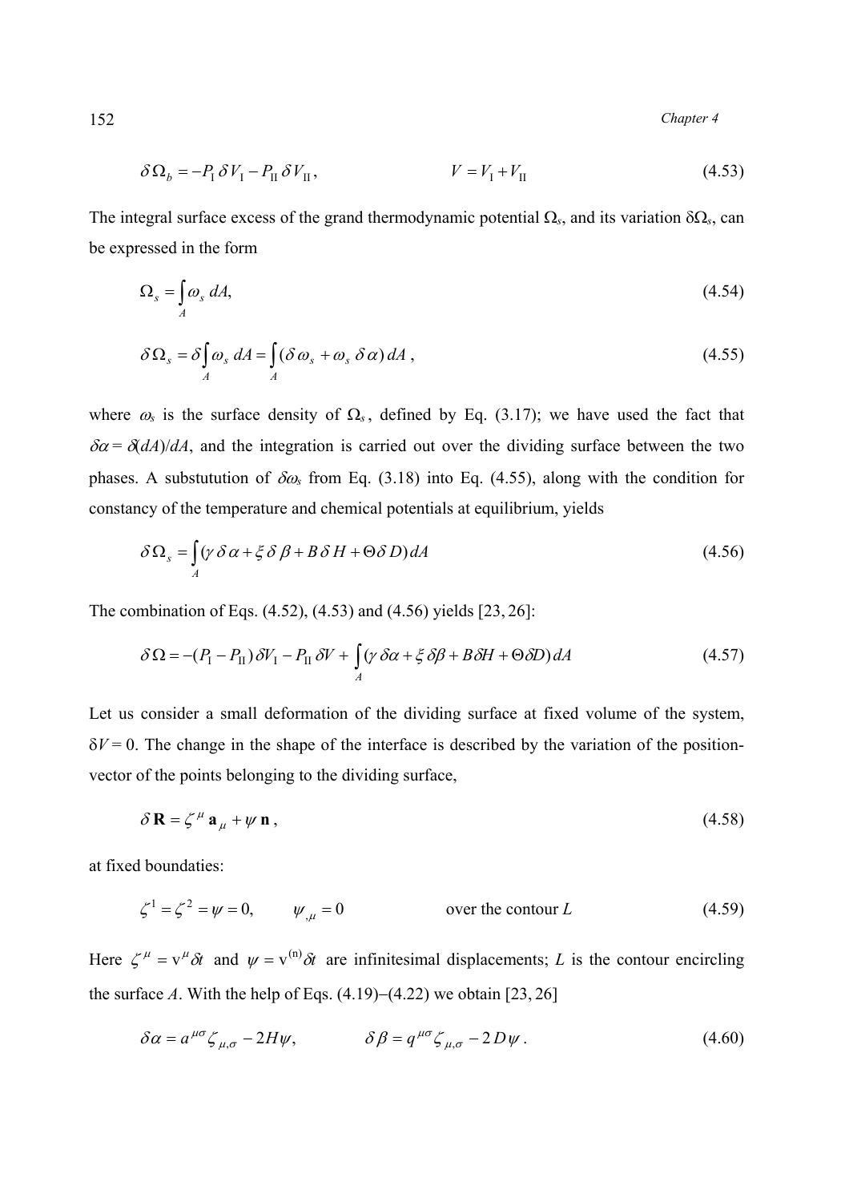$$\delta \Omega_b = -P_{\mathrm{I}}\, \delta V_{\mathrm{I}} - P_{\mathrm{II}}\, \delta V_{\mathrm{II}}, \qquad\qquad V = V_{\mathrm{I}} + V_{\mathrm{II}} \tag{4.53}$$

The integral surface excess of the grand thermodynamic potential $\Omega_s$, and its variation $\delta\Omega_s$, can be expressed in the form

$$\Omega_s = \int_A \omega_s \, dA, \tag{4.54}$$

$$\delta \Omega_s = \delta \int_A \omega_s \, dA = \int_A (\delta \omega_s + \omega_s \, \delta \alpha)\, dA\,, \tag{4.55}$$

where $\omega_s$ is the surface density of $\Omega_s$, defined by Eq. (3.17); we have used the fact that $\delta\alpha = \delta(dA)/dA$, and the integration is carried out over the dividing surface between the two phases. A substutution of $\delta\omega_s$ from Eq. (3.18) into Eq. (4.55), along with the condition for constancy of the temperature and chemical potentials at equilibrium, yields

$$\delta \Omega_s = \int_A (\gamma\, \delta \alpha + \xi\, \delta \beta + B\, \delta H + \Theta\, \delta D)\, dA \tag{4.56}$$

The combination of Eqs. (4.52), (4.53) and (4.56) yields [23, 26]:

$$\delta \Omega = -(P_{\mathrm{I}} - P_{\mathrm{II}})\, \delta V_{\mathrm{I}} - P_{\mathrm{II}}\, \delta V + \int_A (\gamma\, \delta\alpha + \xi\, \delta\beta + B\delta H + \Theta\delta D)\, dA \tag{4.57}$$

Let us consider a small deformation of the dividing surface at fixed volume of the system, $\delta V = 0$. The change in the shape of the interface is described by the variation of the position-vector of the points belonging to the dividing surface,

$$\delta \mathbf{R} = \zeta^{\mu}\, \mathbf{a}_{\mu} + \psi\, \mathbf{n}\,, \tag{4.58}$$

at fixed boundaties:

$$\zeta^1 = \zeta^2 = \psi = 0, \qquad \psi_{,\mu} = 0 \qquad\qquad \text{over the contour } L \tag{4.59}$$

Here $\zeta^{\mu} = \mathrm{v}^{\mu}\delta t$ and $\psi = \mathrm{v}^{(\mathrm{n})}\delta t$ are infinitesimal displacements; $L$ is the contour encircling the surface $A$. With the help of Eqs. (4.19)–(4.22) we obtain [23, 26]

$$\delta \alpha = a^{\mu\sigma} \zeta_{\mu,\sigma} - 2H\psi, \qquad\qquad \delta \beta = q^{\mu\sigma} \zeta_{\mu,\sigma} - 2\, D\psi\,. \tag{4.60}$$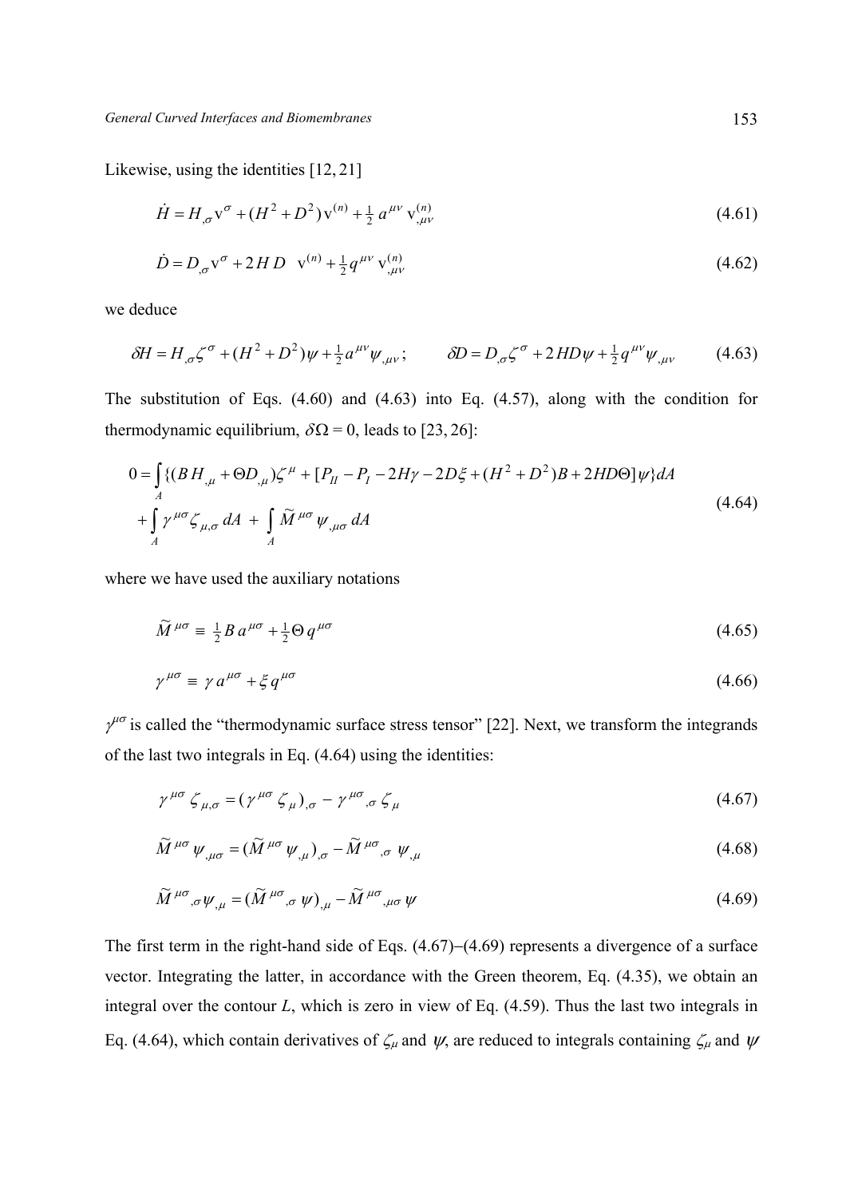Likewise, using the identities [12, 21]

$$\dot{H} = H_{,\sigma} \mathrm{v}^{\sigma} + (H^2 + D^2)\,\mathrm{v}^{(n)} + \tfrac{1}{2}\, a^{\mu\nu}\, \mathrm{v}^{(n)}_{,\mu\nu} \tag{4.61}$$

$$\dot{D} = D_{,\sigma} \mathrm{v}^{\sigma} + 2\,H\,D \;\; \mathrm{v}^{(n)} + \tfrac{1}{2} q^{\mu\nu}\, \mathrm{v}^{(n)}_{,\mu\nu} \tag{4.62}$$

we deduce

$$\delta H = H_{,\sigma}\zeta^{\sigma} + (H^2 + D^2)\psi + \tfrac{1}{2} a^{\mu\nu}\psi_{,\mu\nu}; \qquad \delta D = D_{,\sigma}\zeta^{\sigma} + 2HD\psi + \tfrac{1}{2} q^{\mu\nu}\psi_{,\mu\nu} \tag{4.63}$$

The substitution of Eqs. (4.60) and (4.63) into Eq. (4.57), along with the condition for thermodynamic equilibrium, $\delta\Omega = 0$, leads to [23, 26]:

$$\begin{aligned} 0 = &\int_A \{(B\,H_{,\mu} + \Theta D_{,\mu})\zeta^{\mu} + [P_{II} - P_I - 2H\gamma - 2D\xi + (H^2 + D^2)B + 2HD\Theta]\psi\}dA \\ &+ \int_A \gamma^{\mu\sigma}\zeta_{\mu,\sigma}\, dA \; + \; \int_A \widetilde{M}^{\mu\sigma}\,\psi_{,\mu\sigma}\, dA \end{aligned} \tag{4.64}$$

where we have used the auxiliary notations

$$\widetilde{M}^{\mu\sigma} \equiv \tfrac{1}{2} B\, a^{\mu\sigma} + \tfrac{1}{2}\Theta\, q^{\mu\sigma} \tag{4.65}$$

$$\gamma^{\mu\sigma} \equiv \gamma\, a^{\mu\sigma} + \xi\, q^{\mu\sigma} \tag{4.66}$$

$\gamma^{\mu\sigma}$ is called the "thermodynamic surface stress tensor" [22]. Next, we transform the integrands of the last two integrals in Eq. (4.64) using the identities:

$$\gamma^{\mu\sigma}\,\zeta_{\mu,\sigma} = (\gamma^{\mu\sigma}\,\zeta_{\mu})_{,\sigma} - \gamma^{\mu\sigma}{}_{,\sigma}\,\zeta_{\mu} \tag{4.67}$$

$$\widetilde{M}^{\mu\sigma}\,\psi_{,\mu\sigma} = (\widetilde{M}^{\mu\sigma}\,\psi_{,\mu})_{,\sigma} - \widetilde{M}^{\mu\sigma}{}_{,\sigma}\,\psi_{,\mu} \tag{4.68}$$

$$\widetilde{M}^{\mu\sigma}{}_{,\sigma}\psi_{,\mu} = (\widetilde{M}^{\mu\sigma}{}_{,\sigma}\,\psi)_{,\mu} - \widetilde{M}^{\mu\sigma}{}_{,\mu\sigma}\,\psi \tag{4.69}$$

The first term in the right-hand side of Eqs. (4.67)–(4.69) represents a divergence of a surface vector. Integrating the latter, in accordance with the Green theorem, Eq. (4.35), we obtain an integral over the contour $L$, which is zero in view of Eq. (4.59). Thus the last two integrals in Eq. (4.64), which contain derivatives of $\zeta_{\mu}$ and $\psi$, are reduced to integrals containing $\zeta_{\mu}$ and $\psi$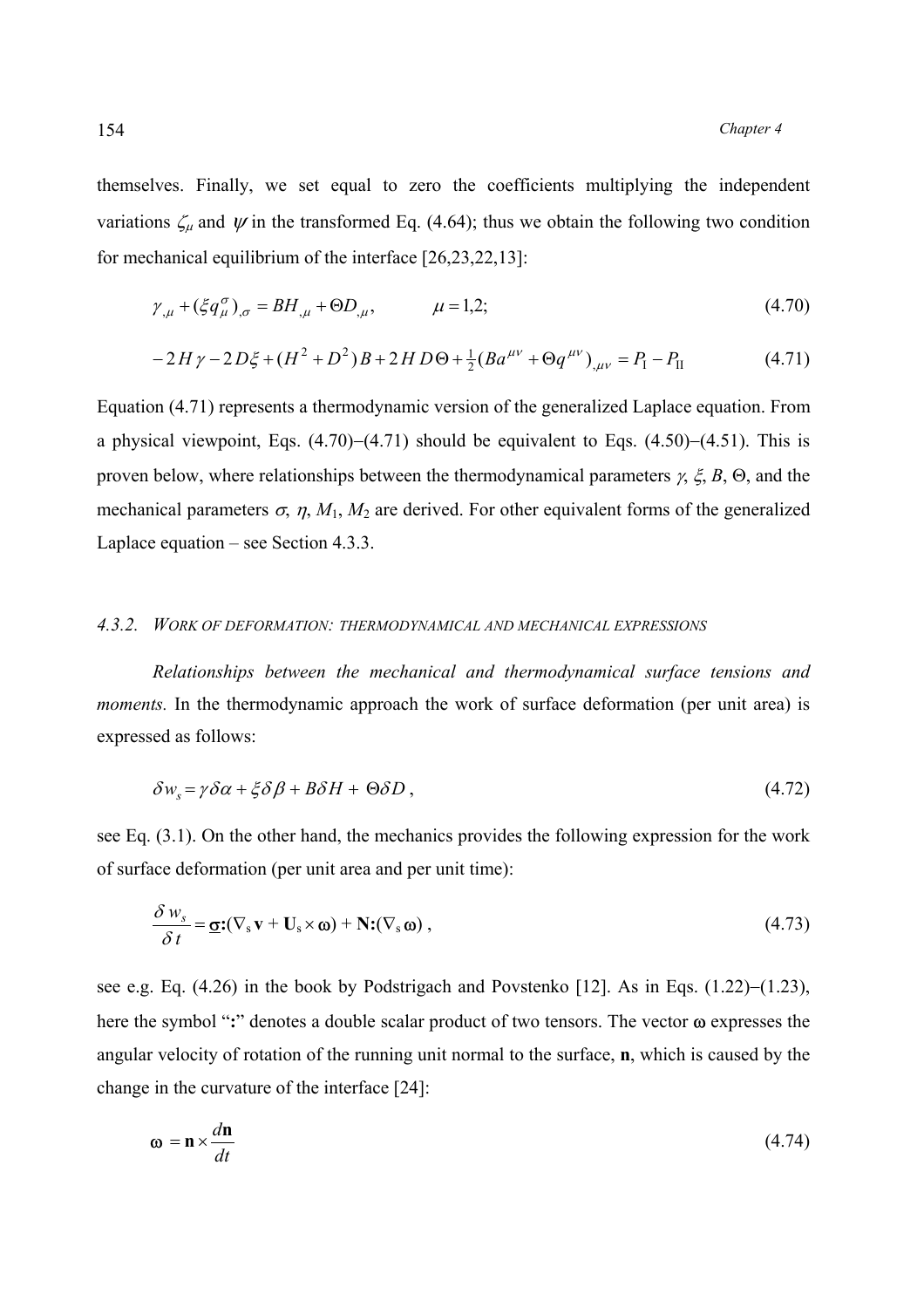themselves. Finally, we set equal to zero the coefficients multiplying the independent variations $\zeta_\mu$ and $\psi$ in the transformed Eq. (4.64); thus we obtain the following two condition for mechanical equilibrium of the interface [26,23,22,13]:

$$\gamma_{,\mu} + (\xi q_\mu^\sigma)_{,\sigma} = BH_{,\mu} + \Theta D_{,\mu}, \qquad \mu = 1,2; \tag{4.70}$$

$$-2H\gamma - 2D\xi + (H^2 + D^2)B + 2H\,D\Theta + \tfrac{1}{2}(Ba^{\mu\nu} + \Theta q^{\mu\nu})_{,\mu\nu} = P_{\rm I} - P_{\rm II} \tag{4.71}$$

Equation (4.71) represents a thermodynamic version of the generalized Laplace equation. From a physical viewpoint, Eqs. (4.70)–(4.71) should be equivalent to Eqs. (4.50)–(4.51). This is proven below, where relationships between the thermodynamical parameters $\gamma$, $\xi$, $B$, $\Theta$, and the mechanical parameters $\sigma$, $\eta$, $M_1$, $M_2$ are derived. For other equivalent forms of the generalized Laplace equation – see Section 4.3.3.

### 4.3.2. *Work of deformation: thermodynamical and mechanical expressions*

*Relationships between the mechanical and thermodynamical surface tensions and moments.* In the thermodynamic approach the work of surface deformation (per unit area) is expressed as follows:

$$\delta w_s = \gamma\delta\alpha + \xi\delta\beta + B\delta H + \Theta\delta D\,, \tag{4.72}$$

see Eq. (3.1). On the other hand, the mechanics provides the following expression for the work of surface deformation (per unit area and per unit time):

$$\frac{\delta w_s}{\delta t} = \underline{\boldsymbol{\sigma}}\mathbf{:}(\nabla_{\rm s}\,\mathbf{v} + \mathbf{U}_{\rm s}\times\boldsymbol{\omega}) + \mathbf{N}\mathbf{:}(\nabla_{\rm s}\,\boldsymbol{\omega})\,, \tag{4.73}$$

see e.g. Eq. (4.26) in the book by Podstrigach and Povstenko [12]. As in Eqs. (1.22)–(1.23), here the symbol "**:**" denotes a double scalar product of two tensors. The vector $\boldsymbol{\omega}$ expresses the angular velocity of rotation of the running unit normal to the surface, $\mathbf{n}$, which is caused by the change in the curvature of the interface [24]:

$$\boldsymbol{\omega} = \mathbf{n}\times\frac{d\mathbf{n}}{dt} \tag{4.74}$$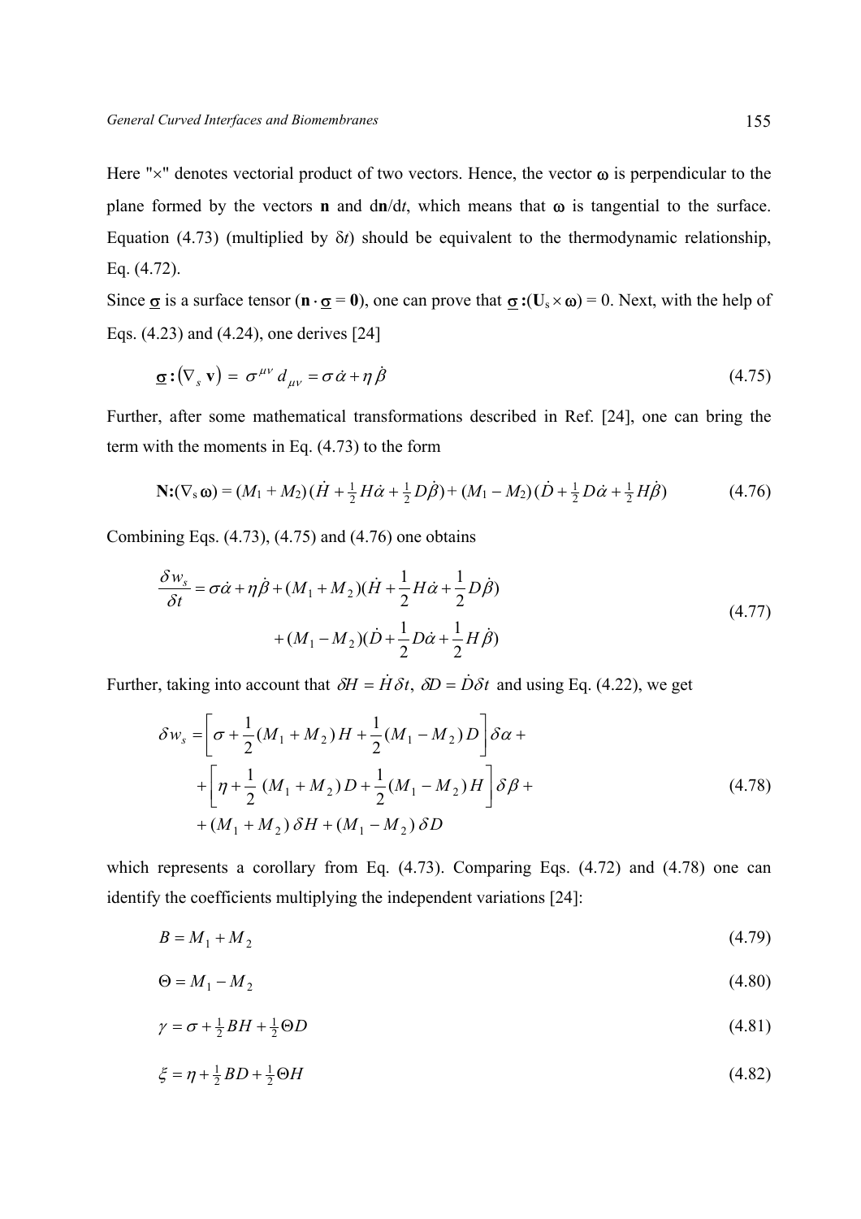Here "×" denotes vectorial product of two vectors. Hence, the vector $\boldsymbol{\omega}$ is perpendicular to the plane formed by the vectors $\mathbf{n}$ and $\mathrm{d}\mathbf{n}/\mathrm{d}t$, which means that $\boldsymbol{\omega}$ is tangential to the surface. Equation (4.73) (multiplied by $\delta t$) should be equivalent to the thermodynamic relationship, Eq. (4.72).

Since $\underline{\boldsymbol{\sigma}}$ is a surface tensor ($\mathbf{n} \cdot \underline{\boldsymbol{\sigma}} = \mathbf{0}$), one can prove that $\underline{\boldsymbol{\sigma}} \mathbf{:} (\mathbf{U}_s \times \boldsymbol{\omega}) = 0$. Next, with the help of Eqs. (4.23) and (4.24), one derives [24]

$$\underline{\boldsymbol{\sigma}} \mathbf{:} \left(\nabla_s \, \mathbf{v}\right) = \sigma^{\mu\nu} d_{\mu\nu} = \sigma \dot{\alpha} + \eta \dot{\beta} \tag{4.75}$$

Further, after some mathematical transformations described in Ref. [24], one can bring the term with the moments in Eq. (4.73) to the form

$$\mathbf{N:}(\nabla_s \boldsymbol{\omega}) = (M_1 + M_2)\,(\dot{H} + \tfrac{1}{2} H\dot{\alpha} + \tfrac{1}{2} D\dot{\beta}) + (M_1 - M_2)\,(\dot{D} + \tfrac{1}{2} D\dot{\alpha} + \tfrac{1}{2} H\dot{\beta}) \tag{4.76}$$

Combining Eqs. (4.73), (4.75) and (4.76) one obtains

$$\begin{aligned} \frac{\delta w_s}{\delta t} &= \sigma\dot{\alpha} + \eta\dot{\beta} + (M_1 + M_2)(\dot{H} + \frac{1}{2}H\dot{\alpha} + \frac{1}{2}D\dot{\beta}) \\ &\quad + (M_1 - M_2)(\dot{D} + \frac{1}{2}D\dot{\alpha} + \frac{1}{2}H\dot{\beta}) \end{aligned} \tag{4.77}$$

Further, taking into account that $\delta H = \dot{H}\delta t$, $\delta D = \dot{D}\delta t$ and using Eq. (4.22), we get

$$\begin{aligned} \delta w_s &= \left[\sigma + \frac{1}{2}(M_1 + M_2)\,H + \frac{1}{2}(M_1 - M_2)\,D\right]\delta\alpha + \\ &+ \left[\eta + \frac{1}{2}\,(M_1 + M_2)\,D + \frac{1}{2}(M_1 - M_2)\,H\right]\delta\beta + \\ &+ (M_1 + M_2)\,\delta H + (M_1 - M_2)\,\delta D \end{aligned} \tag{4.78}$$

which represents a corollary from Eq. (4.73). Comparing Eqs. (4.72) and (4.78) one can identify the coefficients multiplying the independent variations [24]:

$$B = M_1 + M_2 \tag{4.79}$$

$$\Theta = M_1 - M_2 \tag{4.80}$$

$$\gamma = \sigma + \tfrac{1}{2} BH + \tfrac{1}{2}\Theta D \tag{4.81}$$

$$\xi = \eta + \tfrac{1}{2} BD + \tfrac{1}{2}\Theta H \tag{4.82}$$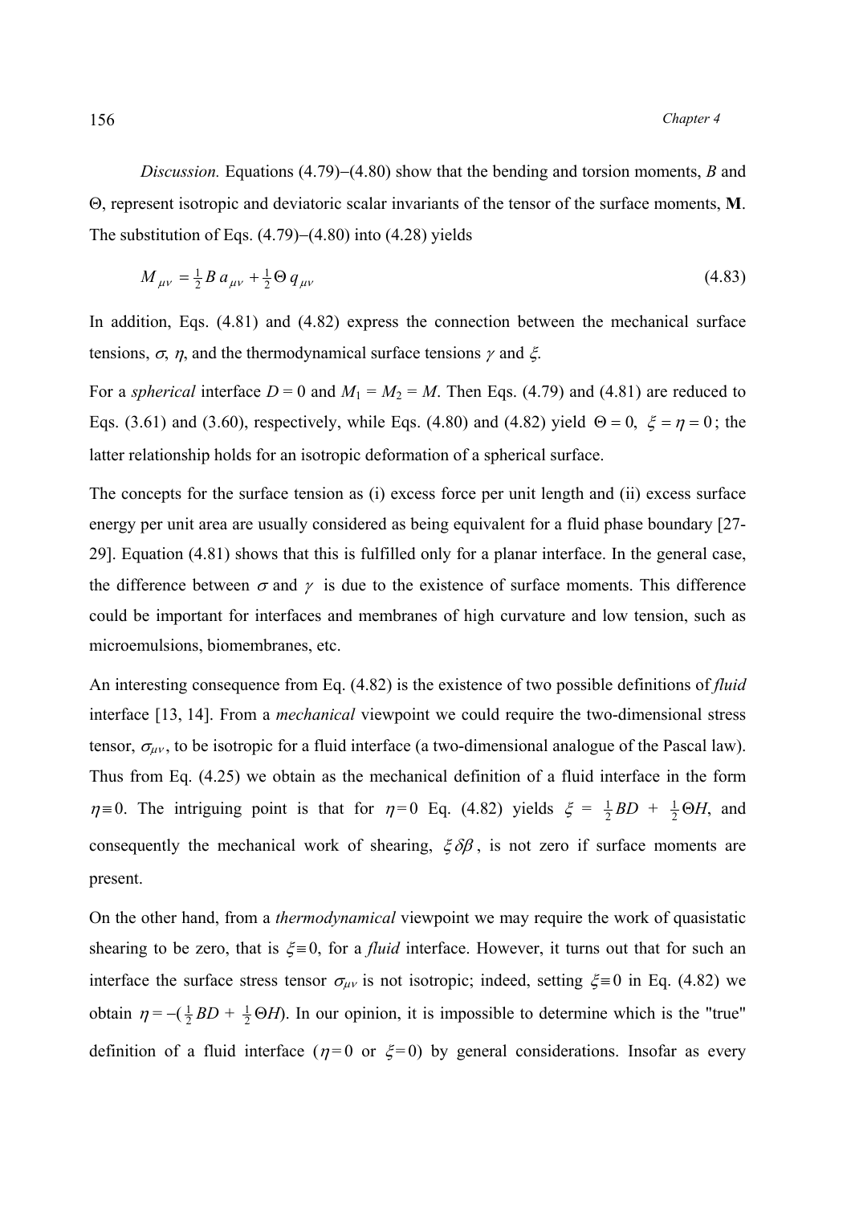*Discussion.* Equations (4.79)–(4.80) show that the bending and torsion moments, $B$ and $\Theta$, represent isotropic and deviatoric scalar invariants of the tensor of the surface moments, **M**. The substitution of Eqs. (4.79)–(4.80) into (4.28) yields

$$M_{\mu\nu} = \tfrac{1}{2} B\, a_{\mu\nu} + \tfrac{1}{2} \Theta\, q_{\mu\nu} \tag{4.83}$$

In addition, Eqs. (4.81) and (4.82) express the connection between the mechanical surface tensions, $\sigma$, $\eta$, and the thermodynamical surface tensions $\gamma$ and $\xi$.

For a *spherical* interface $D = 0$ and $M_1 = M_2 = M$. Then Eqs. (4.79) and (4.81) are reduced to Eqs. (3.61) and (3.60), respectively, while Eqs. (4.80) and (4.82) yield $\Theta = 0$, $\xi = \eta = 0$; the latter relationship holds for an isotropic deformation of a spherical surface.

The concepts for the surface tension as (i) excess force per unit length and (ii) excess surface energy per unit area are usually considered as being equivalent for a fluid phase boundary [27-29]. Equation (4.81) shows that this is fulfilled only for a planar interface. In the general case, the difference between $\sigma$ and $\gamma$ is due to the existence of surface moments. This difference could be important for interfaces and membranes of high curvature and low tension, such as microemulsions, biomembranes, etc.

An interesting consequence from Eq. (4.82) is the existence of two possible definitions of *fluid* interface [13, 14]. From a *mechanical* viewpoint we could require the two-dimensional stress tensor, $\sigma_{\mu\nu}$, to be isotropic for a fluid interface (a two-dimensional analogue of the Pascal law). Thus from Eq. (4.25) we obtain as the mechanical definition of a fluid interface in the form $\eta \equiv 0$. The intriguing point is that for $\eta = 0$ Eq. (4.82) yields $\xi = \tfrac{1}{2}BD + \tfrac{1}{2}\Theta H$, and consequently the mechanical work of shearing, $\xi\delta\beta$, is not zero if surface moments are present.

On the other hand, from a *thermodynamical* viewpoint we may require the work of quasistatic shearing to be zero, that is $\xi \equiv 0$, for a *fluid* interface. However, it turns out that for such an interface the surface stress tensor $\sigma_{\mu\nu}$ is not isotropic; indeed, setting $\xi \equiv 0$ in Eq. (4.82) we obtain $\eta = -(\tfrac{1}{2}BD + \tfrac{1}{2}\Theta H)$. In our opinion, it is impossible to determine which is the "true" definition of a fluid interface ($\eta = 0$ or $\xi = 0$) by general considerations. Insofar as every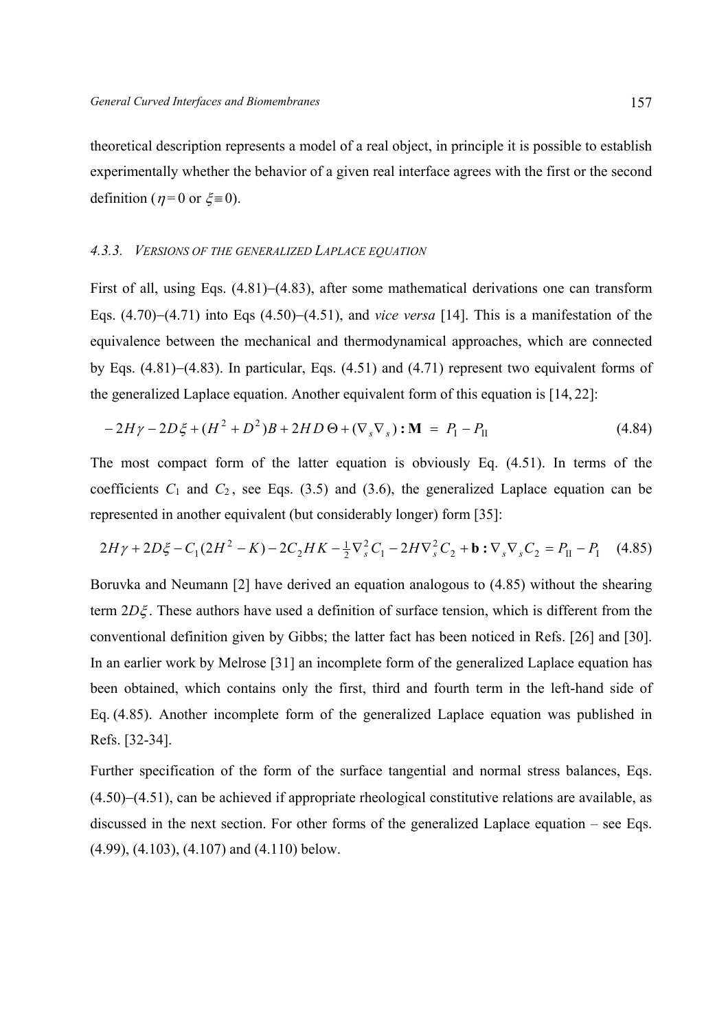theoretical description represents a model of a real object, in principle it is possible to establish experimentally whether the behavior of a given real interface agrees with the first or the second definition ($\eta = 0$ or $\xi \equiv 0$).

### 4.3.3. VERSIONS OF THE GENERALIZED LAPLACE EQUATION

First of all, using Eqs. (4.81)–(4.83), after some mathematical derivations one can transform Eqs. (4.70)–(4.71) into Eqs (4.50)–(4.51), and *vice versa* [14]. This is a manifestation of the equivalence between the mechanical and thermodynamical approaches, which are connected by Eqs. (4.81)–(4.83). In particular, Eqs. (4.51) and (4.71) represent two equivalent forms of the generalized Laplace equation. Another equivalent form of this equation is [14, 22]:

$$-2H\gamma - 2D\xi + (H^2 + D^2)B + 2HD\,\Theta + (\nabla_s \nabla_s) : \mathbf{M} \;=\; P_{\mathrm{I}} - P_{\mathrm{II}} \qquad (4.84)$$

The most compact form of the latter equation is obviously Eq. (4.51). In terms of the coefficients $C_1$ and $C_2$, see Eqs. (3.5) and (3.6), the generalized Laplace equation can be represented in another equivalent (but considerably longer) form [35]:

$$2H\gamma + 2D\xi - C_1(2H^2 - K) - 2C_2 HK - \tfrac{1}{2}\nabla_s^2 C_1 - 2H\nabla_s^2 C_2 + \mathbf{b} : \nabla_s \nabla_s C_2 = P_{\mathrm{II}} - P_{\mathrm{I}} \qquad (4.85)$$

Boruvka and Neumann [2] have derived an equation analogous to (4.85) without the shearing term $2D\xi$. These authors have used a definition of surface tension, which is different from the conventional definition given by Gibbs; the latter fact has been noticed in Refs. [26] and [30]. In an earlier work by Melrose [31] an incomplete form of the generalized Laplace equation has been obtained, which contains only the first, third and fourth term in the left-hand side of Eq. (4.85). Another incomplete form of the generalized Laplace equation was published in Refs. [32-34].

Further specification of the form of the surface tangential and normal stress balances, Eqs. (4.50)–(4.51), can be achieved if appropriate rheological constitutive relations are available, as discussed in the next section. For other forms of the generalized Laplace equation – see Eqs. (4.99), (4.103), (4.107) and (4.110) below.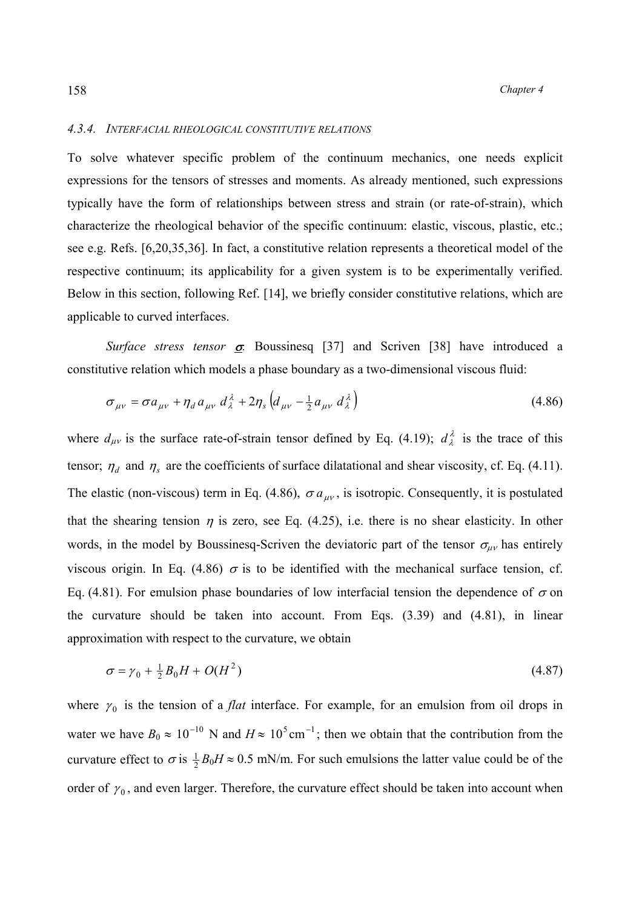### 4.3.4. *INTERFACIAL RHEOLOGICAL CONSTITUTIVE RELATIONS*

To solve whatever specific problem of the continuum mechanics, one needs explicit expressions for the tensors of stresses and moments. As already mentioned, such expressions typically have the form of relationships between stress and strain (or rate-of-strain), which characterize the rheological behavior of the specific continuum: elastic, viscous, plastic, etc.; see e.g. Refs. [6,20,35,36]. In fact, a constitutive relation represents a theoretical model of the respective continuum; its applicability for a given system is to be experimentally verified. Below in this section, following Ref. [14], we briefly consider constitutive relations, which are applicable to curved interfaces.

*Surface stress tensor* $\underline{\boldsymbol{\sigma}}$. Boussinesq [37] and Scriven [38] have introduced a constitutive relation which models a phase boundary as a two-dimensional viscous fluid:

$$\sigma_{\mu\nu} = \sigma a_{\mu\nu} + \eta_d \, a_{\mu\nu} \, d_\lambda^\lambda + 2\eta_s \left( d_{\mu\nu} - \tfrac{1}{2} a_{\mu\nu} \, d_\lambda^\lambda \right) \tag{4.86}$$

where $d_{\mu\nu}$ is the surface rate-of-strain tensor defined by Eq. (4.19); $d_\lambda^\lambda$ is the trace of this tensor; $\eta_d$ and $\eta_s$ are the coefficients of surface dilatational and shear viscosity, cf. Eq. (4.11). The elastic (non-viscous) term in Eq. (4.86), $\sigma \, a_{\mu\nu}$, is isotropic. Consequently, it is postulated that the shearing tension $\eta$ is zero, see Eq. (4.25), i.e. there is no shear elasticity. In other words, in the model by Boussinesq-Scriven the deviatoric part of the tensor $\sigma_{\mu\nu}$ has entirely viscous origin. In Eq. (4.86) $\sigma$ is to be identified with the mechanical surface tension, cf. Eq. (4.81). For emulsion phase boundaries of low interfacial tension the dependence of $\sigma$ on the curvature should be taken into account. From Eqs. (3.39) and (4.81), in linear approximation with respect to the curvature, we obtain

$$\sigma = \gamma_0 + \tfrac{1}{2} B_0 H + O(H^2) \tag{4.87}$$

where $\gamma_0$ is the tension of a *flat* interface. For example, for an emulsion from oil drops in water we have $B_0 \approx 10^{-10}$ N and $H \approx 10^5 \, \text{cm}^{-1}$; then we obtain that the contribution from the curvature effect to $\sigma$ is $\tfrac{1}{2} B_0 H \approx 0.5$ mN/m. For such emulsions the latter value could be of the order of $\gamma_0$, and even larger. Therefore, the curvature effect should be taken into account when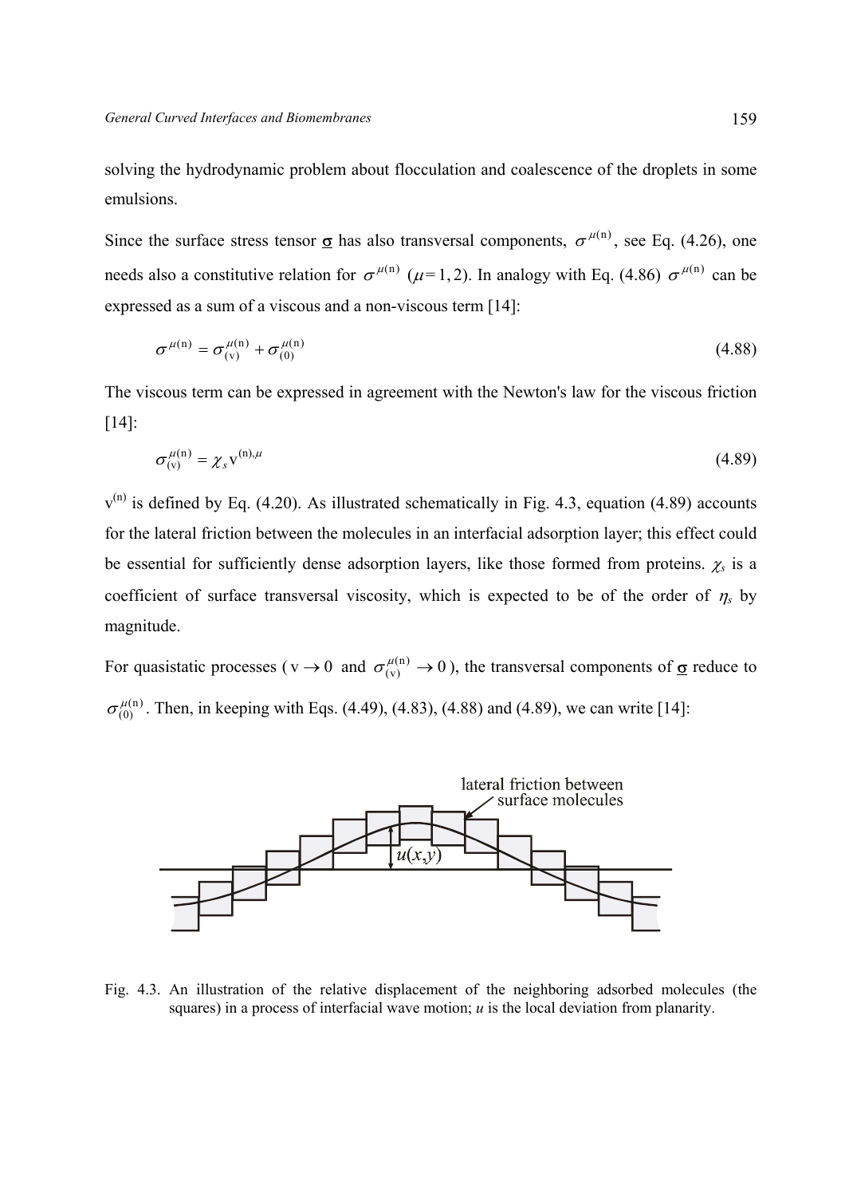solving the hydrodynamic problem about flocculation and coalescence of the droplets in some emulsions.

Since the surface stress tensor $\underline{\sigma}$ has also transversal components, $\sigma^{\mu(\mathrm{n})}$, see Eq. (4.26), one needs also a constitutive relation for $\sigma^{\mu(\mathrm{n})}$ ($\mu = 1, 2$). In analogy with Eq. (4.86) $\sigma^{\mu(\mathrm{n})}$ can be expressed as a sum of a viscous and a non-viscous term [14]:

$$\sigma^{\mu(\mathrm{n})} = \sigma_{(\mathrm{v})}^{\mu(\mathrm{n})} + \sigma_{(0)}^{\mu(\mathrm{n})} \tag{4.88}$$

The viscous term can be expressed in agreement with the Newton's law for the viscous friction [14]:

$$\sigma_{(\mathrm{v})}^{\mu(\mathrm{n})} = \chi_s \mathrm{v}^{(\mathrm{n}),\mu} \tag{4.89}$$

$\mathrm{v}^{(\mathrm{n})}$ is defined by Eq. (4.20). As illustrated schematically in Fig. 4.3, equation (4.89) accounts for the lateral friction between the molecules in an interfacial adsorption layer; this effect could be essential for sufficiently dense adsorption layers, like those formed from proteins. $\chi_s$ is a coefficient of surface transversal viscosity, which is expected to be of the order of $\eta_s$ by magnitude.

For quasistatic processes ($\mathrm{v} \to 0$ and $\sigma_{(\mathrm{v})}^{\mu(\mathrm{n})} \to 0$), the transversal components of $\underline{\sigma}$ reduce to $\sigma_{(0)}^{\mu(\mathrm{n})}$. Then, in keeping with Eqs. (4.49), (4.83), (4.88) and (4.89), we can write [14]:

Fig. 4.3. An illustration of the relative displacement of the neighboring adsorbed molecules (the squares) in a process of interfacial wave motion; $u$ is the local deviation from planarity.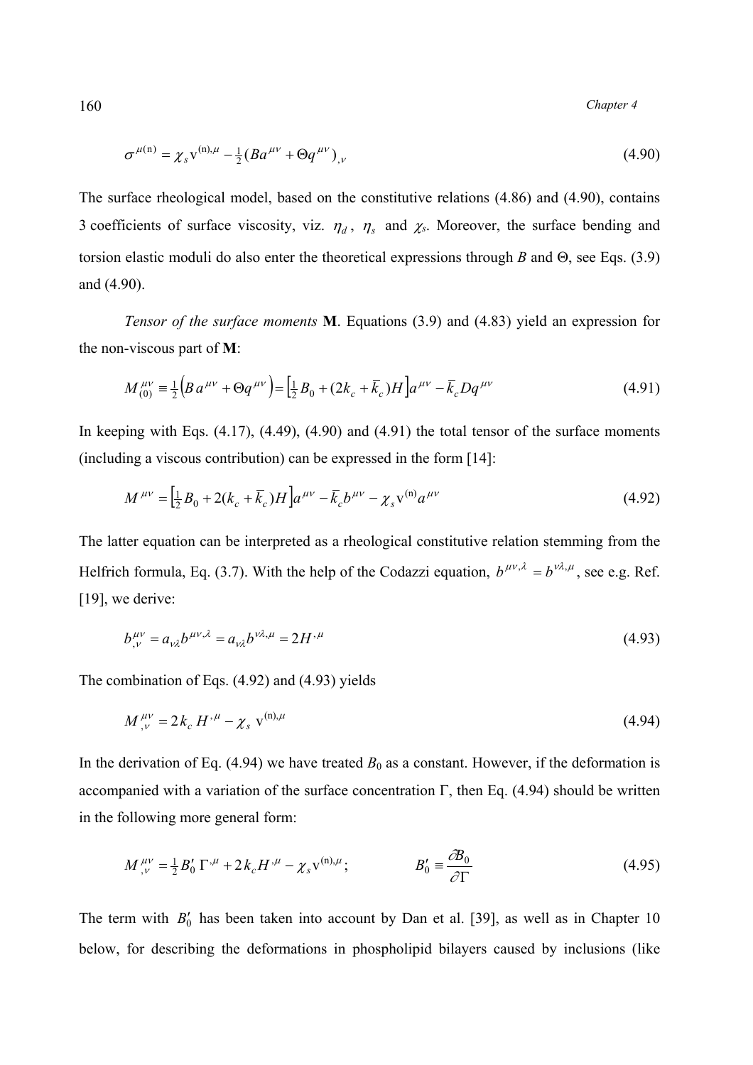$$\sigma^{\mu(\mathrm{n})} = \chi_s \mathrm{v}^{(\mathrm{n}),\mu} - \tfrac{1}{2}(B a^{\mu\nu} + \Theta q^{\mu\nu})_{,\nu} \tag{4.90}$$

The surface rheological model, based on the constitutive relations (4.86) and (4.90), contains 3 coefficients of surface viscosity, viz. $\eta_d$, $\eta_s$ and $\chi_s$. Moreover, the surface bending and torsion elastic moduli do also enter the theoretical expressions through $B$ and $\Theta$, see Eqs. (3.9) and (4.90).

*Tensor of the surface moments* **M**. Equations (3.9) and (4.83) yield an expression for the non-viscous part of **M**:

$$M^{\mu\nu}_{(0)} \equiv \tfrac{1}{2}\left(B\, a^{\mu\nu} + \Theta q^{\mu\nu}\right) = \left[\tfrac{1}{2}B_0 + (2k_c + \bar{k}_c)H\right]a^{\mu\nu} - \bar{k}_c D q^{\mu\nu} \tag{4.91}$$

In keeping with Eqs. (4.17), (4.49), (4.90) and (4.91) the total tensor of the surface moments (including a viscous contribution) can be expressed in the form [14]:

$$M^{\mu\nu} = \left[\tfrac{1}{2}B_0 + 2(k_c + \bar{k}_c)H\right]a^{\mu\nu} - \bar{k}_c b^{\mu\nu} - \chi_s \mathrm{v}^{(\mathrm{n})} a^{\mu\nu} \tag{4.92}$$

The latter equation can be interpreted as a rheological constitutive relation stemming from the Helfrich formula, Eq. (3.7). With the help of the Codazzi equation, $b^{\mu\nu,\lambda} = b^{\nu\lambda,\mu}$, see e.g. Ref. [19], we derive:

$$b^{\mu\nu}_{,\nu} = a_{\nu\lambda} b^{\mu\nu,\lambda} = a_{\nu\lambda} b^{\nu\lambda,\mu} = 2H^{,\mu} \tag{4.93}$$

The combination of Eqs. (4.92) and (4.93) yields

$$M^{\mu\nu}_{,\nu} = 2k_c H^{,\mu} - \chi_s \mathrm{v}^{(\mathrm{n}),\mu} \tag{4.94}$$

In the derivation of Eq. (4.94) we have treated $B_0$ as a constant. However, if the deformation is accompanied with a variation of the surface concentration $\Gamma$, then Eq. (4.94) should be written in the following more general form:

$$M^{\mu\nu}_{,\nu} = \tfrac{1}{2}B_0'\, \Gamma^{,\mu} + 2k_c H^{,\mu} - \chi_s \mathrm{v}^{(\mathrm{n}),\mu}; \qquad B_0' \equiv \frac{\partial B_0}{\partial \Gamma} \tag{4.95}$$

The term with $B_0'$ has been taken into account by Dan et al. [39], as well as in Chapter 10 below, for describing the deformations in phospholipid bilayers caused by inclusions (like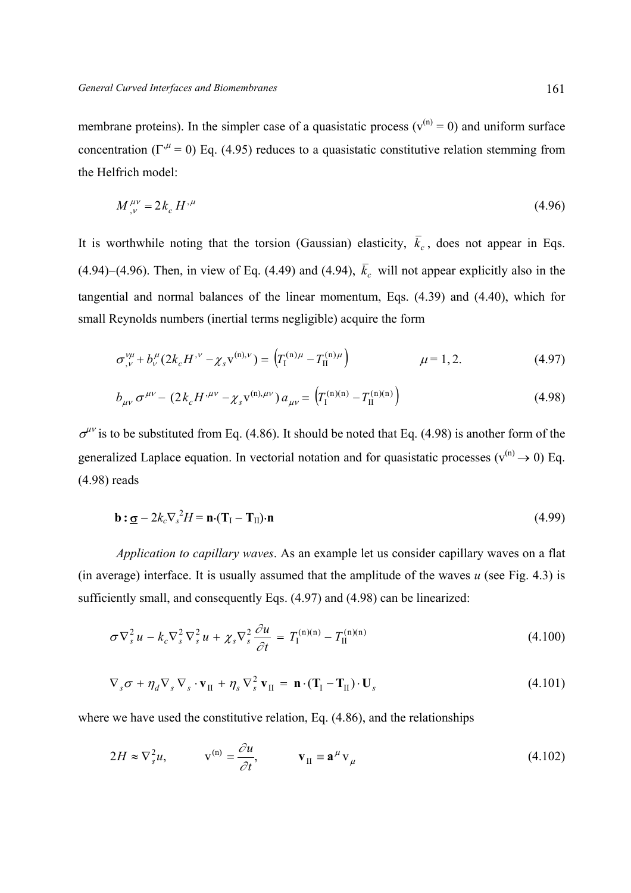membrane proteins). In the simpler case of a quasistatic process ($v^{(n)} = 0$) and uniform surface concentration ($\Gamma^{,\mu} = 0$) Eq. (4.95) reduces to a quasistatic constitutive relation stemming from the Helfrich model:

$$M^{\mu\nu}_{,\nu} = 2k_c H^{,\mu} \tag{4.96}$$

It is worthwhile noting that the torsion (Gaussian) elasticity, $\bar{k}_c$, does not appear in Eqs. (4.94)–(4.96). Then, in view of Eq. (4.49) and (4.94), $\bar{k}_c$ will not appear explicitly also in the tangential and normal balances of the linear momentum, Eqs. (4.39) and (4.40), which for small Reynolds numbers (inertial terms negligible) acquire the form

$$\sigma^{\nu\mu}_{,\nu} + b^{\mu}_{\nu}(2k_c H^{,\nu} - \chi_s v^{(n),\nu}) = \left(T_{\rm I}^{(n)\mu} - T_{\rm II}^{(n)\mu}\right) \qquad \mu = 1, 2. \tag{4.97}$$

$$b_{\mu\nu}\sigma^{\mu\nu} - (2k_c H^{,\mu\nu} - \chi_s v^{(n),\mu\nu})\, a_{\mu\nu} = \left(T_{\rm I}^{(n)(n)} - T_{\rm II}^{(n)(n)}\right) \tag{4.98}$$

$\sigma^{\mu\nu}$ is to be substituted from Eq. (4.86). It should be noted that Eq. (4.98) is another form of the generalized Laplace equation. In vectorial notation and for quasistatic processes ($v^{(n)} \to 0$) Eq. (4.98) reads

$$\mathbf{b} : \underline{\sigma} - 2k_c \nabla_s^2 H = \mathbf{n}\cdot(\mathbf{T}_{\rm I} - \mathbf{T}_{\rm II})\cdot\mathbf{n} \tag{4.99}$$

*Application to capillary waves*. As an example let us consider capillary waves on a flat (in average) interface. It is usually assumed that the amplitude of the waves $u$ (see Fig. 4.3) is sufficiently small, and consequently Eqs. (4.97) and (4.98) can be linearized:

$$\sigma \nabla_s^2 u - k_c \nabla_s^2 \nabla_s^2 u + \chi_s \nabla_s^2 \frac{\partial u}{\partial t} = T_{\rm I}^{(n)(n)} - T_{\rm II}^{(n)(n)} \tag{4.100}$$

$$\nabla_s \sigma + \eta_d \nabla_s \nabla_s \cdot \mathbf{v}_{\rm II} + \eta_s \nabla_s^2 \mathbf{v}_{\rm II} = \mathbf{n}\cdot(\mathbf{T}_{\rm I} - \mathbf{T}_{\rm II})\cdot \mathbf{U}_s \tag{4.101}$$

where we have used the constitutive relation, Eq. (4.86), and the relationships

$$2H \approx \nabla_s^2 u, \qquad v^{(n)} = \frac{\partial u}{\partial t}, \qquad \mathbf{v}_{\rm II} \equiv \mathbf{a}^{\mu} v_{\mu} \tag{4.102}$$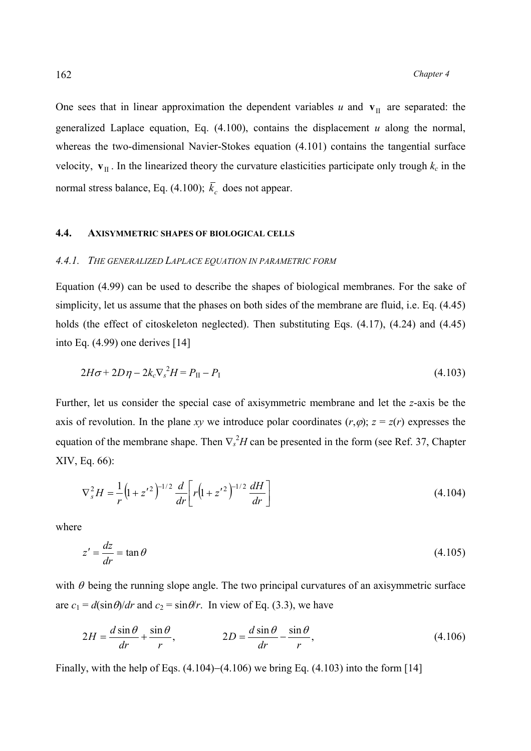One sees that in linear approximation the dependent variables $u$ and $\mathbf{v}_{\mathrm{II}}$ are separated: the generalized Laplace equation, Eq. (4.100), contains the displacement $u$ along the normal, whereas the two-dimensional Navier-Stokes equation (4.101) contains the tangential surface velocity, $\mathbf{v}_{\mathrm{II}}$. In the linearized theory the curvature elasticities participate only trough $k_c$ in the normal stress balance, Eq. (4.100); $\bar{k}_c$ does not appear.

## 4.4. AXISYMMETRIC SHAPES OF BIOLOGICAL CELLS

### *4.4.1. THE GENERALIZED LAPLACE EQUATION IN PARAMETRIC FORM*

Equation (4.99) can be used to describe the shapes of biological membranes. For the sake of simplicity, let us assume that the phases on both sides of the membrane are fluid, i.e. Eq. (4.45) holds (the effect of citoskeleton neglected). Then substituting Eqs. (4.17), (4.24) and (4.45) into Eq. (4.99) one derives [14]

$$2H\sigma + 2D\eta - 2k_c\nabla_s^2 H = P_{\mathrm{II}} - P_{\mathrm{I}} \tag{4.103}$$

Further, let us consider the special case of axisymmetric membrane and let the $z$-axis be the axis of revolution. In the plane $xy$ we introduce polar coordinates $(r,\varphi)$; $z = z(r)$ expresses the equation of the membrane shape. Then $\nabla_s^2 H$ can be presented in the form (see Ref. 37, Chapter XIV, Eq. 66):

$$\nabla_s^2 H = \frac{1}{r}\left(1 + z'^2\right)^{-1/2} \frac{d}{dr}\left[r\left(1 + z'^2\right)^{-1/2} \frac{dH}{dr}\right] \tag{4.104}$$

where

$$z' = \frac{dz}{dr} = \tan\theta \tag{4.105}$$

with $\theta$ being the running slope angle. The two principal curvatures of an axisymmetric surface are $c_1 = d(\sin\theta)/dr$ and $c_2 = \sin\theta/r$. In view of Eq. (3.3), we have

$$2H = \frac{d\sin\theta}{dr} + \frac{\sin\theta}{r}, \qquad\qquad 2D = \frac{d\sin\theta}{dr} - \frac{\sin\theta}{r}, \tag{4.106}$$

Finally, with the help of Eqs. (4.104)–(4.106) we bring Eq. (4.103) into the form [14]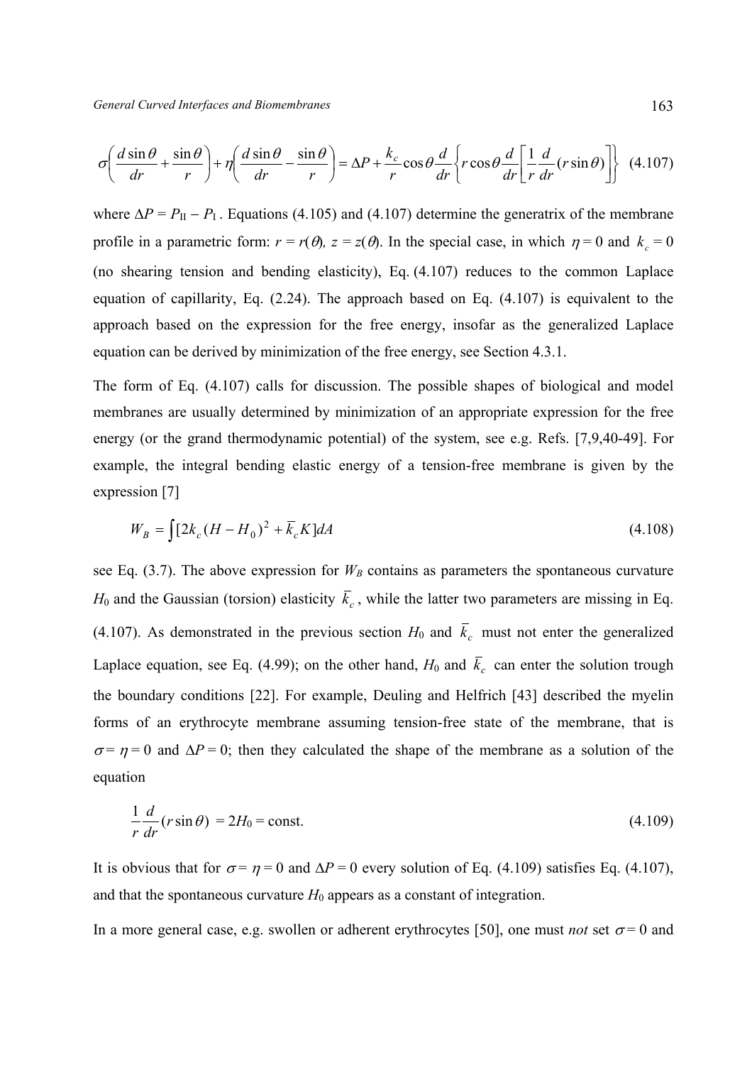$$\sigma\left(\frac{d\sin\theta}{dr}+\frac{\sin\theta}{r}\right)+\eta\left(\frac{d\sin\theta}{dr}-\frac{\sin\theta}{r}\right)=\Delta P+\frac{k_c}{r}\cos\theta\frac{d}{dr}\left\{r\cos\theta\frac{d}{dr}\left[\frac{1}{r}\frac{d}{dr}(r\sin\theta)\right]\right\} \quad (4.107)$$

where $\Delta P = P_{\mathrm{II}} - P_{\mathrm{I}}$. Equations (4.105) and (4.107) determine the generatrix of the membrane profile in a parametric form: $r = r(\theta)$, $z = z(\theta)$. In the special case, in which $\eta = 0$ and $k_c = 0$ (no shearing tension and bending elasticity), Eq. (4.107) reduces to the common Laplace equation of capillarity, Eq. (2.24). The approach based on Eq. (4.107) is equivalent to the approach based on the expression for the free energy, insofar as the generalized Laplace equation can be derived by minimization of the free energy, see Section 4.3.1.

The form of Eq. (4.107) calls for discussion. The possible shapes of biological and model membranes are usually determined by minimization of an appropriate expression for the free energy (or the grand thermodynamic potential) of the system, see e.g. Refs. [7,9,40-49]. For example, the integral bending elastic energy of a tension-free membrane is given by the expression [7]

$$W_B = \int [2k_c(H-H_0)^2 + \bar{k}_c K]dA \quad (4.108)$$

see Eq. (3.7). The above expression for $W_B$ contains as parameters the spontaneous curvature $H_0$ and the Gaussian (torsion) elasticity $\bar{k}_c$, while the latter two parameters are missing in Eq. (4.107). As demonstrated in the previous section $H_0$ and $\bar{k}_c$ must not enter the generalized Laplace equation, see Eq. (4.99); on the other hand, $H_0$ and $\bar{k}_c$ can enter the solution trough the boundary conditions [22]. For example, Deuling and Helfrich [43] described the myelin forms of an erythrocyte membrane assuming tension-free state of the membrane, that is $\sigma = \eta = 0$ and $\Delta P = 0$; then they calculated the shape of the membrane as a solution of the equation

$$\frac{1}{r}\frac{d}{dr}(r\sin\theta) = 2H_0 = \text{const.} \quad (4.109)$$

It is obvious that for $\sigma = \eta = 0$ and $\Delta P = 0$ every solution of Eq. (4.109) satisfies Eq. (4.107), and that the spontaneous curvature $H_0$ appears as a constant of integration.

In a more general case, e.g. swollen or adherent erythrocytes [50], one must *not* set $\sigma = 0$ and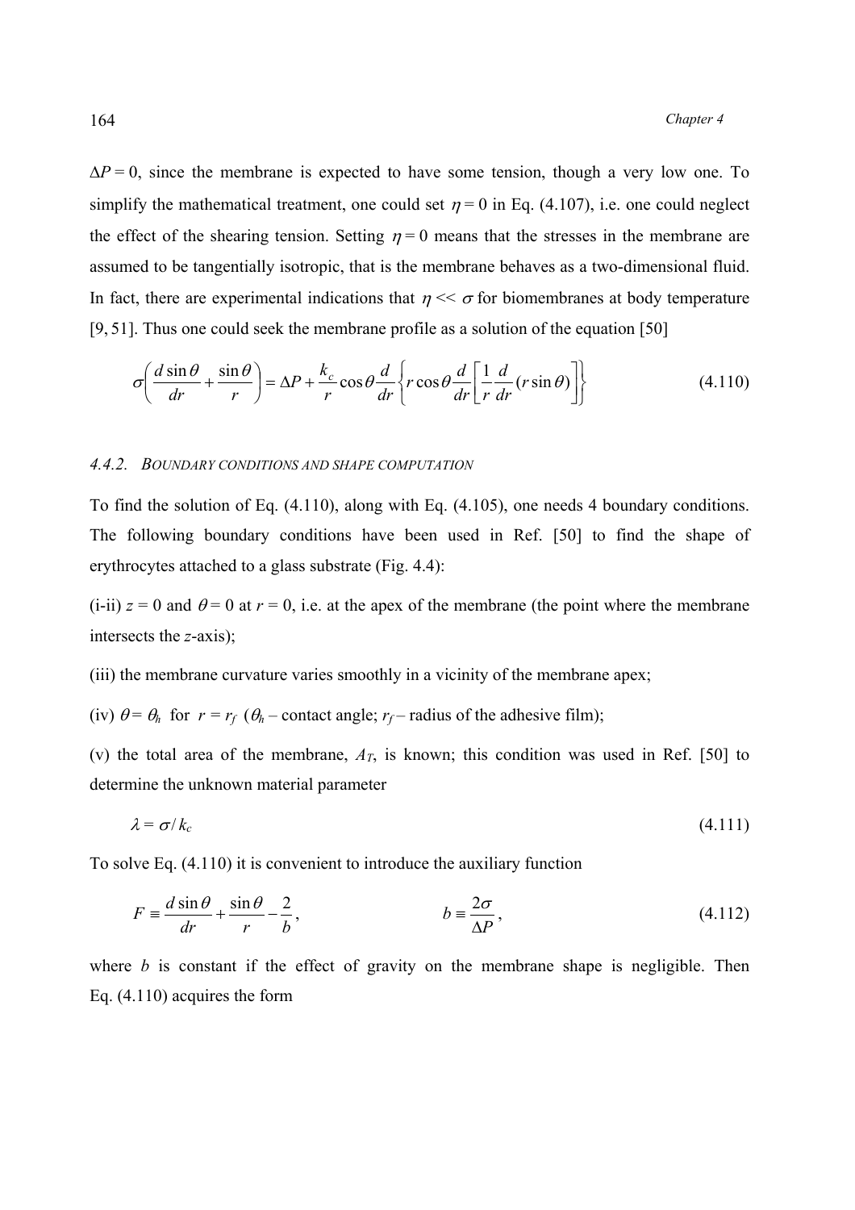$\Delta P = 0$, since the membrane is expected to have some tension, though a very low one. To simplify the mathematical treatment, one could set $\eta = 0$ in Eq. (4.107), i.e. one could neglect the effect of the shearing tension. Setting $\eta = 0$ means that the stresses in the membrane are assumed to be tangentially isotropic, that is the membrane behaves as a two-dimensional fluid. In fact, there are experimental indications that $\eta << \sigma$ for biomembranes at body temperature [9, 51]. Thus one could seek the membrane profile as a solution of the equation [50]

$$\sigma\left(\frac{d\sin\theta}{dr}+\frac{\sin\theta}{r}\right)=\Delta P+\frac{k_c}{r}\cos\theta\frac{d}{dr}\left\{r\cos\theta\frac{d}{dr}\left[\frac{1}{r}\frac{d}{dr}(r\sin\theta)\right]\right\} \tag{4.110}$$

#### 4.4.2. BOUNDARY CONDITIONS AND SHAPE COMPUTATION

To find the solution of Eq. (4.110), along with Eq. (4.105), one needs 4 boundary conditions. The following boundary conditions have been used in Ref. [50] to find the shape of erythrocytes attached to a glass substrate (Fig. 4.4):

(i-ii) $z = 0$ and $\theta = 0$ at $r = 0$, i.e. at the apex of the membrane (the point where the membrane intersects the $z$-axis);

(iii) the membrane curvature varies smoothly in a vicinity of the membrane apex;

(iv) $\theta = \theta_h$ for $r = r_f$ ($\theta_h$ – contact angle; $r_f$ – radius of the adhesive film);

(v) the total area of the membrane, $A_T$, is known; this condition was used in Ref. [50] to determine the unknown material parameter

$$\lambda = \sigma / k_c \tag{4.111}$$

To solve Eq. (4.110) it is convenient to introduce the auxiliary function

$$F \equiv \frac{d\sin\theta}{dr}+\frac{\sin\theta}{r}-\frac{2}{b}, \qquad b \equiv \frac{2\sigma}{\Delta P}, \tag{4.112}$$

where $b$ is constant if the effect of gravity on the membrane shape is negligible. Then Eq. (4.110) acquires the form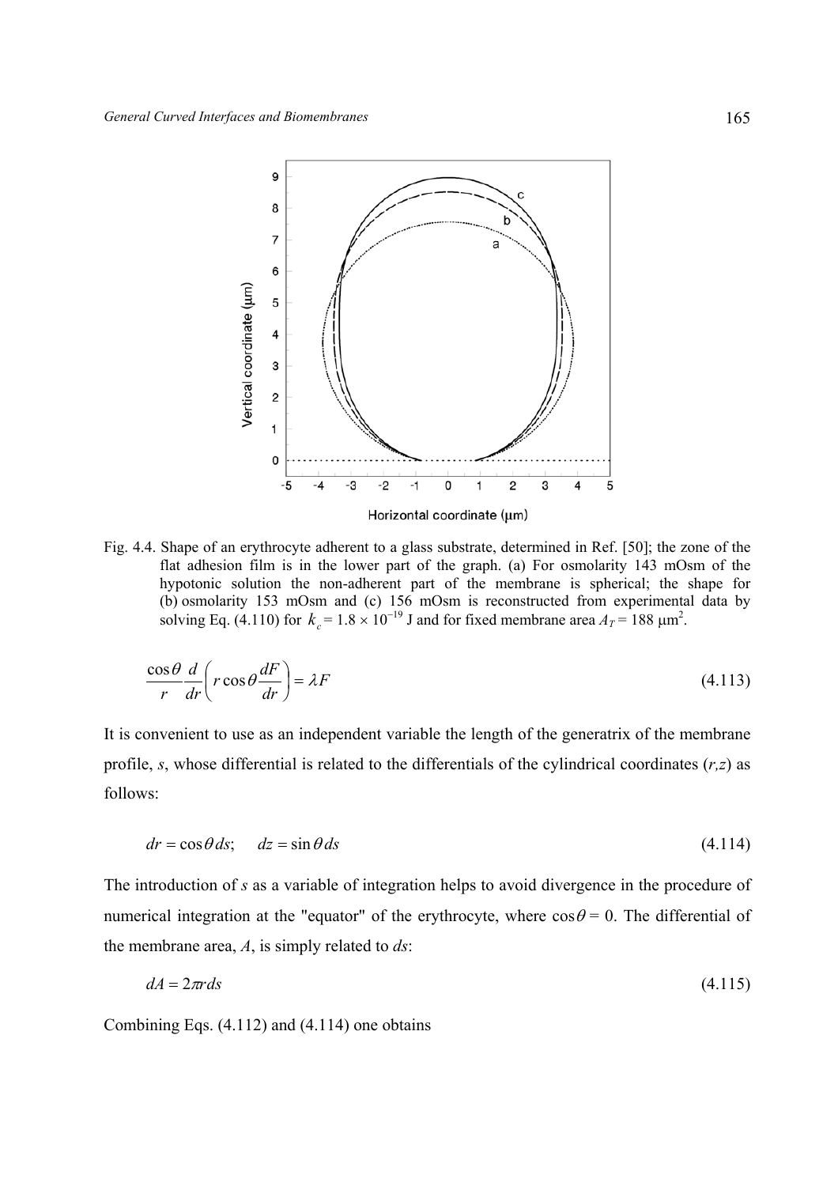Fig. 4.4. Shape of an erythrocyte adherent to a glass substrate, determined in Ref. [50]; the zone of the flat adhesion film is in the lower part of the graph. (a) For osmolarity 143 mOsm of the hypotonic solution the non-adherent part of the membrane is spherical; the shape for (b) osmolarity 153 mOsm and (c) 156 mOsm is reconstructed from experimental data by solving Eq. (4.110) for $k_c = 1.8 \times 10^{-19}$ J and for fixed membrane area $A_T = 188$ μm$^2$.

$$\frac{\cos\theta}{r}\frac{d}{dr}\left(r\cos\theta\frac{dF}{dr}\right) = \lambda F \tag{4.113}$$

It is convenient to use as an independent variable the length of the generatrix of the membrane profile, $s$, whose differential is related to the differentials of the cylindrical coordinates $(r,z)$ as follows:

$$dr = \cos\theta\, ds; \qquad dz = \sin\theta\, ds \tag{4.114}$$

The introduction of $s$ as a variable of integration helps to avoid divergence in the procedure of numerical integration at the "equator" of the erythrocyte, where $\cos\theta = 0$. The differential of the membrane area, $A$, is simply related to $ds$:

$$dA = 2\pi r\, ds \tag{4.115}$$

Combining Eqs. (4.112) and (4.114) one obtains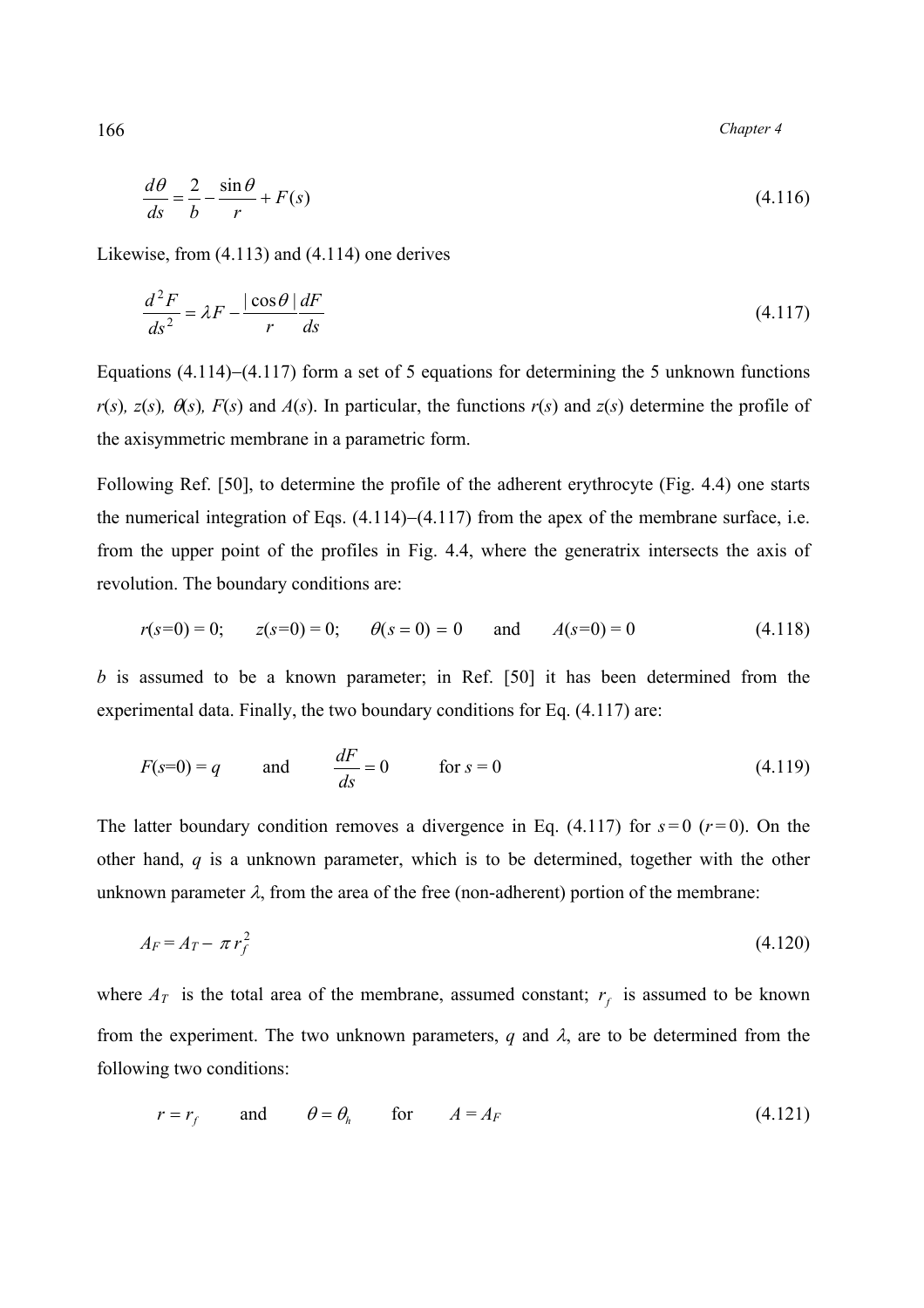$$\frac{d\theta}{ds} = \frac{2}{b} - \frac{\sin\theta}{r} + F(s) \tag{4.116}$$

Likewise, from (4.113) and (4.114) one derives

$$\frac{d^2F}{ds^2} = \lambda F - \frac{|\cos\theta|}{r}\frac{dF}{ds} \tag{4.117}$$

Equations (4.114)–(4.117) form a set of 5 equations for determining the 5 unknown functions $r(s)$, $z(s)$, $\theta(s)$, $F(s)$ and $A(s)$. In particular, the functions $r(s)$ and $z(s)$ determine the profile of the axisymmetric membrane in a parametric form.

Following Ref. [50], to determine the profile of the adherent erythrocyte (Fig. 4.4) one starts the numerical integration of Eqs. (4.114)–(4.117) from the apex of the membrane surface, i.e. from the upper point of the profiles in Fig. 4.4, where the generatrix intersects the axis of revolution. The boundary conditions are:

$$r(s=0) = 0; \qquad z(s=0) = 0; \qquad \theta(s=0) = 0 \qquad \text{and} \qquad A(s=0) = 0 \tag{4.118}$$

$b$ is assumed to be a known parameter; in Ref. [50] it has been determined from the experimental data. Finally, the two boundary conditions for Eq. (4.117) are:

$$F(s=0) = q \qquad \text{and} \qquad \frac{dF}{ds} = 0 \qquad \text{for } s = 0 \tag{4.119}$$

The latter boundary condition removes a divergence in Eq. (4.117) for $s = 0$ ($r = 0$). On the other hand, $q$ is a unknown parameter, which is to be determined, together with the other unknown parameter $\lambda$, from the area of the free (non-adherent) portion of the membrane:

$$A_F = A_T - \pi r_f^2 \tag{4.120}$$

where $A_T$ is the total area of the membrane, assumed constant; $r_f$ is assumed to be known from the experiment. The two unknown parameters, $q$ and $\lambda$, are to be determined from the following two conditions:

$$r = r_f \qquad \text{and} \qquad \theta = \theta_h \qquad \text{for} \qquad A = A_F \tag{4.121}$$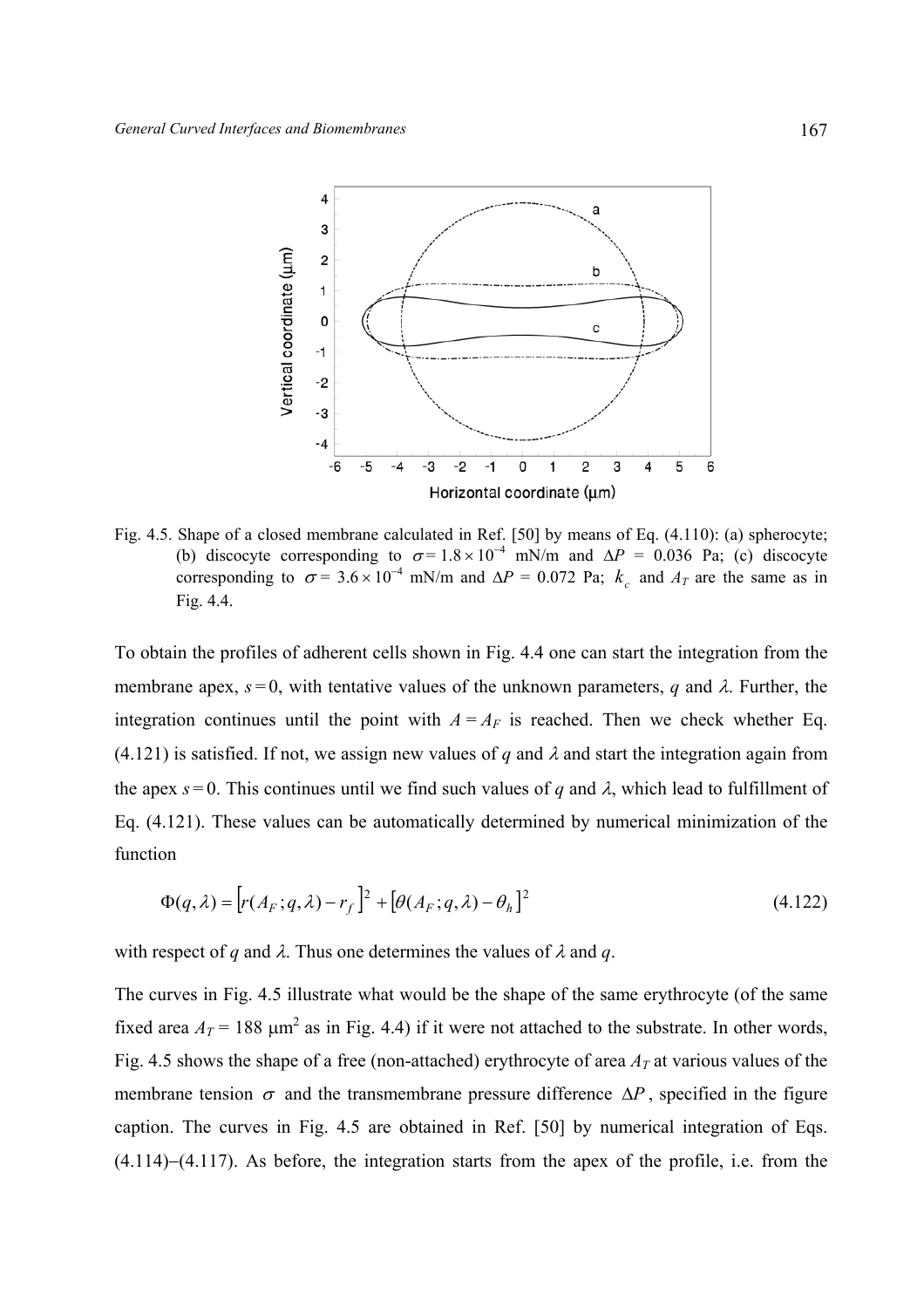Fig. 4.5. Shape of a closed membrane calculated in Ref. [50] by means of Eq. (4.110): (a) spherocyte; (b) discocyte corresponding to $\sigma = 1.8 \times 10^{-4}$ mN/m and $\Delta P$ = 0.036 Pa; (c) discocyte corresponding to $\sigma = 3.6 \times 10^{-4}$ mN/m and $\Delta P$ = 0.072 Pa; $k_c$ and $A_T$ are the same as in Fig. 4.4.

To obtain the profiles of adherent cells shown in Fig. 4.4 one can start the integration from the membrane apex, $s = 0$, with tentative values of the unknown parameters, $q$ and $\lambda$. Further, the integration continues until the point with $A = A_F$ is reached. Then we check whether Eq. (4.121) is satisfied. If not, we assign new values of $q$ and $\lambda$ and start the integration again from the apex $s = 0$. This continues until we find such values of $q$ and $\lambda$, which lead to fulfillment of Eq. (4.121). These values can be automatically determined by numerical minimization of the function

$$\Phi(q,\lambda) = \left[r(A_F;q,\lambda) - r_f\right]^2 + \left[\theta(A_F;q,\lambda) - \theta_h\right]^2 \tag{4.122}$$

with respect of $q$ and $\lambda$. Thus one determines the values of $\lambda$ and $q$.

The curves in Fig. 4.5 illustrate what would be the shape of the same erythrocyte (of the same fixed area $A_T$ = 188 $\mu$m$^2$ as in Fig. 4.4) if it were not attached to the substrate. In other words, Fig. 4.5 shows the shape of a free (non-attached) erythrocyte of area $A_T$ at various values of the membrane tension $\sigma$ and the transmembrane pressure difference $\Delta P$, specified in the figure caption. The curves in Fig. 4.5 are obtained in Ref. [50] by numerical integration of Eqs. (4.114)–(4.117). As before, the integration starts from the apex of the profile, i.e. from the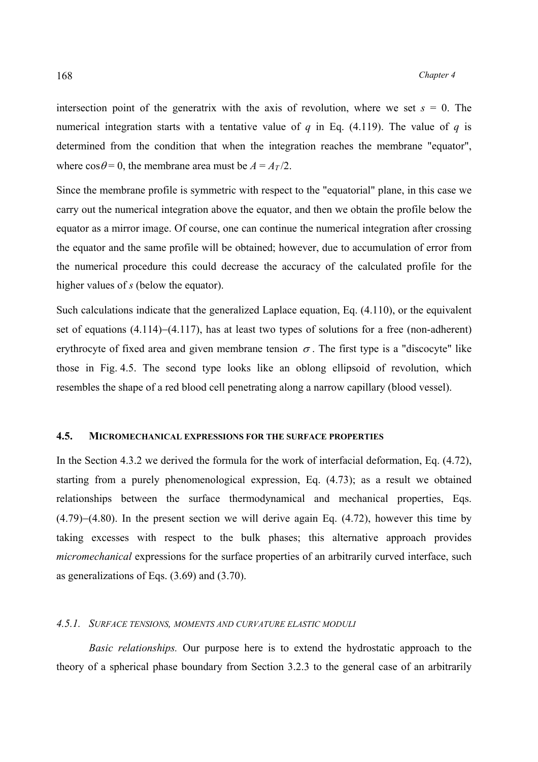intersection point of the generatrix with the axis of revolution, where we set $s = 0$. The numerical integration starts with a tentative value of $q$ in Eq. (4.119). The value of $q$ is determined from the condition that when the integration reaches the membrane "equator", where $\cos\theta = 0$, the membrane area must be $A = A_T/2$.

Since the membrane profile is symmetric with respect to the "equatorial" plane, in this case we carry out the numerical integration above the equator, and then we obtain the profile below the equator as a mirror image. Of course, one can continue the numerical integration after crossing the equator and the same profile will be obtained; however, due to accumulation of error from the numerical procedure this could decrease the accuracy of the calculated profile for the higher values of $s$ (below the equator).

Such calculations indicate that the generalized Laplace equation, Eq. (4.110), or the equivalent set of equations (4.114)–(4.117), has at least two types of solutions for a free (non-adherent) erythrocyte of fixed area and given membrane tension $\sigma$. The first type is a "discocyte" like those in Fig. 4.5. The second type looks like an oblong ellipsoid of revolution, which resembles the shape of a red blood cell penetrating along a narrow capillary (blood vessel).

## 4.5. MICROMECHANICAL EXPRESSIONS FOR THE SURFACE PROPERTIES

In the Section 4.3.2 we derived the formula for the work of interfacial deformation, Eq. (4.72), starting from a purely phenomenological expression, Eq. (4.73); as a result we obtained relationships between the surface thermodynamical and mechanical properties, Eqs. (4.79)–(4.80). In the present section we will derive again Eq. (4.72), however this time by taking excesses with respect to the bulk phases; this alternative approach provides *micromechanical* expressions for the surface properties of an arbitrarily curved interface, such as generalizations of Eqs. (3.69) and (3.70).

### *4.5.1. SURFACE TENSIONS, MOMENTS AND CURVATURE ELASTIC MODULI*

*Basic relationships.* Our purpose here is to extend the hydrostatic approach to the theory of a spherical phase boundary from Section 3.2.3 to the general case of an arbitrarily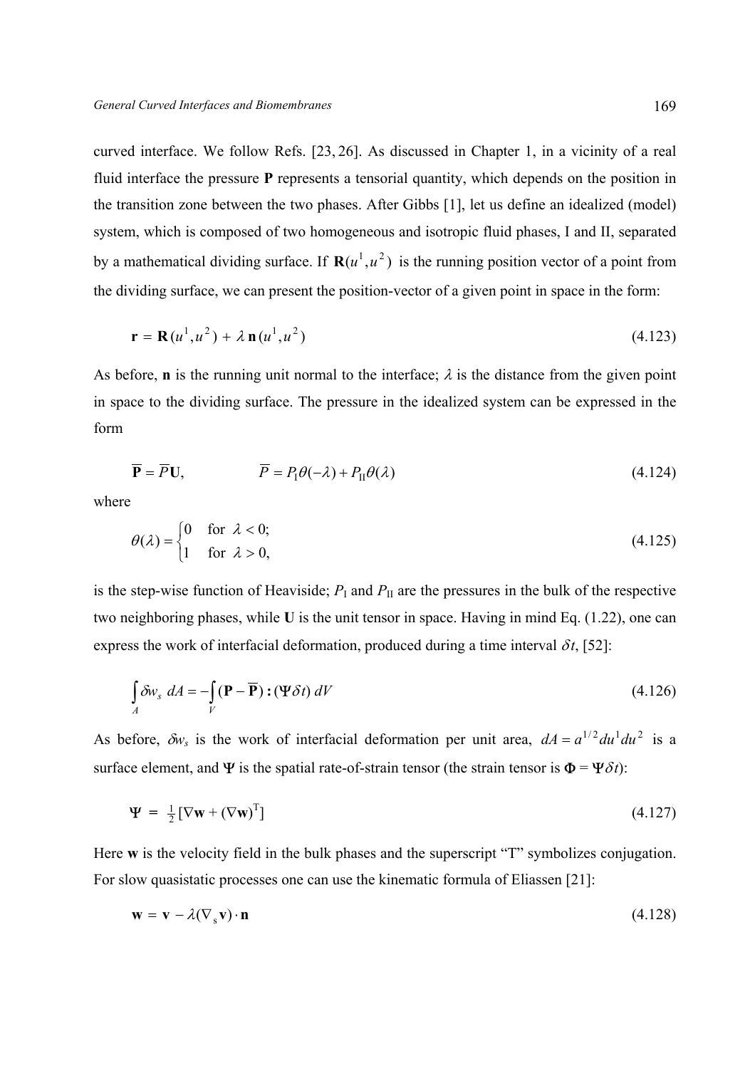curved interface. We follow Refs. [23, 26]. As discussed in Chapter 1, in a vicinity of a real fluid interface the pressure **P** represents a tensorial quantity, which depends on the position in the transition zone between the two phases. After Gibbs [1], let us define an idealized (model) system, which is composed of two homogeneous and isotropic fluid phases, I and II, separated by a mathematical dividing surface. If $\mathbf{R}(u^1,u^2)$ is the running position vector of a point from the dividing surface, we can present the position-vector of a given point in space in the form:

$$\mathbf{r} = \mathbf{R}(u^1,u^2) + \lambda\,\mathbf{n}(u^1,u^2) \tag{4.123}$$

As before, **n** is the running unit normal to the interface; $\lambda$ is the distance from the given point in space to the dividing surface. The pressure in the idealized system can be expressed in the form

$$\overline{\mathbf{P}} = \overline{P}\mathbf{U}, \qquad\qquad \overline{P} = P_{\mathrm{I}}\theta(-\lambda) + P_{\mathrm{II}}\theta(\lambda) \tag{4.124}$$

where

$$\theta(\lambda) = \begin{cases} 0 & \text{for } \lambda < 0; \\ 1 & \text{for } \lambda > 0, \end{cases} \tag{4.125}$$

is the step-wise function of Heaviside; $P_{\mathrm{I}}$ and $P_{\mathrm{II}}$ are the pressures in the bulk of the respective two neighboring phases, while **U** is the unit tensor in space. Having in mind Eq. (1.22), one can express the work of interfacial deformation, produced during a time interval $\delta t$, [52]:

$$\int_A \delta w_s \, dA = -\int_V (\mathbf{P} - \overline{\mathbf{P}}) : (\mathbf{\Psi}\delta t)\, dV \tag{4.126}$$

As before, $\delta w_s$ is the work of interfacial deformation per unit area, $dA = a^{1/2}du^1du^2$ is a surface element, and $\mathbf{\Psi}$ is the spatial rate-of-strain tensor (the strain tensor is $\mathbf{\Phi} = \mathbf{\Psi}\delta t$):

$$\mathbf{\Psi} = \tfrac{1}{2}[\nabla\mathbf{w} + (\nabla\mathbf{w})^{\mathrm{T}}] \tag{4.127}$$

Here **w** is the velocity field in the bulk phases and the superscript "T" symbolizes conjugation. For slow quasistatic processes one can use the kinematic formula of Eliassen [21]:

$$\mathbf{w} = \mathbf{v} - \lambda(\nabla_{\mathrm{s}}\mathbf{v})\cdot\mathbf{n} \tag{4.128}$$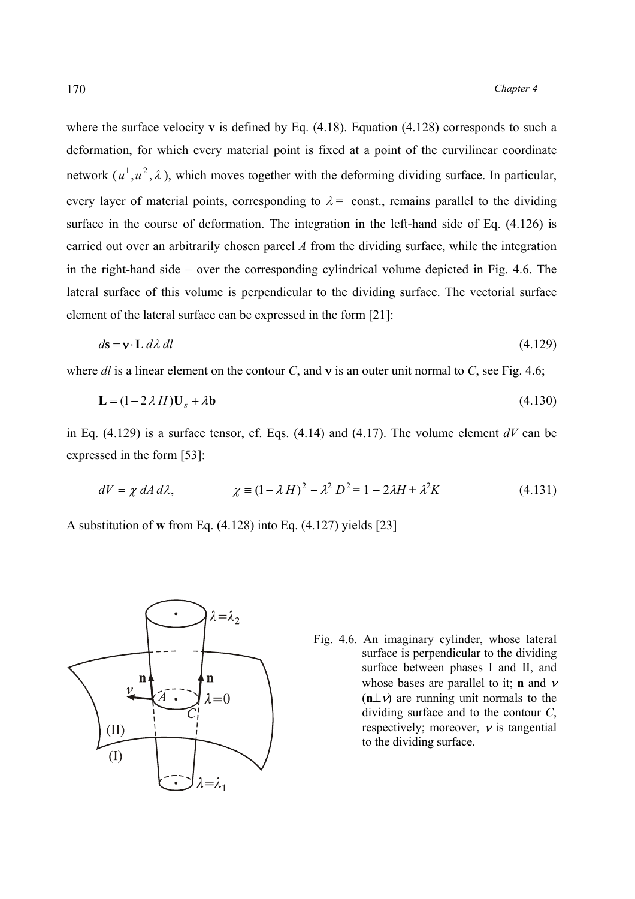where the surface velocity **v** is defined by Eq. (4.18). Equation (4.128) corresponds to such a deformation, for which every material point is fixed at a point of the curvilinear coordinate network $(u^1, u^2, \lambda)$, which moves together with the deforming dividing surface. In particular, every layer of material points, corresponding to $\lambda =$ const., remains parallel to the dividing surface in the course of deformation. The integration in the left-hand side of Eq. (4.126) is carried out over an arbitrarily chosen parcel *A* from the dividing surface, while the integration in the right-hand side − over the corresponding cylindrical volume depicted in Fig. 4.6. The lateral surface of this volume is perpendicular to the dividing surface. The vectorial surface element of the lateral surface can be expressed in the form [21]:

$$d\mathbf{s} = \boldsymbol{\nu} \cdot \mathbf{L}\, d\lambda\, dl \tag{4.129}$$

where *dl* is a linear element on the contour *C*, and $\boldsymbol{\nu}$ is an outer unit normal to *C*, see Fig. 4.6;

$$\mathbf{L} = (1 - 2\lambda H)\mathbf{U}_s + \lambda \mathbf{b} \tag{4.130}$$

in Eq. (4.129) is a surface tensor, cf. Eqs. (4.14) and (4.17). The volume element *dV* can be expressed in the form [53]:

$$dV = \chi\, dA\, d\lambda, \qquad \chi \equiv (1 - \lambda H)^2 - \lambda^2 D^2 = 1 - 2\lambda H + \lambda^2 K \tag{4.131}$$

A substitution of **w** from Eq. (4.128) into Eq. (4.127) yields [23]

Fig. 4.6. An imaginary cylinder, whose lateral surface is perpendicular to the dividing surface between phases I and II, and whose bases are parallel to it; **n** and $\nu$ ($\mathbf{n} \perp \nu$) are running unit normals to the dividing surface and to the contour *C*, respectively; moreover, $\nu$ is tangential to the dividing surface.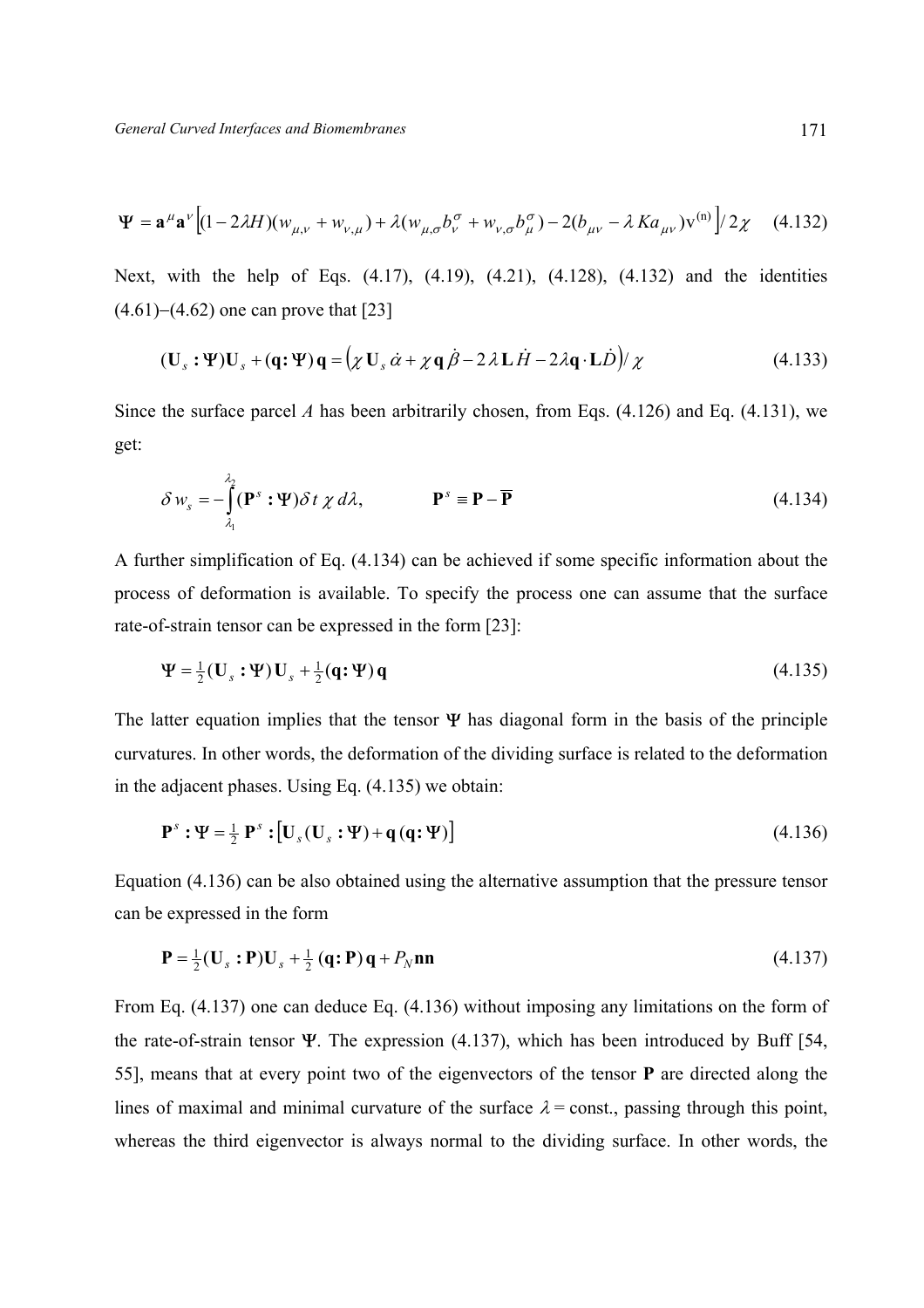$$\mathbf{\Psi} = \mathbf{a}^{\mu}\mathbf{a}^{\nu}\left[(1-2\lambda H)(w_{\mu,\nu} + w_{\nu,\mu}) + \lambda(w_{\mu,\sigma}b_{\nu}^{\sigma} + w_{\nu,\sigma}b_{\mu}^{\sigma}) - 2(b_{\mu\nu} - \lambda K a_{\mu\nu})\mathrm{v}^{(\mathrm{n})}\right]/2\chi \quad (4.132)$$

Next, with the help of Eqs. (4.17), (4.19), (4.21), (4.128), (4.132) and the identities (4.61)–(4.62) one can prove that [23]

$$(\mathbf{U}_s : \mathbf{\Psi})\mathbf{U}_s + (\mathbf{q} : \mathbf{\Psi})\,\mathbf{q} = \left(\chi\,\mathbf{U}_s\,\dot{\alpha} + \chi\,\mathbf{q}\,\dot{\beta} - 2\lambda\,\mathbf{L}\,\dot{H} - 2\lambda\mathbf{q}\cdot\mathbf{L}\dot{D}\right)/\,\chi \quad (4.133)$$

Since the surface parcel $A$ has been arbitrarily chosen, from Eqs. (4.126) and Eq. (4.131), we get:

$$\delta\, w_s = -\int_{\lambda_1}^{\lambda_2} (\mathbf{P}^s : \mathbf{\Psi})\delta t\,\chi\, d\lambda, \qquad \mathbf{P}^s \equiv \mathbf{P} - \overline{\mathbf{P}} \quad (4.134)$$

A further simplification of Eq. (4.134) can be achieved if some specific information about the process of deformation is available. To specify the process one can assume that the surface rate-of-strain tensor can be expressed in the form [23]:

$$\mathbf{\Psi} = \tfrac{1}{2}(\mathbf{U}_s : \mathbf{\Psi})\,\mathbf{U}_s + \tfrac{1}{2}(\mathbf{q} : \mathbf{\Psi})\,\mathbf{q} \quad (4.135)$$

The latter equation implies that the tensor $\mathbf{\Psi}$ has diagonal form in the basis of the principle curvatures. In other words, the deformation of the dividing surface is related to the deformation in the adjacent phases. Using Eq. (4.135) we obtain:

$$\mathbf{P}^s : \mathbf{\Psi} = \tfrac{1}{2}\,\mathbf{P}^s : \left[\mathbf{U}_s(\mathbf{U}_s : \mathbf{\Psi}) + \mathbf{q}\,(\mathbf{q} : \mathbf{\Psi})\right] \quad (4.136)$$

Equation (4.136) can be also obtained using the alternative assumption that the pressure tensor can be expressed in the form

$$\mathbf{P} = \tfrac{1}{2}(\mathbf{U}_s : \mathbf{P})\mathbf{U}_s + \tfrac{1}{2}\,(\mathbf{q} : \mathbf{P})\,\mathbf{q} + P_N\mathbf{nn} \quad (4.137)$$

From Eq. (4.137) one can deduce Eq. (4.136) without imposing any limitations on the form of the rate-of-strain tensor $\mathbf{\Psi}$. The expression (4.137), which has been introduced by Buff [54, 55], means that at every point two of the eigenvectors of the tensor $\mathbf{P}$ are directed along the lines of maximal and minimal curvature of the surface $\lambda = \text{const.}$, passing through this point, whereas the third eigenvector is always normal to the dividing surface. In other words, the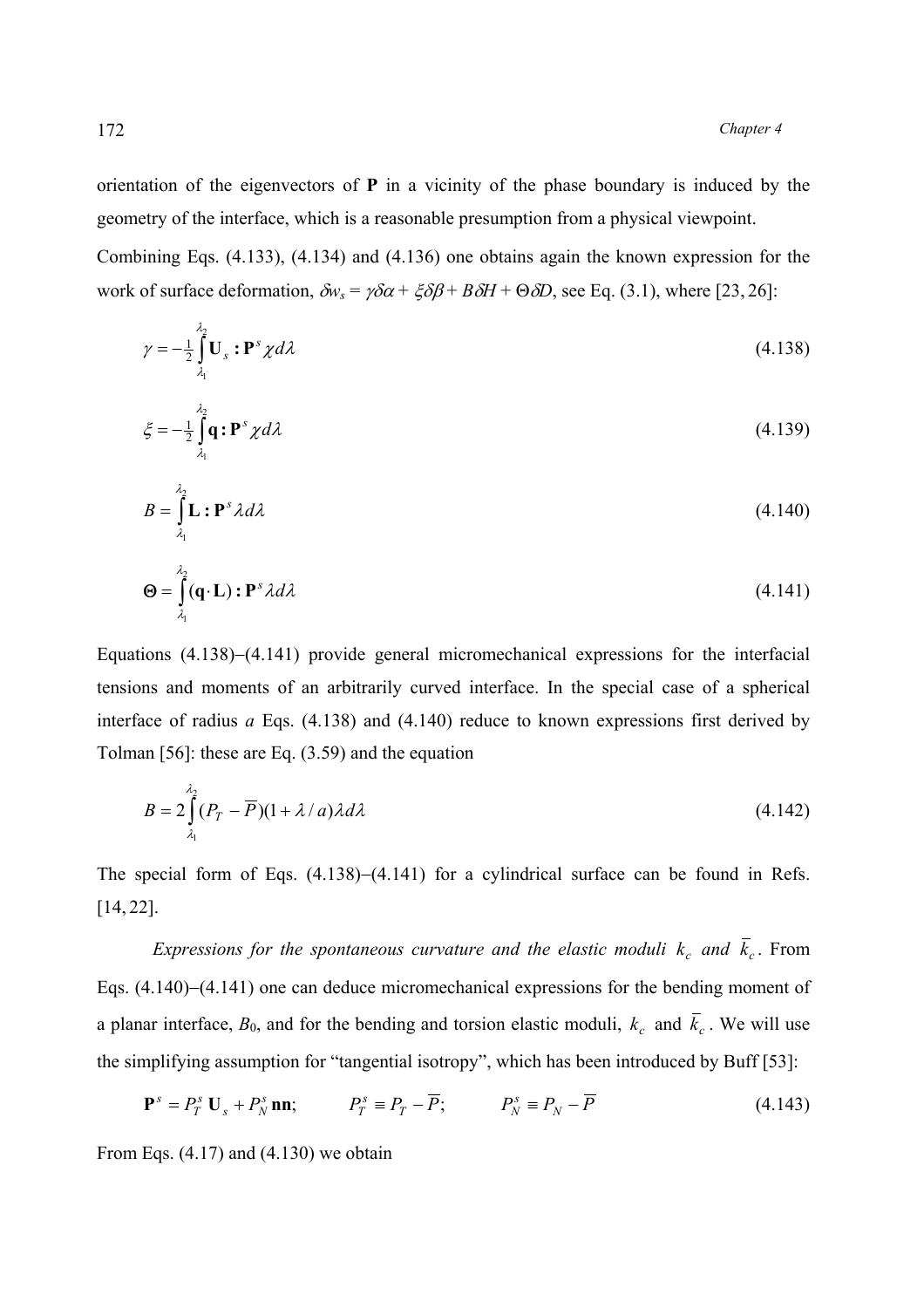orientation of the eigenvectors of $\mathbf{P}$ in a vicinity of the phase boundary is induced by the geometry of the interface, which is a reasonable presumption from a physical viewpoint.

Combining Eqs. (4.133), (4.134) and (4.136) one obtains again the known expression for the work of surface deformation, $\delta w_s = \gamma\delta\alpha + \xi\delta\beta + B\delta H + \Theta\delta D$, see Eq. (3.1), where [23, 26]:

$$\gamma = -\tfrac{1}{2}\int_{\lambda_1}^{\lambda_2} \mathbf{U}_s : \mathbf{P}^s \chi d\lambda \tag{4.138}$$

$$\xi = -\tfrac{1}{2}\int_{\lambda_1}^{\lambda_2} \mathbf{q} : \mathbf{P}^s \chi d\lambda \tag{4.139}$$

$$B = \int_{\lambda_1}^{\lambda_2} \mathbf{L} : \mathbf{P}^s \lambda d\lambda \tag{4.140}$$

$$\Theta = \int_{\lambda_1}^{\lambda_2} (\mathbf{q}\cdot\mathbf{L}) : \mathbf{P}^s \lambda d\lambda \tag{4.141}$$

Equations (4.138)–(4.141) provide general micromechanical expressions for the interfacial tensions and moments of an arbitrarily curved interface. In the special case of a spherical interface of radius $a$ Eqs. (4.138) and (4.140) reduce to known expressions first derived by Tolman [56]: these are Eq. (3.59) and the equation

$$B = 2\int_{\lambda_1}^{\lambda_2} (P_T - \overline{P})(1 + \lambda / a)\lambda d\lambda \tag{4.142}$$

The special form of Eqs. (4.138)–(4.141) for a cylindrical surface can be found in Refs. [14, 22].

*Expressions for the spontaneous curvature and the elastic moduli $k_c$ and $\overline{k}_c$.* From Eqs. (4.140)–(4.141) one can deduce micromechanical expressions for the bending moment of a planar interface, $B_0$, and for the bending and torsion elastic moduli, $k_c$ and $\overline{k}_c$. We will use the simplifying assumption for "tangential isotropy", which has been introduced by Buff [53]:

$$\mathbf{P}^s = P_T^s\, \mathbf{U}_s + P_N^s\, \mathbf{nn}; \qquad P_T^s \equiv P_T - \overline{P}; \qquad P_N^s \equiv P_N - \overline{P} \tag{4.143}$$

From Eqs. (4.17) and (4.130) we obtain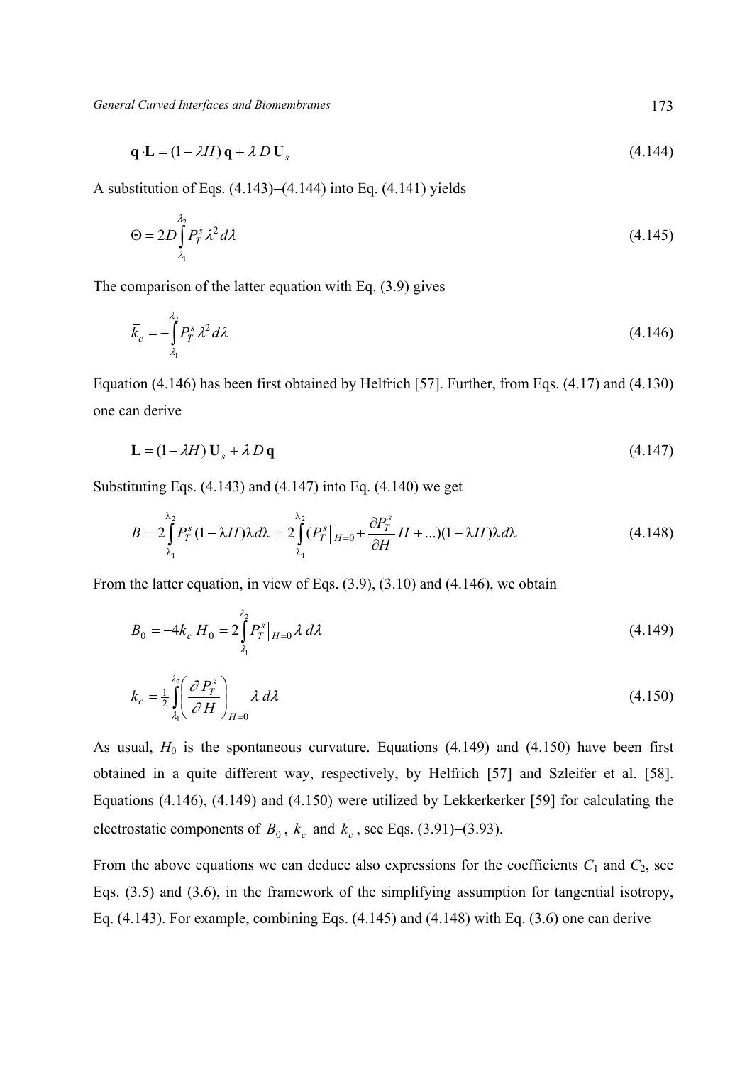$$\mathbf{q} \cdot \mathbf{L} = (1 - \lambda H)\, \mathbf{q} + \lambda\, D\, \mathbf{U}_s \tag{4.144}$$

A substitution of Eqs. (4.143)–(4.144) into Eq. (4.141) yields

$$\Theta = 2D \int_{\lambda_1}^{\lambda_2} P_T^s \lambda^2 \, d\lambda \tag{4.145}$$

The comparison of the latter equation with Eq. (3.9) gives

$$\bar{k}_c = -\int_{\lambda_1}^{\lambda_2} P_T^s \lambda^2 \, d\lambda \tag{4.146}$$

Equation (4.146) has been first obtained by Helfrich [57]. Further, from Eqs. (4.17) and (4.130) one can derive

$$\mathbf{L} = (1 - \lambda H)\, \mathbf{U}_s + \lambda\, D\, \mathbf{q} \tag{4.147}$$

Substituting Eqs. (4.143) and (4.147) into Eq. (4.140) we get

$$B = 2\int_{\lambda_1}^{\lambda_2} P_T^s (1 - \lambda H) \lambda d\lambda = 2\int_{\lambda_1}^{\lambda_2} (P_T^s \big|_{H=0} + \frac{\partial P_T^s}{\partial H} H + ...)(1 - \lambda H)\lambda d\lambda \tag{4.148}$$

From the latter equation, in view of Eqs. (3.9), (3.10) and (4.146), we obtain

$$B_0 = -4k_c\, H_0 = 2\int_{\lambda_1}^{\lambda_2} P_T^s \big|_{H=0} \lambda \, d\lambda \tag{4.149}$$

$$k_c = \tfrac{1}{2} \int_{\lambda_1}^{\lambda_2} \left( \frac{\partial P_T^s}{\partial H} \right)_{H=0} \lambda \, d\lambda \tag{4.150}$$

As usual, $H_0$ is the spontaneous curvature. Equations (4.149) and (4.150) have been first obtained in a quite different way, respectively, by Helfrich [57] and Szleifer et al. [58]. Equations (4.146), (4.149) and (4.150) were utilized by Lekkerkerker [59] for calculating the electrostatic components of $B_0$, $k_c$ and $\bar{k}_c$, see Eqs. (3.91)–(3.93).

From the above equations we can deduce also expressions for the coefficients $C_1$ and $C_2$, see Eqs. (3.5) and (3.6), in the framework of the simplifying assumption for tangential isotropy, Eq. (4.143). For example, combining Eqs. (4.145) and (4.148) with Eq. (3.6) one can derive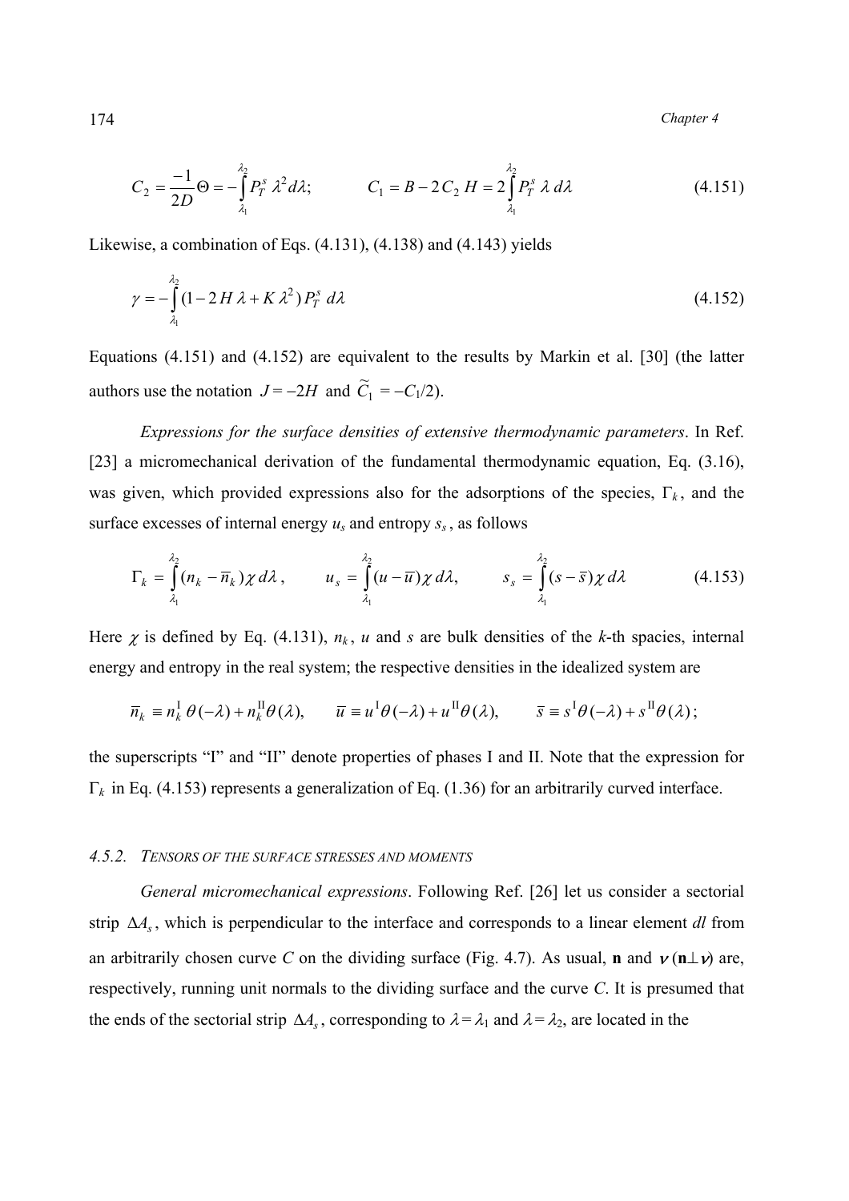$$C_2 = \frac{-1}{2D}\Theta = -\int_{\lambda_1}^{\lambda_2} P_T^s \,\lambda^2 d\lambda; \qquad C_1 = B - 2C_2\,H = 2\int_{\lambda_1}^{\lambda_2} P_T^s \,\lambda \, d\lambda \tag{4.151}$$

Likewise, a combination of Eqs. (4.131), (4.138) and (4.143) yields

$$\gamma = -\int_{\lambda_1}^{\lambda_2} (1 - 2H\lambda + K\lambda^2)\, P_T^s \, d\lambda \tag{4.152}$$

Equations (4.151) and (4.152) are equivalent to the results by Markin et al. [30] (the latter authors use the notation $J = -2H$ and $\widetilde{C}_1 = -C_1/2$).

*Expressions for the surface densities of extensive thermodynamic parameters*. In Ref. [23] a micromechanical derivation of the fundamental thermodynamic equation, Eq. (3.16), was given, which provided expressions also for the adsorptions of the species, $\Gamma_k$, and the surface excesses of internal energy $u_s$ and entropy $s_s$, as follows

$$\Gamma_k = \int_{\lambda_1}^{\lambda_2} (n_k - \overline{n}_k)\chi \, d\lambda\,, \qquad u_s = \int_{\lambda_1}^{\lambda_2} (u - \overline{u})\chi \, d\lambda, \qquad s_s = \int_{\lambda_1}^{\lambda_2} (s - \overline{s})\chi \, d\lambda \tag{4.153}$$

Here $\chi$ is defined by Eq. (4.131), $n_k$, $u$ and $s$ are bulk densities of the $k$-th spacies, internal energy and entropy in the real system; the respective densities in the idealized system are

$$\overline{n}_k \equiv n_k^{\mathrm{I}}\,\theta(-\lambda) + n_k^{\mathrm{II}}\theta(\lambda), \qquad \overline{u} \equiv u^{\mathrm{I}}\theta(-\lambda) + u^{\mathrm{II}}\theta(\lambda), \qquad \overline{s} \equiv s^{\mathrm{I}}\theta(-\lambda) + s^{\mathrm{II}}\theta(\lambda)\,;$$

the superscripts "I" and "II" denote properties of phases I and II. Note that the expression for $\Gamma_k$ in Eq. (4.153) represents a generalization of Eq. (1.36) for an arbitrarily curved interface.

#### 4.5.2. Tensors of the surface stresses and moments

*General micromechanical expressions*. Following Ref. [26] let us consider a sectorial strip $\Delta A_s$, which is perpendicular to the interface and corresponds to a linear element $dl$ from an arbitrarily chosen curve $C$ on the dividing surface (Fig. 4.7). As usual, $\mathbf{n}$ and $\nu$ ($\mathbf{n}\perp\nu$) are, respectively, running unit normals to the dividing surface and the curve $C$. It is presumed that the ends of the sectorial strip $\Delta A_s$, corresponding to $\lambda = \lambda_1$ and $\lambda = \lambda_2$, are located in the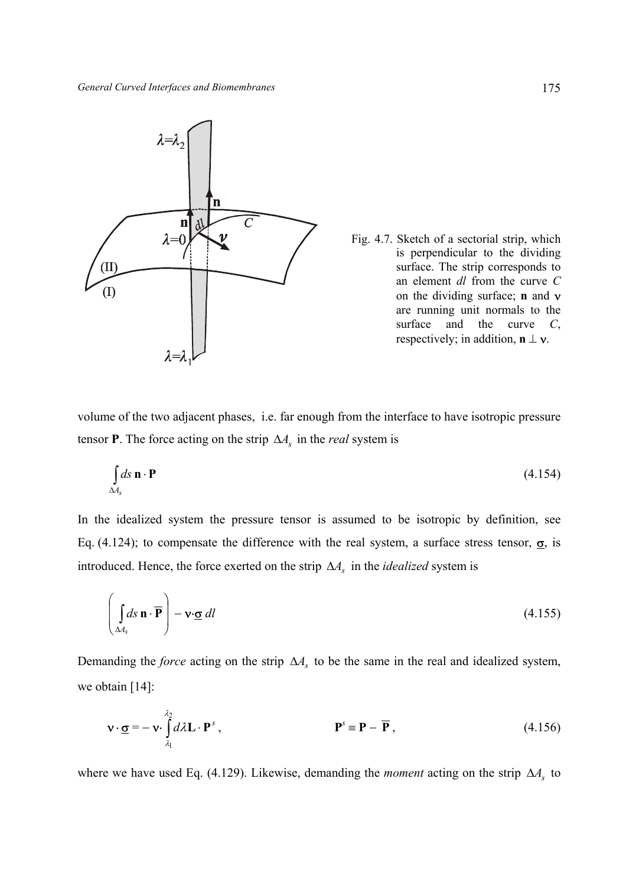Fig. 4.7. Sketch of a sectorial strip, which is perpendicular to the dividing surface. The strip corresponds to an element $dl$ from the curve $C$ on the dividing surface; $\mathbf{n}$ and $\boldsymbol{\nu}$ are running unit normals to the surface and the curve $C$, respectively; in addition, $\mathbf{n} \perp \boldsymbol{\nu}$.

volume of the two adjacent phases, i.e. far enough from the interface to have isotropic pressure tensor $\mathbf{P}$. The force acting on the strip $\Delta A_s$ in the *real* system is

$$\int_{\Delta A_s} ds\, \mathbf{n}\cdot\mathbf{P} \tag{4.154}$$

In the idealized system the pressure tensor is assumed to be isotropic by definition, see Eq. (4.124); to compensate the difference with the real system, a surface stress tensor, $\underline{\sigma}$, is introduced. Hence, the force exerted on the strip $\Delta A_s$ in the *idealized* system is

$$\left( \int_{\Delta A_s} ds\, \mathbf{n}\cdot\overline{\mathbf{P}} \right) - \boldsymbol{\nu}\cdot\underline{\sigma}\, dl \tag{4.155}$$

Demanding the *force* acting on the strip $\Delta A_s$ to be the same in the real and idealized system, we obtain [14]:

$$\boldsymbol{\nu}\cdot\underline{\sigma} = -\,\boldsymbol{\nu}\cdot\int_{\lambda_1}^{\lambda_2} d\lambda\, \mathbf{L}\cdot\mathbf{P}^s\,, \qquad\qquad \mathbf{P}^s \equiv \mathbf{P} - \overline{\mathbf{P}}\,, \tag{4.156}$$

where we have used Eq. (4.129). Likewise, demanding the *moment* acting on the strip $\Delta A_s$ to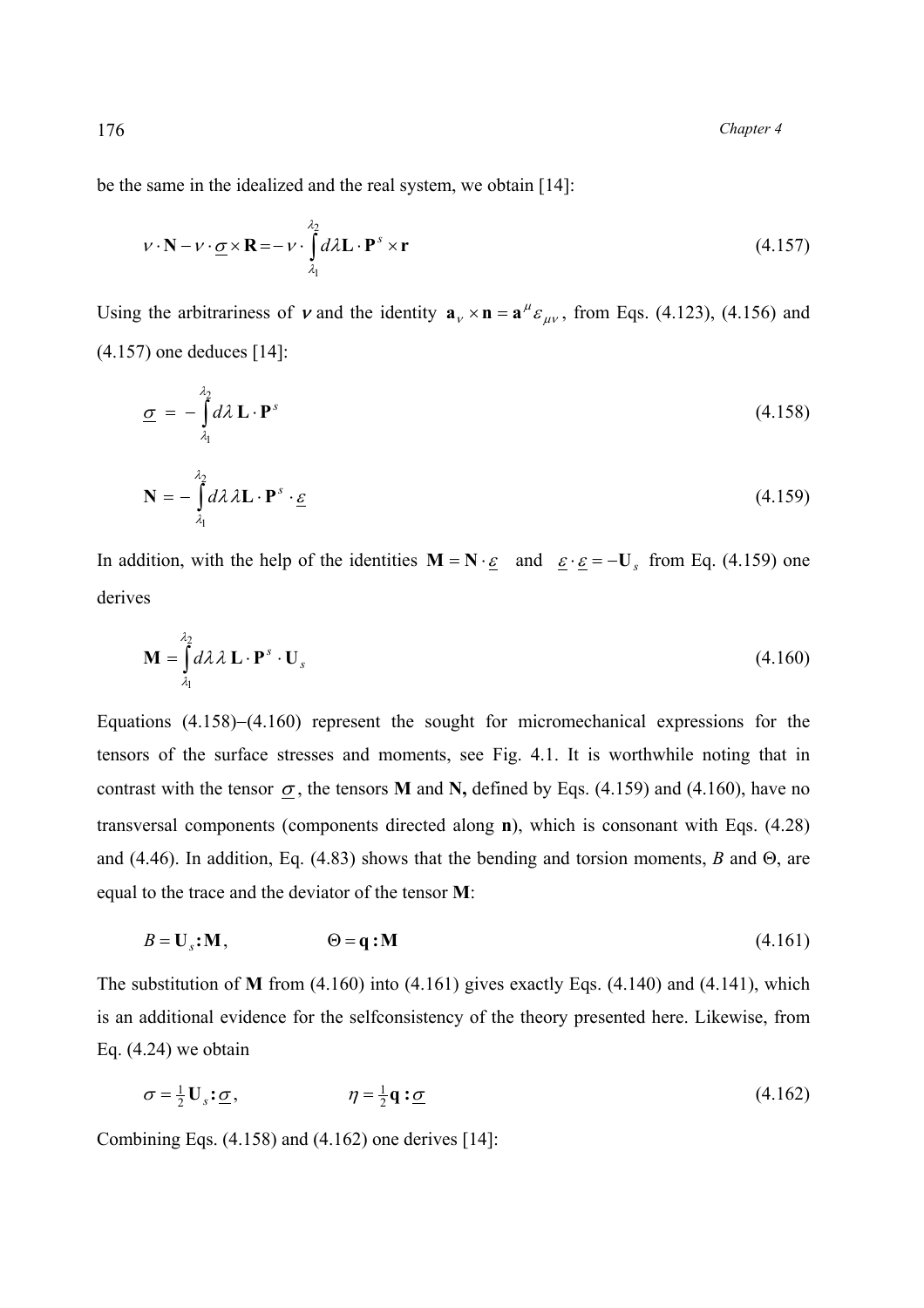be the same in the idealized and the real system, we obtain [14]:

$$\nu \cdot \mathbf{N} - \nu \cdot \underline{\sigma} \times \mathbf{R} = -\nu \cdot \int_{\lambda_1}^{\lambda_2} d\lambda \mathbf{L} \cdot \mathbf{P}^s \times \mathbf{r} \tag{4.157}$$

Using the arbitrariness of $\boldsymbol{\nu}$ and the identity $\mathbf{a}_\nu \times \mathbf{n} = \mathbf{a}^\mu \varepsilon_{\mu\nu}$, from Eqs. (4.123), (4.156) and (4.157) one deduces [14]:

$$\underline{\sigma} = -\int_{\lambda_1}^{\lambda_2} d\lambda \, \mathbf{L} \cdot \mathbf{P}^s \tag{4.158}$$

$$\mathbf{N} = -\int_{\lambda_1}^{\lambda_2} d\lambda \, \lambda \mathbf{L} \cdot \mathbf{P}^s \cdot \underline{\varepsilon} \tag{4.159}$$

In addition, with the help of the identities $\mathbf{M} = \mathbf{N} \cdot \underline{\varepsilon}$ and $\underline{\varepsilon} \cdot \underline{\varepsilon} = -\mathbf{U}_s$ from Eq. (4.159) one derives

$$\mathbf{M} = \int_{\lambda_1}^{\lambda_2} d\lambda \, \lambda \, \mathbf{L} \cdot \mathbf{P}^s \cdot \mathbf{U}_s \tag{4.160}$$

Equations (4.158)–(4.160) represent the sought for micromechanical expressions for the tensors of the surface stresses and moments, see Fig. 4.1. It is worthwhile noting that in contrast with the tensor $\underline{\sigma}$, the tensors **M** and **N,** defined by Eqs. (4.159) and (4.160), have no transversal components (components directed along **n**), which is consonant with Eqs. (4.28) and (4.46). In addition, Eq. (4.83) shows that the bending and torsion moments, $B$ and $\Theta$, are equal to the trace and the deviator of the tensor **M**:

$$B = \mathbf{U}_s \mathbf{:} \mathbf{M}, \qquad \qquad \Theta = \mathbf{q} \mathbf{:} \mathbf{M} \tag{4.161}$$

The substitution of **M** from (4.160) into (4.161) gives exactly Eqs. (4.140) and (4.141), which is an additional evidence for the selfconsistency of the theory presented here. Likewise, from Eq. (4.24) we obtain

$$\sigma = \tfrac{1}{2} \mathbf{U}_s \mathbf{:} \underline{\sigma}, \qquad \qquad \eta = \tfrac{1}{2} \mathbf{q} \mathbf{:} \underline{\sigma} \tag{4.162}$$

Combining Eqs. (4.158) and (4.162) one derives [14]: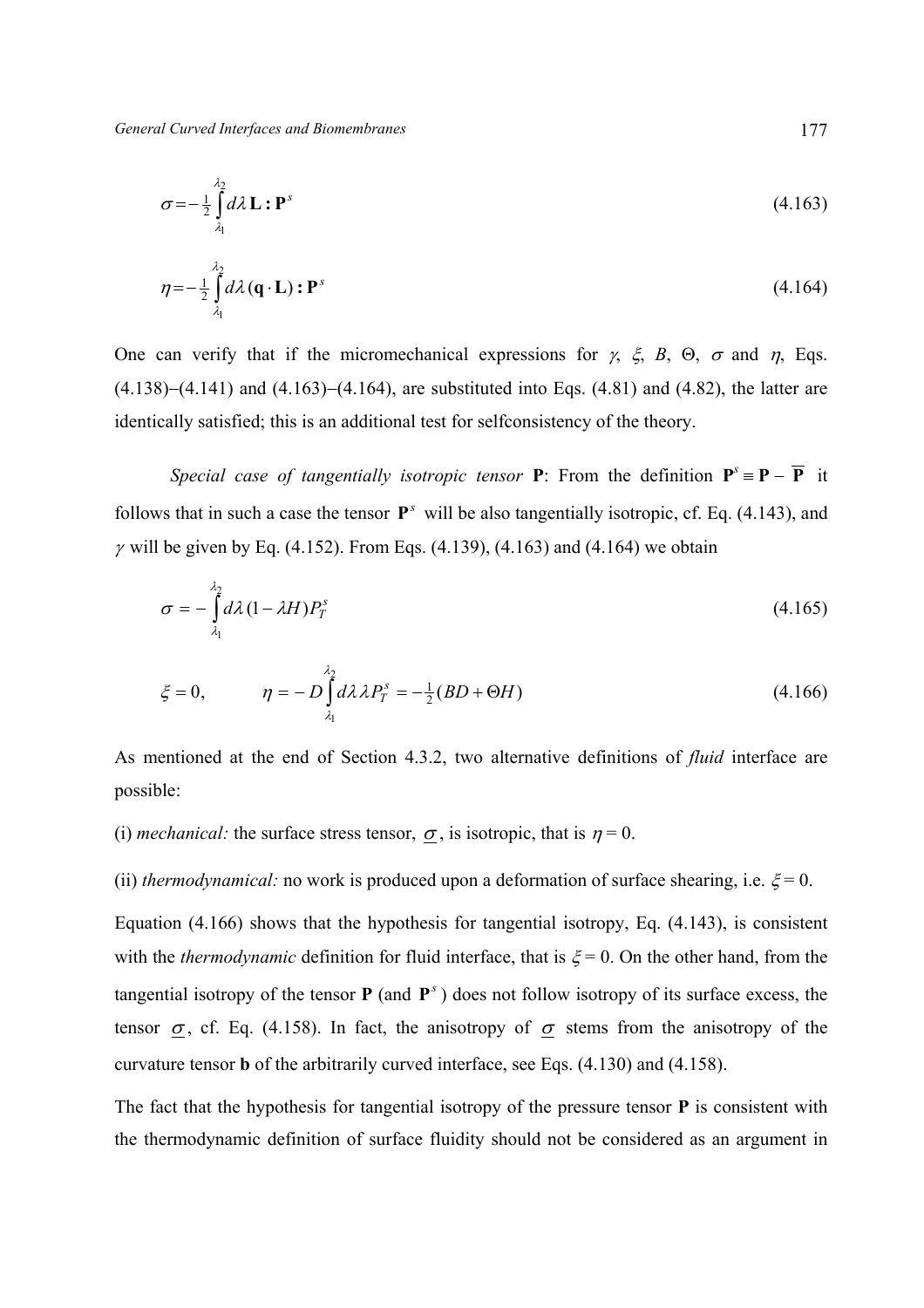$$\sigma = -\tfrac{1}{2} \int_{\lambda_1}^{\lambda_2} d\lambda \, \mathbf{L} : \mathbf{P}^s \tag{4.163}$$

$$\eta = -\tfrac{1}{2} \int_{\lambda_1}^{\lambda_2} d\lambda \, (\mathbf{q} \cdot \mathbf{L}) : \mathbf{P}^s \tag{4.164}$$

One can verify that if the micromechanical expressions for $\gamma$, $\xi$, $B$, $\Theta$, $\sigma$ and $\eta$, Eqs. (4.138)–(4.141) and (4.163)–(4.164), are substituted into Eqs. (4.81) and (4.82), the latter are identically satisfied; this is an additional test for selfconsistency of the theory.

*Special case of tangentially isotropic tensor* $\mathbf{P}$: From the definition $\mathbf{P}^s \equiv \mathbf{P} - \overline{\mathbf{P}}$ it follows that in such a case the tensor $\mathbf{P}^s$ will be also tangentially isotropic, cf. Eq. (4.143), and $\gamma$ will be given by Eq. (4.152). From Eqs. (4.139), (4.163) and (4.164) we obtain

$$\sigma = -\int_{\lambda_1}^{\lambda_2} d\lambda \, (1 - \lambda H) P_T^s \tag{4.165}$$

$$\xi = 0, \qquad \eta = -D \int_{\lambda_1}^{\lambda_2} d\lambda \, \lambda P_T^s = -\tfrac{1}{2}(BD + \Theta H) \tag{4.166}$$

As mentioned at the end of Section 4.3.2, two alternative definitions of *fluid* interface are possible:

(i) *mechanical:* the surface stress tensor, $\underline{\sigma}$, is isotropic, that is $\eta = 0$.

(ii) *thermodynamical:* no work is produced upon a deformation of surface shearing, i.e. $\xi = 0$.

Equation (4.166) shows that the hypothesis for tangential isotropy, Eq. (4.143), is consistent with the *thermodynamic* definition for fluid interface, that is $\xi = 0$. On the other hand, from the tangential isotropy of the tensor $\mathbf{P}$ (and $\mathbf{P}^s$) does not follow isotropy of its surface excess, the tensor $\underline{\sigma}$, cf. Eq. (4.158). In fact, the anisotropy of $\underline{\sigma}$ stems from the anisotropy of the curvature tensor $\mathbf{b}$ of the arbitrarily curved interface, see Eqs. (4.130) and (4.158).

The fact that the hypothesis for tangential isotropy of the pressure tensor $\mathbf{P}$ is consistent with the thermodynamic definition of surface fluidity should not be considered as an argument in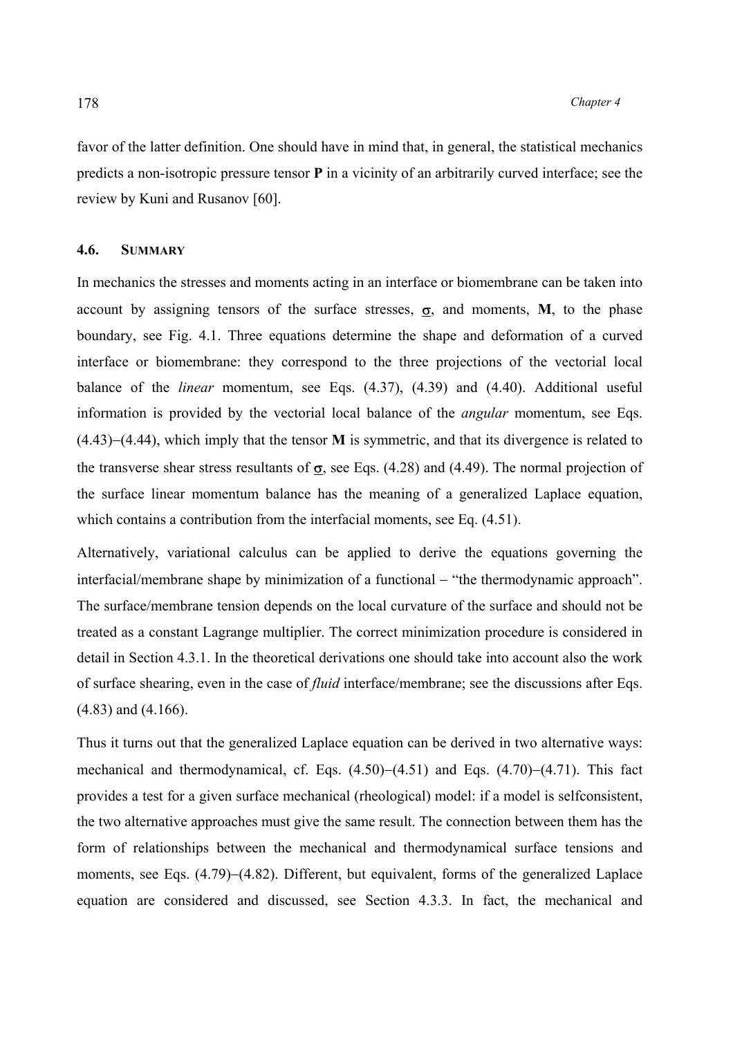favor of the latter definition. One should have in mind that, in general, the statistical mechanics predicts a non-isotropic pressure tensor **P** in a vicinity of an arbitrarily curved interface; see the review by Kuni and Rusanov [60].

### 4.6. SUMMARY

In mechanics the stresses and moments acting in an interface or biomembrane can be taken into account by assigning tensors of the surface stresses, $\underline{\boldsymbol{\sigma}}$, and moments, **M**, to the phase boundary, see Fig. 4.1. Three equations determine the shape and deformation of a curved interface or biomembrane: they correspond to the three projections of the vectorial local balance of the *linear* momentum, see Eqs. (4.37), (4.39) and (4.40). Additional useful information is provided by the vectorial local balance of the *angular* momentum, see Eqs. (4.43)−(4.44), which imply that the tensor **M** is symmetric, and that its divergence is related to the transverse shear stress resultants of $\underline{\boldsymbol{\sigma}}$, see Eqs. (4.28) and (4.49). The normal projection of the surface linear momentum balance has the meaning of a generalized Laplace equation, which contains a contribution from the interfacial moments, see Eq. (4.51).

Alternatively, variational calculus can be applied to derive the equations governing the interfacial/membrane shape by minimization of a functional − "the thermodynamic approach". The surface/membrane tension depends on the local curvature of the surface and should not be treated as a constant Lagrange multiplier. The correct minimization procedure is considered in detail in Section 4.3.1. In the theoretical derivations one should take into account also the work of surface shearing, even in the case of *fluid* interface/membrane; see the discussions after Eqs. (4.83) and (4.166).

Thus it turns out that the generalized Laplace equation can be derived in two alternative ways: mechanical and thermodynamical, cf. Eqs. (4.50)−(4.51) and Eqs. (4.70)−(4.71). This fact provides a test for a given surface mechanical (rheological) model: if a model is selfconsistent, the two alternative approaches must give the same result. The connection between them has the form of relationships between the mechanical and thermodynamical surface tensions and moments, see Eqs. (4.79)−(4.82). Different, but equivalent, forms of the generalized Laplace equation are considered and discussed, see Section 4.3.3. In fact, the mechanical and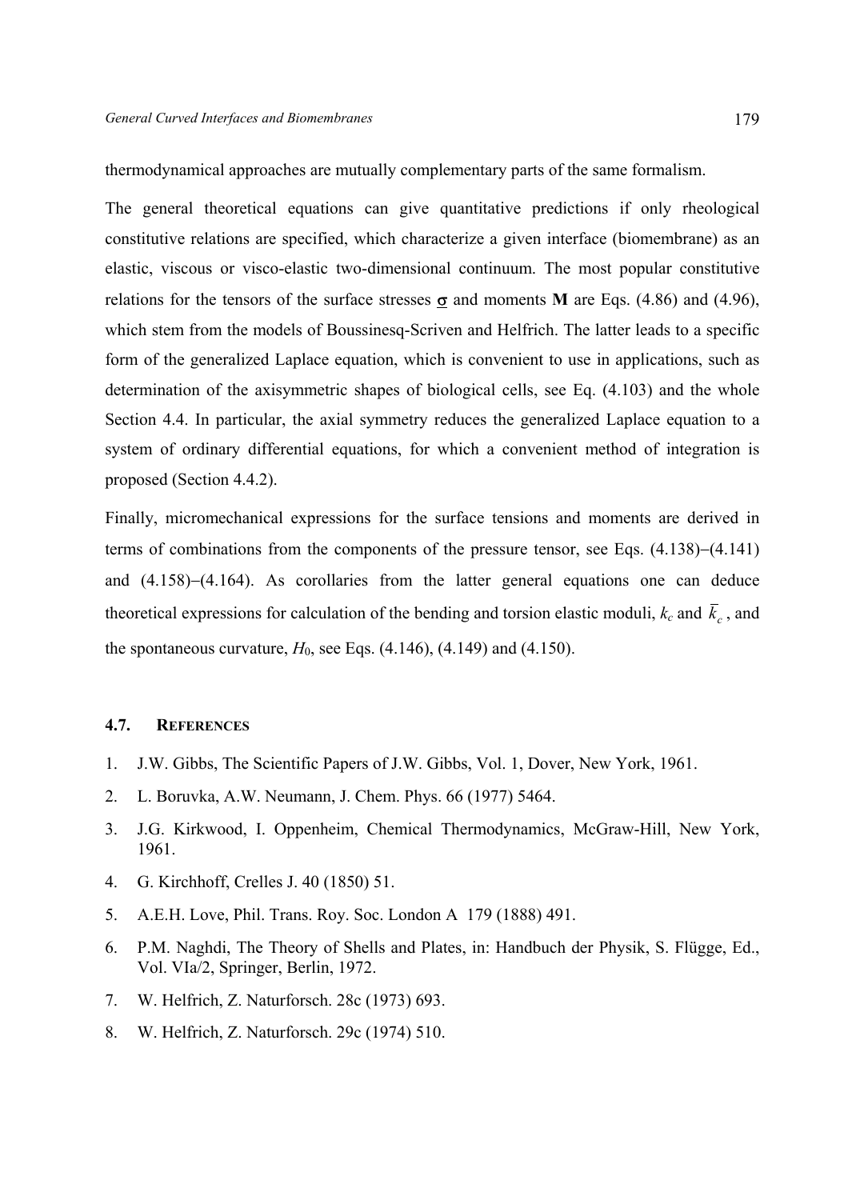thermodynamical approaches are mutually complementary parts of the same formalism.

The general theoretical equations can give quantitative predictions if only rheological constitutive relations are specified, which characterize a given interface (biomembrane) as an elastic, viscous or visco-elastic two-dimensional continuum. The most popular constitutive relations for the tensors of the surface stresses $\underline{\sigma}$ and moments **M** are Eqs. (4.86) and (4.96), which stem from the models of Boussinesq-Scriven and Helfrich. The latter leads to a specific form of the generalized Laplace equation, which is convenient to use in applications, such as determination of the axisymmetric shapes of biological cells, see Eq. (4.103) and the whole Section 4.4. In particular, the axial symmetry reduces the generalized Laplace equation to a system of ordinary differential equations, for which a convenient method of integration is proposed (Section 4.4.2).

Finally, micromechanical expressions for the surface tensions and moments are derived in terms of combinations from the components of the pressure tensor, see Eqs. (4.138)−(4.141) and (4.158)−(4.164). As corollaries from the latter general equations one can deduce theoretical expressions for calculation of the bending and torsion elastic moduli, $k_c$ and $\bar{k}_c$, and the spontaneous curvature, $H_0$, see Eqs. (4.146), (4.149) and (4.150).

## 4.7. REFERENCES

1. J.W. Gibbs, The Scientific Papers of J.W. Gibbs, Vol. 1, Dover, New York, 1961.
2. L. Boruvka, A.W. Neumann, J. Chem. Phys. 66 (1977) 5464.
3. J.G. Kirkwood, I. Oppenheim, Chemical Thermodynamics, McGraw-Hill, New York, 1961.
4. G. Kirchhoff, Crelles J. 40 (1850) 51.
5. A.E.H. Love, Phil. Trans. Roy. Soc. London A 179 (1888) 491.
6. P.M. Naghdi, The Theory of Shells and Plates, in: Handbuch der Physik, S. Flügge, Ed., Vol. VIa/2, Springer, Berlin, 1972.
7. W. Helfrich, Z. Naturforsch. 28c (1973) 693.
8. W. Helfrich, Z. Naturforsch. 29c (1974) 510.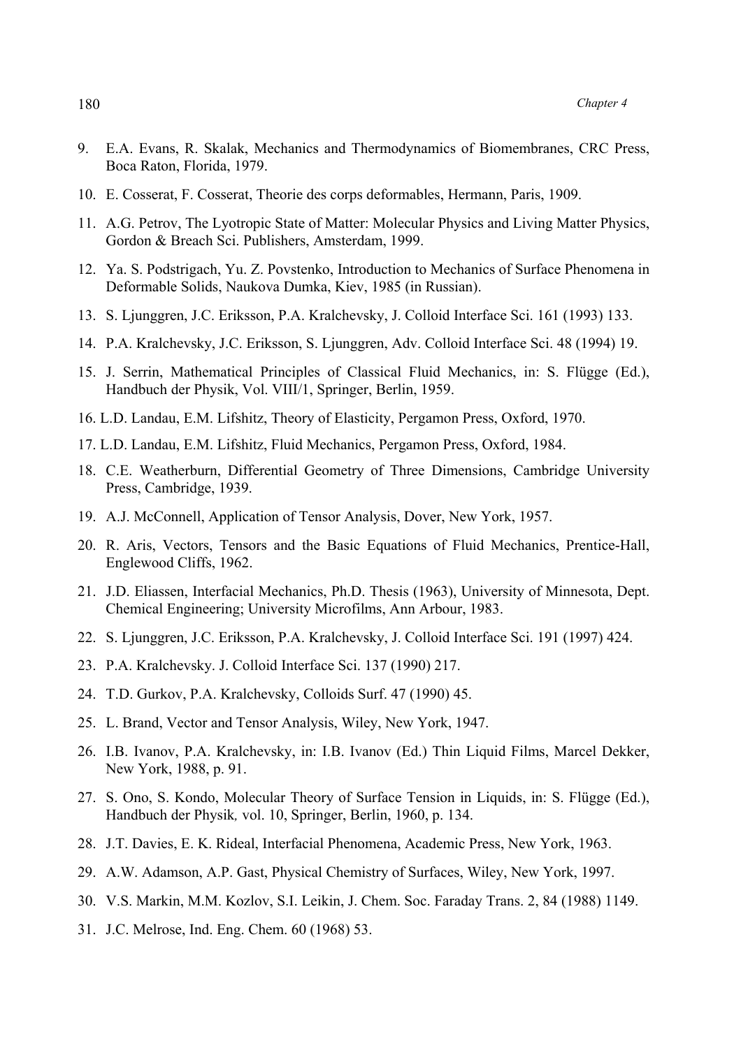9. E.A. Evans, R. Skalak, Mechanics and Thermodynamics of Biomembranes, CRC Press, Boca Raton, Florida, 1979.
10. E. Cosserat, F. Cosserat, Theorie des corps deformables, Hermann, Paris, 1909.
11. A.G. Petrov, The Lyotropic State of Matter: Molecular Physics and Living Matter Physics, Gordon & Breach Sci. Publishers, Amsterdam, 1999.
12. Ya. S. Podstrigach, Yu. Z. Povstenko, Introduction to Mechanics of Surface Phenomena in Deformable Solids, Naukova Dumka, Kiev, 1985 (in Russian).
13. S. Ljunggren, J.C. Eriksson, P.A. Kralchevsky, J. Colloid Interface Sci. 161 (1993) 133.
14. P.A. Kralchevsky, J.C. Eriksson, S. Ljunggren, Adv. Colloid Interface Sci. 48 (1994) 19.
15. J. Serrin, Mathematical Principles of Classical Fluid Mechanics, in: S. Flügge (Ed.), Handbuch der Physik, Vol. VIII/1, Springer, Berlin, 1959.
16. L.D. Landau, E.M. Lifshitz, Theory of Elasticity, Pergamon Press, Oxford, 1970.
17. L.D. Landau, E.M. Lifshitz, Fluid Mechanics, Pergamon Press, Oxford, 1984.
18. C.E. Weatherburn, Differential Geometry of Three Dimensions, Cambridge University Press, Cambridge, 1939.
19. A.J. McConnell, Application of Tensor Analysis, Dover, New York, 1957.
20. R. Aris, Vectors, Tensors and the Basic Equations of Fluid Mechanics, Prentice-Hall, Englewood Cliffs, 1962.
21. J.D. Eliassen, Interfacial Mechanics, Ph.D. Thesis (1963), University of Minnesota, Dept. Chemical Engineering; University Microfilms, Ann Arbour, 1983.
22. S. Ljunggren, J.C. Eriksson, P.A. Kralchevsky, J. Colloid Interface Sci. 191 (1997) 424.
23. P.A. Kralchevsky. J. Colloid Interface Sci. 137 (1990) 217.
24. T.D. Gurkov, P.A. Kralchevsky, Colloids Surf. 47 (1990) 45.
25. L. Brand, Vector and Tensor Analysis, Wiley, New York, 1947.
26. I.B. Ivanov, P.A. Kralchevsky, in: I.B. Ivanov (Ed.) Thin Liquid Films, Marcel Dekker, New York, 1988, p. 91.
27. S. Ono, S. Kondo, Molecular Theory of Surface Tension in Liquids, in: S. Flügge (Ed.), Handbuch der Physik*,* vol. 10, Springer, Berlin, 1960, p. 134.
28. J.T. Davies, E. K. Rideal, Interfacial Phenomena, Academic Press, New York, 1963.
29. A.W. Adamson, A.P. Gast, Physical Chemistry of Surfaces, Wiley, New York, 1997.
30. V.S. Markin, M.M. Kozlov, S.I. Leikin, J. Chem. Soc. Faraday Trans. 2, 84 (1988) 1149.
31. J.C. Melrose, Ind. Eng. Chem. 60 (1968) 53.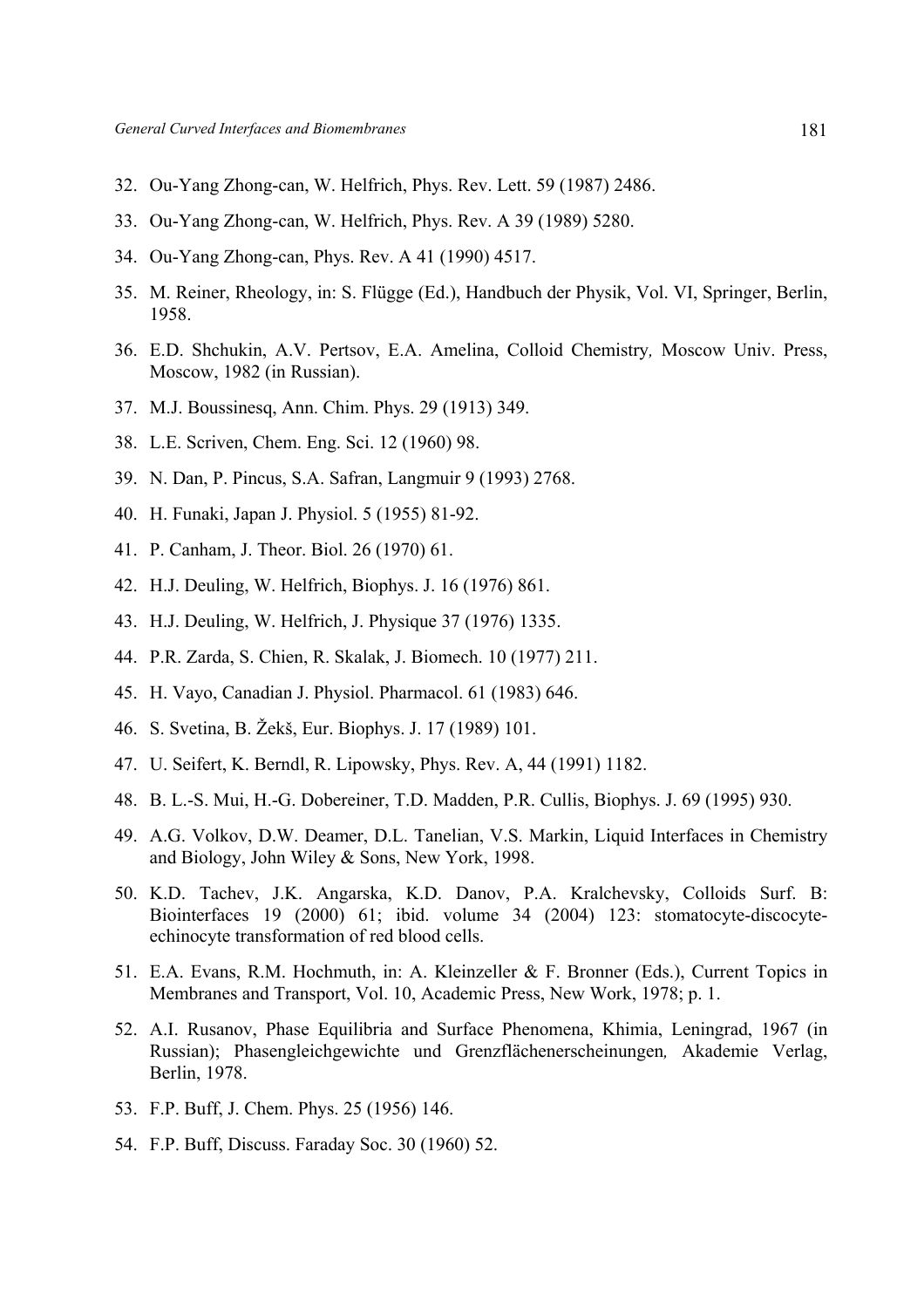32. Ou-Yang Zhong-can, W. Helfrich, Phys. Rev. Lett. 59 (1987) 2486.
33. Ou-Yang Zhong-can, W. Helfrich, Phys. Rev. A 39 (1989) 5280.
34. Ou-Yang Zhong-can, Phys. Rev. A 41 (1990) 4517.
35. M. Reiner, Rheology, in: S. Flügge (Ed.), Handbuch der Physik, Vol. VI, Springer, Berlin, 1958.
36. E.D. Shchukin, A.V. Pertsov, E.A. Amelina, Colloid Chemistry*,* Moscow Univ. Press, Moscow, 1982 (in Russian).
37. M.J. Boussinesq, Ann. Chim. Phys. 29 (1913) 349.
38. L.E. Scriven, Chem. Eng. Sci. 12 (1960) 98.
39. N. Dan, P. Pincus, S.A. Safran, Langmuir 9 (1993) 2768.
40. H. Funaki, Japan J. Physiol. 5 (1955) 81-92.
41. P. Canham, J. Theor. Biol. 26 (1970) 61.
42. H.J. Deuling, W. Helfrich, Biophys. J. 16 (1976) 861.
43. H.J. Deuling, W. Helfrich, J. Physique 37 (1976) 1335.
44. P.R. Zarda, S. Chien, R. Skalak, J. Biomech. 10 (1977) 211.
45. H. Vayo, Canadian J. Physiol. Pharmacol. 61 (1983) 646.
46. S. Svetina, B. Žekš, Eur. Biophys. J. 17 (1989) 101.
47. U. Seifert, K. Berndl, R. Lipowsky, Phys. Rev. A, 44 (1991) 1182.
48. B. L.-S. Mui, H.-G. Dobereiner, T.D. Madden, P.R. Cullis, Biophys. J. 69 (1995) 930.
49. A.G. Volkov, D.W. Deamer, D.L. Tanelian, V.S. Markin, Liquid Interfaces in Chemistry and Biology, John Wiley & Sons, New York, 1998.
50. K.D. Tachev, J.K. Angarska, K.D. Danov, P.A. Kralchevsky, Colloids Surf. B: Biointerfaces 19 (2000) 61; ibid. volume 34 (2004) 123: stomatocyte-discocyte-echinocyte transformation of red blood cells.
51. E.A. Evans, R.M. Hochmuth, in: A. Kleinzeller & F. Bronner (Eds.), Current Topics in Membranes and Transport, Vol. 10, Academic Press, New Work, 1978; p. 1.
52. A.I. Rusanov, Phase Equilibria and Surface Phenomena, Khimia, Leningrad, 1967 (in Russian); Phasengleichgewichte und Grenzflächenerscheinungen*,* Akademie Verlag, Berlin, 1978.
53. F.P. Buff, J. Chem. Phys. 25 (1956) 146.
54. F.P. Buff, Discuss. Faraday Soc. 30 (1960) 52.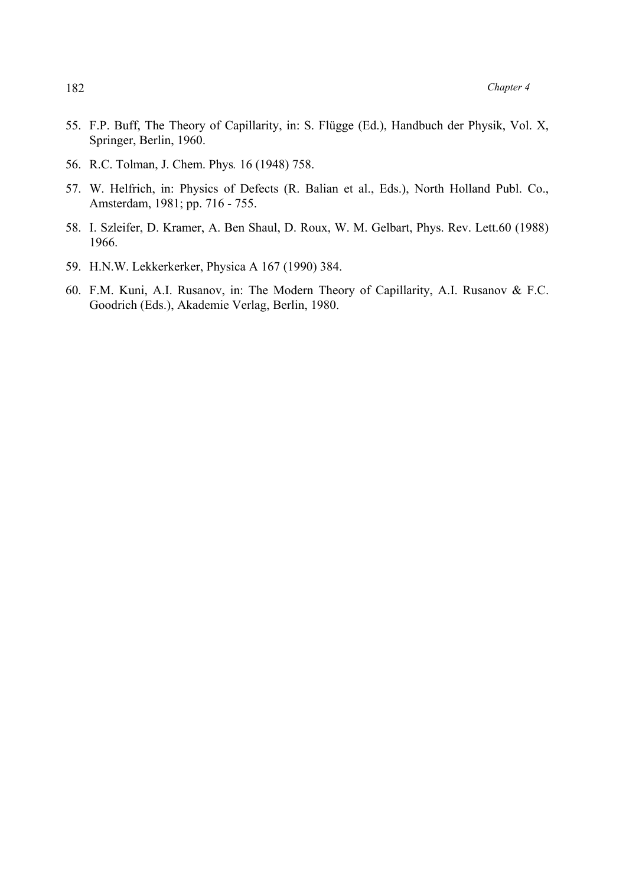55. F.P. Buff, The Theory of Capillarity, in: S. Flügge (Ed.), Handbuch der Physik, Vol. X, Springer, Berlin, 1960.
56. R.C. Tolman, J. Chem. Phys. 16 (1948) 758.
57. W. Helfrich, in: Physics of Defects (R. Balian et al., Eds.), North Holland Publ. Co., Amsterdam, 1981; pp. 716 - 755.
58. I. Szleifer, D. Kramer, A. Ben Shaul, D. Roux, W. M. Gelbart, Phys. Rev. Lett.60 (1988) 1966.
59. H.N.W. Lekkerkerker, Physica A 167 (1990) 384.
60. F.M. Kuni, A.I. Rusanov, in: The Modern Theory of Capillarity, A.I. Rusanov & F.C. Goodrich (Eds.), Akademie Verlag, Berlin, 1980.